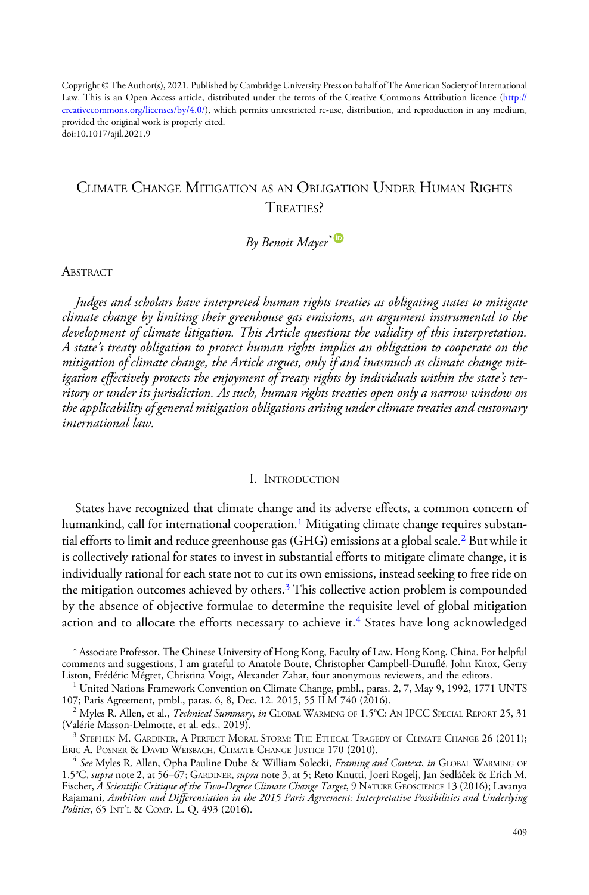Copyright © The Author(s), 2021. Published by Cambridge University Press on bahalf of The American Society of International Law. This is an Open Access article, distributed under the terms of the Creative Commons Attribution licence (http://creativecommons.org/licenses/by/4.0/), which permits unrestricted re-use, distribution, and reproduction in any medium, provided the original work is properly cited.
doi:10.1017/ajil.2021.9

# Climate Change Mitigation as an Obligation Under Human Rights Treaties?

*By Benoit Mayer*[*]

## Abstract

*Judges and scholars have interpreted human rights treaties as obligating states to mitigate climate change by limiting their greenhouse gas emissions, an argument instrumental to the development of climate litigation. This Article questions the validity of this interpretation. A state's treaty obligation to protect human rights implies an obligation to cooperate on the mitigation of climate change, the Article argues, only if and inasmuch as climate change mitigation effectively protects the enjoyment of treaty rights by individuals within the state's territory or under its jurisdiction. As such, human rights treaties open only a narrow window on the applicability of general mitigation obligations arising under climate treaties and customary international law.*

## I. Introduction

States have recognized that climate change and its adverse effects, a common concern of humankind, call for international cooperation.[1] Mitigating climate change requires substantial efforts to limit and reduce greenhouse gas (GHG) emissions at a global scale.[2] But while it is collectively rational for states to invest in substantial efforts to mitigate climate change, it is individually rational for each state not to cut its own emissions, instead seeking to free ride on the mitigation outcomes achieved by others.[3] This collective action problem is compounded by the absence of objective formulae to determine the requisite level of global mitigation action and to allocate the efforts necessary to achieve it.[4] States have long acknowledged

---

[*] Associate Professor, The Chinese University of Hong Kong, Faculty of Law, Hong Kong, China. For helpful comments and suggestions, I am grateful to Anatole Boute, Christopher Campbell-Duruflé, John Knox, Gerry Liston, Frédéric Mégret, Christina Voigt, Alexander Zahar, four anonymous reviewers, and the editors.

[1] United Nations Framework Convention on Climate Change, pmbl., paras. 2, 7, May 9, 1992, 1771 UNTS 107; Paris Agreement, pmbl., paras. 6, 8, Dec. 12. 2015, 55 ILM 740 (2016).

[2] Myles R. Allen, et al., *Technical Summary*, *in* Global Warming of 1.5°C: An IPCC Special Report 25, 31 (Valérie Masson-Delmotte, et al. eds., 2019).

[3] Stephen M. Gardiner, A Perfect Moral Storm: The Ethical Tragedy of Climate Change 26 (2011); Eric A. Posner & David Weisbach, Climate Change Justice 170 (2010).

[4] *See* Myles R. Allen, Opha Pauline Dube & William Solecki, *Framing and Context*, *in* Global Warming of 1.5°C, *supra* note 2, at 56–67; Gardiner, *supra* note 3, at 5; Reto Knutti, Joeri Rogelj, Jan Sedláček & Erich M. Fischer, *A Scientific Critique of the Two-Degree Climate Change Target*, 9 Nature Geoscience 13 (2016); Lavanya Rajamani, *Ambition and Differentiation in the 2015 Paris Agreement: Interpretative Possibilities and Underlying Politics*, 65 Int'l & Comp. L. Q. 493 (2016).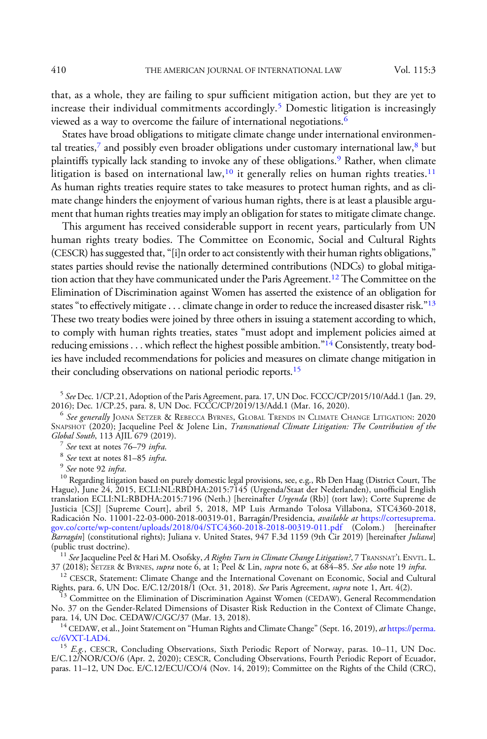that, as a whole, they are failing to spur sufficient mitigation action, but they are yet to increase their individual commitments accordingly.[5] Domestic litigation is increasingly viewed as a way to overcome the failure of international negotiations.[6]

States have broad obligations to mitigate climate change under international environmental treaties,[7] and possibly even broader obligations under customary international law,[8] but plaintiffs typically lack standing to invoke any of these obligations.[9] Rather, when climate litigation is based on international law,[10] it generally relies on human rights treaties.[11] As human rights treaties require states to take measures to protect human rights, and as climate change hinders the enjoyment of various human rights, there is at least a plausible argument that human rights treaties may imply an obligation for states to mitigate climate change.

This argument has received considerable support in recent years, particularly from UN human rights treaty bodies. The Committee on Economic, Social and Cultural Rights (CESCR) has suggested that, "[i]n order to act consistently with their human rights obligations," states parties should revise the nationally determined contributions (NDCs) to global mitigation action that they have communicated under the Paris Agreement.[12] The Committee on the Elimination of Discrimination against Women has asserted the existence of an obligation for states "to effectively mitigate . . . climate change in order to reduce the increased disaster risk."[13] These two treaty bodies were joined by three others in issuing a statement according to which, to comply with human rights treaties, states "must adopt and implement policies aimed at reducing emissions . . . which reflect the highest possible ambition."[14] Consistently, treaty bodies have included recommendations for policies and measures on climate change mitigation in their concluding observations on national periodic reports.[15]

[5] *See* Dec. 1/CP.21, Adoption of the Paris Agreement, para. 17, UN Doc. FCCC/CP/2015/10/Add.1 (Jan. 29, 2016); Dec. 1/CP.25, para. 8, UN Doc. FCCC/CP/2019/13/Add.1 (Mar. 16, 2020).

[6] *See generally* Joana Setzer & Rebecca Byrnes, Global Trends in Climate Change Litigation: 2020 Snapshot (2020); Jacqueline Peel & Jolene Lin, *Transnational Climate Litigation: The Contribution of the Global South*, 113 AJIL 679 (2019).

[7] *See* text at notes 76–79 *infra*.

[8] *See* text at notes 81–85 *infra*.

[9] *See* note 92 *infra*.

[10] Regarding litigation based on purely domestic legal provisions, see, e.g., Rb Den Haag (District Court, The Hague), June 24, 2015, ECLI:NL:RBDHA:2015:7145 (Urgenda/Staat der Nederlanden), unofficial English translation ECLI:NL:RBDHA:2015:7196 (Neth.) [hereinafter *Urgenda* (Rb)] (tort law); Corte Supreme de Justicia [CSJ] [Supreme Court], abril 5, 2018, MP Luis Armando Tolosa Villabona, STC4360-2018, Radicación No. 11001-22-03-000-2018-00319-01, Barragán/Presidencia, *available at* https://cortesuprema.gov.co/corte/wp-content/uploads/2018/04/STC4360-2018-2018-00319-011.pdf (Colom.) [hereinafter *Barragán*] (constitutional rights); Juliana v. United States, 947 F.3d 1159 (9th Cir 2019) [hereinafter *Juliana*] (public trust doctrine).

[11] *See* Jacqueline Peel & Hari M. Osofsky, *A Rights Turn in Climate Change Litigation?*, 7 Transnat'l Envtl. L. 37 (2018); Setzer & Byrnes, *supra* note 6, at 1; Peel & Lin, *supra* note 6, at 684–85. *See also* note 19 *infra*.

[12] CESCR, Statement: Climate Change and the International Covenant on Economic, Social and Cultural Rights, para. 6, UN Doc. E/C.12/2018/1 (Oct. 31, 2018). *See* Paris Agreement, *supra* note 1, Art. 4(2).

[13] Committee on the Elimination of Discrimination Against Women (CEDAW), General Recommendation No. 37 on the Gender-Related Dimensions of Disaster Risk Reduction in the Context of Climate Change, para. 14, UN Doc. CEDAW/C/GC/37 (Mar. 13, 2018).

[14] CEDAW, et al., Joint Statement on "Human Rights and Climate Change" (Sept. 16, 2019), *at* https://perma.cc/6VXT-LAD4.

[15] *E.g.*, CESCR, Concluding Observations, Sixth Periodic Report of Norway, paras. 10–11, UN Doc. E/C.12/NOR/CO/6 (Apr. 2, 2020); CESCR, Concluding Observations, Fourth Periodic Report of Ecuador, paras. 11–12, UN Doc. E/C.12/ECU/CO/4 (Nov. 14, 2019); Committee on the Rights of the Child (CRC),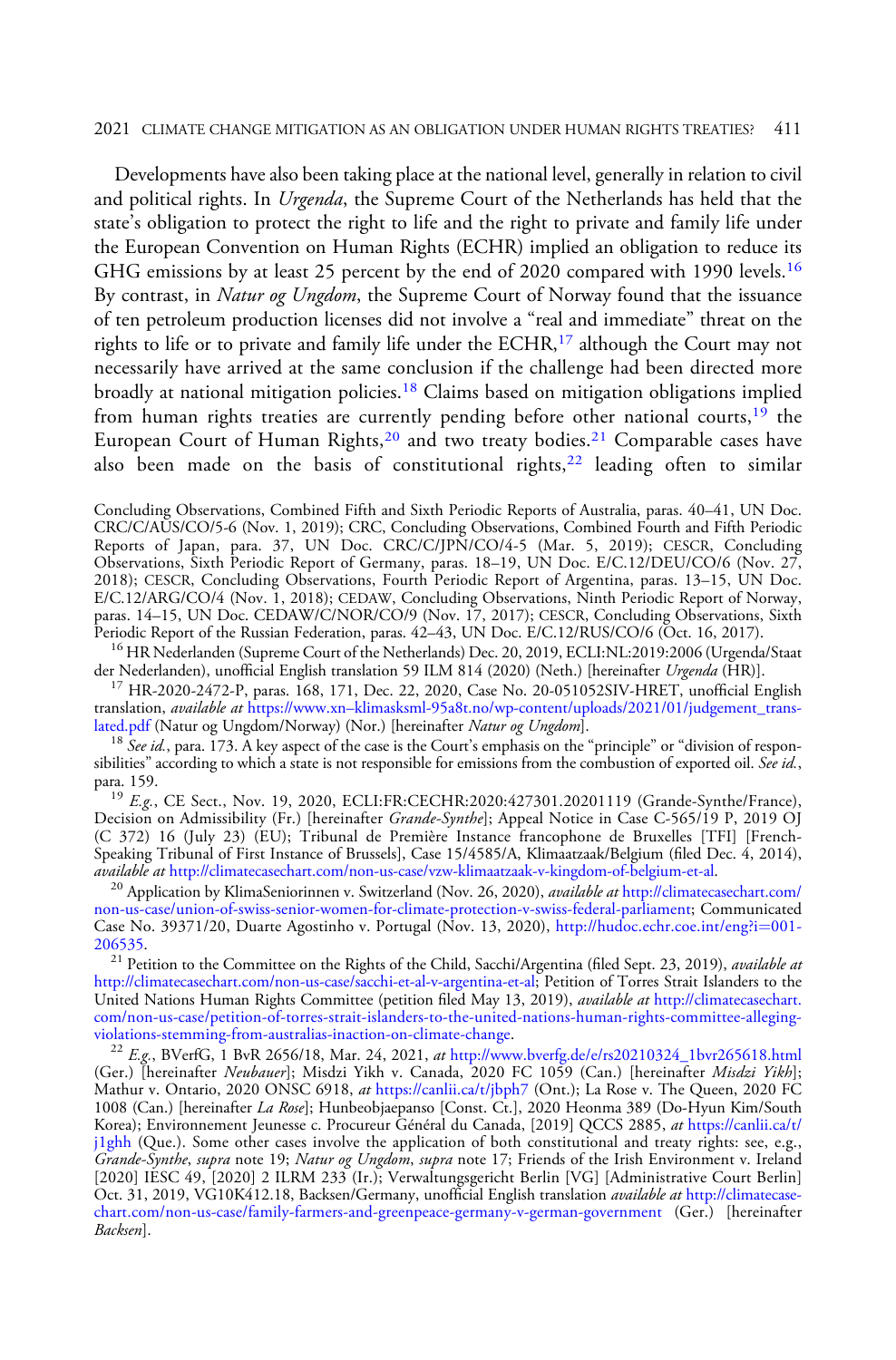Developments have also been taking place at the national level, generally in relation to civil and political rights. In *Urgenda*, the Supreme Court of the Netherlands has held that the state's obligation to protect the right to life and the right to private and family life under the European Convention on Human Rights (ECHR) implied an obligation to reduce its GHG emissions by at least 25 percent by the end of 2020 compared with 1990 levels.[16] By contrast, in *Natur og Ungdom*, the Supreme Court of Norway found that the issuance of ten petroleum production licenses did not involve a "real and immediate" threat on the rights to life or to private and family life under the ECHR,[17] although the Court may not necessarily have arrived at the same conclusion if the challenge had been directed more broadly at national mitigation policies.[18] Claims based on mitigation obligations implied from human rights treaties are currently pending before other national courts,[19] the European Court of Human Rights,[20] and two treaty bodies.[21] Comparable cases have also been made on the basis of constitutional rights,[22] leading often to similar

Concluding Observations, Combined Fifth and Sixth Periodic Reports of Australia, paras. 40–41, UN Doc. CRC/C/AUS/CO/5-6 (Nov. 1, 2019); CRC, Concluding Observations, Combined Fourth and Fifth Periodic Reports of Japan, para. 37, UN Doc. CRC/C/JPN/CO/4-5 (Mar. 5, 2019); CESCR, Concluding Observations, Sixth Periodic Report of Germany, paras. 18–19, UN Doc. E/C.12/DEU/CO/6 (Nov. 27, 2018); CESCR, Concluding Observations, Fourth Periodic Report of Argentina, paras. 13–15, UN Doc. E/C.12/ARG/CO/4 (Nov. 1, 2018); CEDAW, Concluding Observations, Ninth Periodic Report of Norway, paras. 14–15, UN Doc. CEDAW/C/NOR/CO/9 (Nov. 17, 2017); CESCR, Concluding Observations, Sixth Periodic Report of the Russian Federation, paras. 42–43, UN Doc. E/C.12/RUS/CO/6 (Oct. 16, 2017).

[16] HR Nederlanden (Supreme Court of the Netherlands) Dec. 20, 2019, ECLI:NL:2019:2006 (Urgenda/Staat der Nederlanden), unofficial English translation 59 ILM 814 (2020) (Neth.) [hereinafter *Urgenda* (HR)].

[17] HR-2020-2472-P, paras. 168, 171, Dec. 22, 2020, Case No. 20-051052SIV-HRET, unofficial English translation, *available at* https://www.xn--klimasksml-95a8t.no/wp-content/uploads/2021/01/judgement_translated.pdf (Natur og Ungdom/Norway) (Nor.) [hereinafter *Natur og Ungdom*].

[18] *See id.*, para. 173. A key aspect of the case is the Court's emphasis on the "principle" or "division of responsibilities" according to which a state is not responsible for emissions from the combustion of exported oil. *See id.*, para. 159.

[19] *E.g.*, CE Sect., Nov. 19, 2020, ECLI:FR:CECHR:2020:427301.20201119 (Grande-Synthe/France), Decision on Admissibility (Fr.) [hereinafter *Grande-Synthe*]; Appeal Notice in Case C-565/19 P, 2019 OJ (C 372) 16 (July 23) (EU); Tribunal de Première Instance francophone de Bruxelles [TFI] [French-Speaking Tribunal of First Instance of Brussels], Case 15/4585/A, Klimaatzaak/Belgium (filed Dec. 4, 2014), *available at* http://climatecasechart.com/non-us-case/vzw-klimaatzaak-v-kingdom-of-belgium-et-al.

[20] Application by KlimaSeniorinnen v. Switzerland (Nov. 26, 2020), *available at* http://climatecasechart.com/non-us-case/union-of-swiss-senior-women-for-climate-protection-v-swiss-federal-parliament; Communicated Case No. 39371/20, Duarte Agostinho v. Portugal (Nov. 13, 2020), http://hudoc.echr.coe.int/eng?i=001-206535.

[21] Petition to the Committee on the Rights of the Child, Sacchi/Argentina (filed Sept. 23, 2019), *available at* http://climatecasechart.com/non-us-case/sacchi-et-al-v-argentina-et-al; Petition of Torres Strait Islanders to the United Nations Human Rights Committee (petition filed May 13, 2019), *available at* http://climatecasechart.com/non-us-case/petition-of-torres-strait-islanders-to-the-united-nations-human-rights-committee-alleging-violations-stemming-from-australias-inaction-on-climate-change.

[22] *E.g.*, BVerfG, 1 BvR 2656/18, Mar. 24, 2021, *at* http://www.bverfg.de/e/rs20210324_1bvr265618.html (Ger.) [hereinafter *Neubauer*]; Misdzi Yikh v. Canada, 2020 FC 1059 (Can.) [hereinafter *Misdzi Yikh*]; Mathur v. Ontario, 2020 ONSC 6918, *at* https://canlii.ca/t/jbph7 (Ont.); La Rose v. The Queen, 2020 FC 1008 (Can.) [hereinafter *La Rose*]; Hunbeobjaepanso [Const. Ct.], 2020 Heonma 389 (Do-Hyun Kim/South Korea); Environnement Jeunesse c. Procureur Général du Canada, [2019] QCCS 2885, *at* https://canlii.ca/t/j1ghh (Que.). Some other cases involve the application of both constitutional and treaty rights: see, e.g., *Grande-Synthe*, *supra* note 19; *Natur og Ungdom*, *supra* note 17; Friends of the Irish Environment v. Ireland [2020] IESC 49, [2020] 2 ILRM 233 (Ir.); Verwaltungsgericht Berlin [VG] [Administrative Court Berlin] Oct. 31, 2019, VG10K412.18, Backsen/Germany, unofficial English translation *available at* http://climatecasechart.com/non-us-case/family-farmers-and-greenpeace-germany-v-german-government (Ger.) [hereinafter *Backsen*].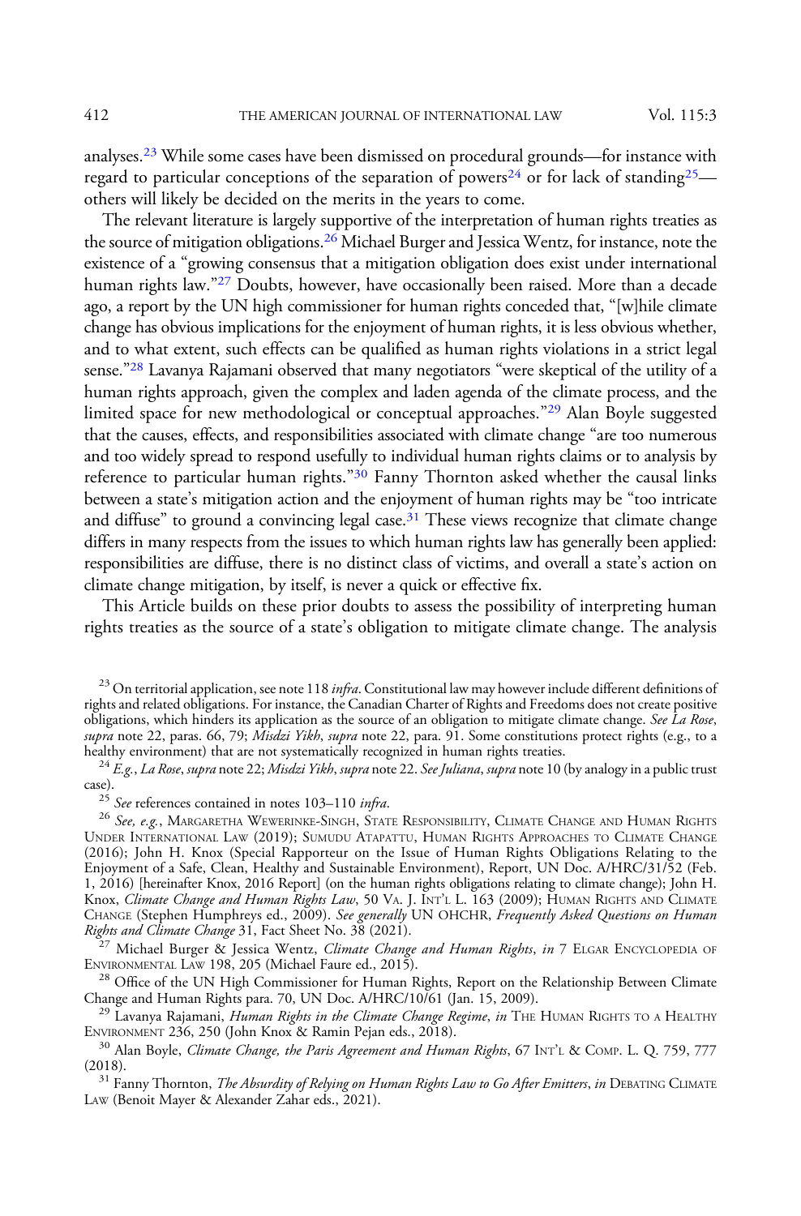analyses.[23] While some cases have been dismissed on procedural grounds—for instance with regard to particular conceptions of the separation of powers[24] or for lack of standing[25]—others will likely be decided on the merits in the years to come.

The relevant literature is largely supportive of the interpretation of human rights treaties as the source of mitigation obligations.[26] Michael Burger and Jessica Wentz, for instance, note the existence of a "growing consensus that a mitigation obligation does exist under international human rights law."[27] Doubts, however, have occasionally been raised. More than a decade ago, a report by the UN high commissioner for human rights conceded that, "[w]hile climate change has obvious implications for the enjoyment of human rights, it is less obvious whether, and to what extent, such effects can be qualified as human rights violations in a strict legal sense."[28] Lavanya Rajamani observed that many negotiators "were skeptical of the utility of a human rights approach, given the complex and laden agenda of the climate process, and the limited space for new methodological or conceptual approaches."[29] Alan Boyle suggested that the causes, effects, and responsibilities associated with climate change "are too numerous and too widely spread to respond usefully to individual human rights claims or to analysis by reference to particular human rights."[30] Fanny Thornton asked whether the causal links between a state's mitigation action and the enjoyment of human rights may be "too intricate and diffuse" to ground a convincing legal case.[31] These views recognize that climate change differs in many respects from the issues to which human rights law has generally been applied: responsibilities are diffuse, there is no distinct class of victims, and overall a state's action on climate change mitigation, by itself, is never a quick or effective fix.

This Article builds on these prior doubts to assess the possibility of interpreting human rights treaties as the source of a state's obligation to mitigate climate change. The analysis

---

[23] On territorial application, see note 118 *infra*. Constitutional law may however include different definitions of rights and related obligations. For instance, the Canadian Charter of Rights and Freedoms does not create positive obligations, which hinders its application as the source of an obligation to mitigate climate change. *See La Rose*, *supra* note 22, paras. 66, 79; *Misdzi Yikh*, *supra* note 22, para. 91. Some constitutions protect rights (e.g., to a healthy environment) that are not systematically recognized in human rights treaties.

[24] *E.g.*, *La Rose*, *supra* note 22; *Misdzi Yikh*, *supra* note 22. *See Juliana*, *supra* note 10 (by analogy in a public trust case).

[25] *See* references contained in notes 103–110 *infra*.

[26] *See, e.g.*, Margaretha Wewerinke-Singh, State Responsibility, Climate Change and Human Rights Under International Law (2019); Sumudu Atapattu, Human Rights Approaches to Climate Change (2016); John H. Knox (Special Rapporteur on the Issue of Human Rights Obligations Relating to the Enjoyment of a Safe, Clean, Healthy and Sustainable Environment), Report, UN Doc. A/HRC/31/52 (Feb. 1, 2016) [hereinafter Knox, 2016 Report] (on the human rights obligations relating to climate change); John H. Knox, *Climate Change and Human Rights Law*, 50 Va. J. Int'l L. 163 (2009); Human Rights and Climate Change (Stephen Humphreys ed., 2009). *See generally* UN OHCHR, *Frequently Asked Questions on Human Rights and Climate Change* 31, Fact Sheet No. 38 (2021).

[27] Michael Burger & Jessica Wentz, *Climate Change and Human Rights*, *in* 7 Elgar Encyclopedia of Environmental Law 198, 205 (Michael Faure ed., 2015).

[28] Office of the UN High Commissioner for Human Rights, Report on the Relationship Between Climate Change and Human Rights para. 70, UN Doc. A/HRC/10/61 (Jan. 15, 2009).

[29] Lavanya Rajamani, *Human Rights in the Climate Change Regime*, *in* The Human Rights to a Healthy Environment 236, 250 (John Knox & Ramin Pejan eds., 2018).

[30] Alan Boyle, *Climate Change, the Paris Agreement and Human Rights*, 67 Int'l & Comp. L. Q. 759, 777 (2018).

[31] Fanny Thornton, *The Absurdity of Relying on Human Rights Law to Go After Emitters*, *in* Debating Climate Law (Benoit Mayer & Alexander Zahar eds., 2021).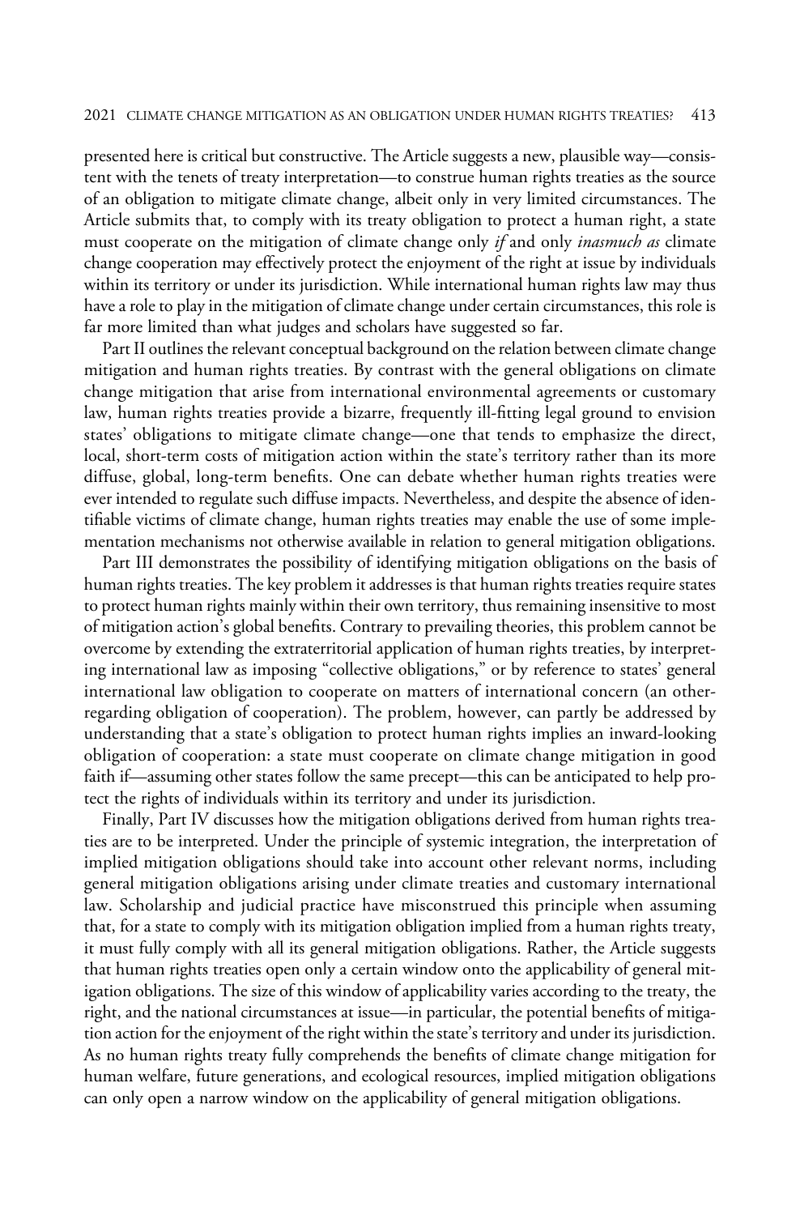presented here is critical but constructive. The Article suggests a new, plausible way—consistent with the tenets of treaty interpretation—to construe human rights treaties as the source of an obligation to mitigate climate change, albeit only in very limited circumstances. The Article submits that, to comply with its treaty obligation to protect a human right, a state must cooperate on the mitigation of climate change only *if* and only *inasmuch as* climate change cooperation may effectively protect the enjoyment of the right at issue by individuals within its territory or under its jurisdiction. While international human rights law may thus have a role to play in the mitigation of climate change under certain circumstances, this role is far more limited than what judges and scholars have suggested so far.

Part II outlines the relevant conceptual background on the relation between climate change mitigation and human rights treaties. By contrast with the general obligations on climate change mitigation that arise from international environmental agreements or customary law, human rights treaties provide a bizarre, frequently ill-fitting legal ground to envision states' obligations to mitigate climate change—one that tends to emphasize the direct, local, short-term costs of mitigation action within the state's territory rather than its more diffuse, global, long-term benefits. One can debate whether human rights treaties were ever intended to regulate such diffuse impacts. Nevertheless, and despite the absence of identifiable victims of climate change, human rights treaties may enable the use of some implementation mechanisms not otherwise available in relation to general mitigation obligations.

Part III demonstrates the possibility of identifying mitigation obligations on the basis of human rights treaties. The key problem it addresses is that human rights treaties require states to protect human rights mainly within their own territory, thus remaining insensitive to most of mitigation action's global benefits. Contrary to prevailing theories, this problem cannot be overcome by extending the extraterritorial application of human rights treaties, by interpreting international law as imposing "collective obligations," or by reference to states' general international law obligation to cooperate on matters of international concern (an other-regarding obligation of cooperation). The problem, however, can partly be addressed by understanding that a state's obligation to protect human rights implies an inward-looking obligation of cooperation: a state must cooperate on climate change mitigation in good faith if—assuming other states follow the same precept—this can be anticipated to help protect the rights of individuals within its territory and under its jurisdiction.

Finally, Part IV discusses how the mitigation obligations derived from human rights treaties are to be interpreted. Under the principle of systemic integration, the interpretation of implied mitigation obligations should take into account other relevant norms, including general mitigation obligations arising under climate treaties and customary international law. Scholarship and judicial practice have misconstrued this principle when assuming that, for a state to comply with its mitigation obligation implied from a human rights treaty, it must fully comply with all its general mitigation obligations. Rather, the Article suggests that human rights treaties open only a certain window onto the applicability of general mitigation obligations. The size of this window of applicability varies according to the treaty, the right, and the national circumstances at issue—in particular, the potential benefits of mitigation action for the enjoyment of the right within the state's territory and under its jurisdiction. As no human rights treaty fully comprehends the benefits of climate change mitigation for human welfare, future generations, and ecological resources, implied mitigation obligations can only open a narrow window on the applicability of general mitigation obligations.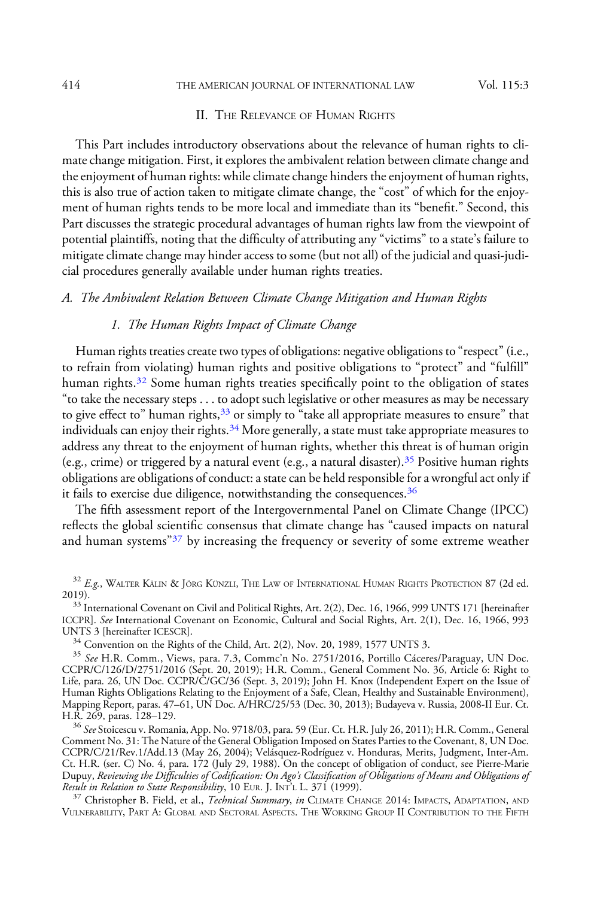## II. The Relevance of Human Rights

This Part includes introductory observations about the relevance of human rights to climate change mitigation. First, it explores the ambivalent relation between climate change and the enjoyment of human rights: while climate change hinders the enjoyment of human rights, this is also true of action taken to mitigate climate change, the "cost" of which for the enjoyment of human rights tends to be more local and immediate than its "benefit." Second, this Part discusses the strategic procedural advantages of human rights law from the viewpoint of potential plaintiffs, noting that the difficulty of attributing any "victims" to a state's failure to mitigate climate change may hinder access to some (but not all) of the judicial and quasi-judicial procedures generally available under human rights treaties.

### *A. The Ambivalent Relation Between Climate Change Mitigation and Human Rights*

#### *1. The Human Rights Impact of Climate Change*

Human rights treaties create two types of obligations: negative obligations to "respect" (i.e., to refrain from violating) human rights and positive obligations to "protect" and "fulfill" human rights.[32] Some human rights treaties specifically point to the obligation of states "to take the necessary steps . . . to adopt such legislative or other measures as may be necessary to give effect to" human rights,[33] or simply to "take all appropriate measures to ensure" that individuals can enjoy their rights.[34] More generally, a state must take appropriate measures to address any threat to the enjoyment of human rights, whether this threat is of human origin (e.g., crime) or triggered by a natural event (e.g., a natural disaster).[35] Positive human rights obligations are obligations of conduct: a state can be held responsible for a wrongful act only if it fails to exercise due diligence, notwithstanding the consequences.[36]

The fifth assessment report of the Intergovernmental Panel on Climate Change (IPCC) reflects the global scientific consensus that climate change has "caused impacts on natural and human systems"[37] by increasing the frequency or severity of some extreme weather

[32] *E.g.*, Walter Kälin & Jörg Künzli, The Law of International Human Rights Protection 87 (2d ed. 2019).

[33] International Covenant on Civil and Political Rights, Art. 2(2), Dec. 16, 1966, 999 UNTS 171 [hereinafter ICCPR]. *See* International Covenant on Economic, Cultural and Social Rights, Art. 2(1), Dec. 16, 1966, 993 UNTS 3 [hereinafter ICESCR].

[34] Convention on the Rights of the Child, Art. 2(2), Nov. 20, 1989, 1577 UNTS 3.

[35] *See* H.R. Comm., Views, para. 7.3, Commc'n No. 2751/2016, Portillo Cáceres/Paraguay, UN Doc. CCPR/C/126/D/2751/2016 (Sept. 20, 2019); H.R. Comm., General Comment No. 36, Article 6: Right to Life, para. 26, UN Doc. CCPR/C/GC/36 (Sept. 3, 2019); John H. Knox (Independent Expert on the Issue of Human Rights Obligations Relating to the Enjoyment of a Safe, Clean, Healthy and Sustainable Environment), Mapping Report, paras. 47–61, UN Doc. A/HRC/25/53 (Dec. 30, 2013); Budayeva v. Russia, 2008-II Eur. Ct. H.R. 269, paras. 128–129.

[36] *See* Stoicescu v. Romania, App. No. 9718/03, para. 59 (Eur. Ct. H.R. July 26, 2011); H.R. Comm., General Comment No. 31: The Nature of the General Obligation Imposed on States Parties to the Covenant, 8, UN Doc. CCPR/C/21/Rev.1/Add.13 (May 26, 2004); Velásquez-Rodríguez v. Honduras, Merits, Judgment, Inter-Am. Ct. H.R. (ser. C) No. 4, para. 172 (July 29, 1988). On the concept of obligation of conduct, see Pierre-Marie Dupuy, *Reviewing the Difficulties of Codification: On Ago's Classification of Obligations of Means and Obligations of Result in Relation to State Responsibility*, 10 Eur. J. Int'l L. 371 (1999).

[37] Christopher B. Field, et al., *Technical Summary*, *in* Climate Change 2014: Impacts, Adaptation, and Vulnerability, Part A: Global and Sectoral Aspects. The Working Group II Contribution to the Fifth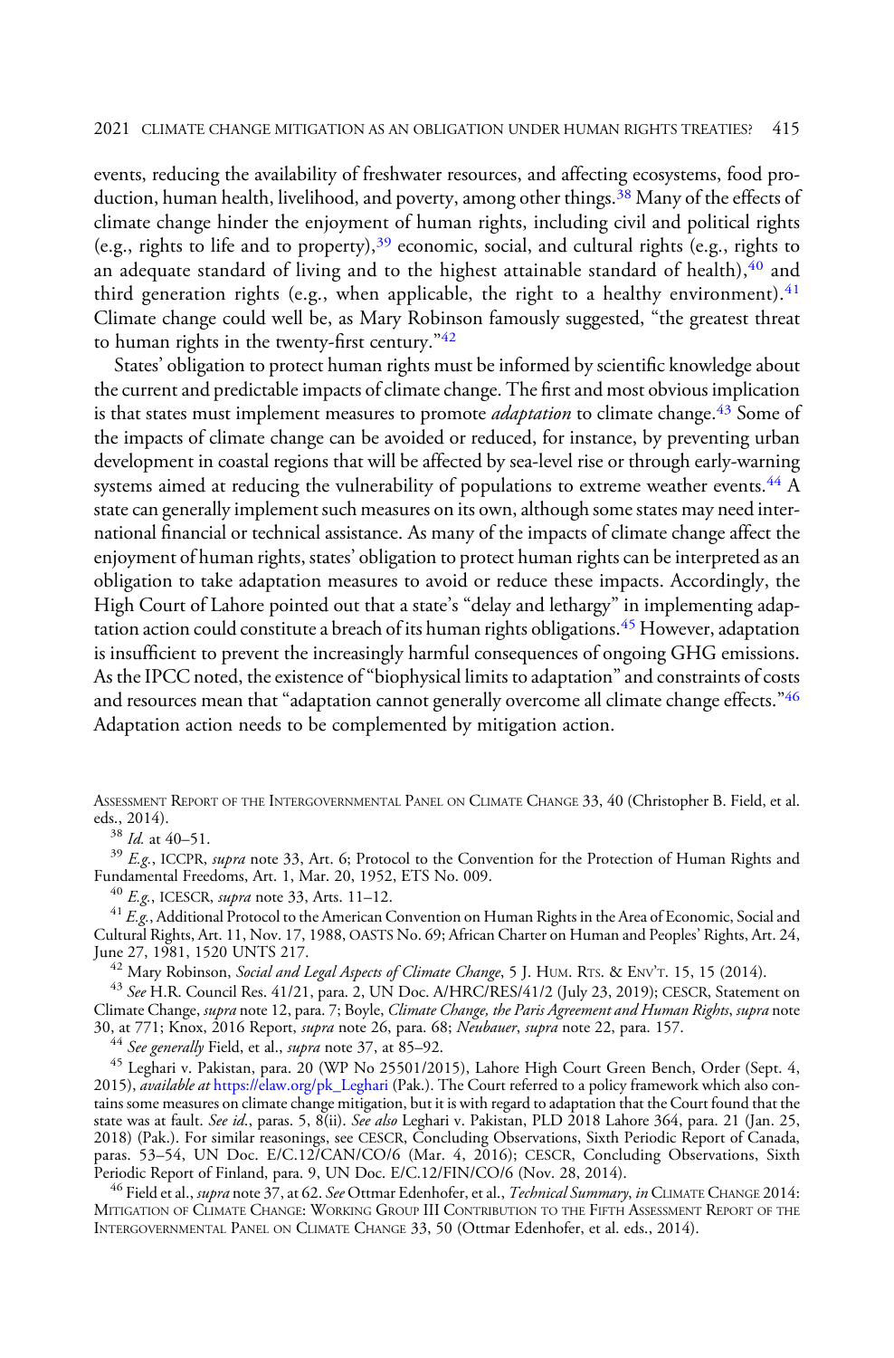events, reducing the availability of freshwater resources, and affecting ecosystems, food production, human health, livelihood, and poverty, among other things.[38] Many of the effects of climate change hinder the enjoyment of human rights, including civil and political rights (e.g., rights to life and to property),[39] economic, social, and cultural rights (e.g., rights to an adequate standard of living and to the highest attainable standard of health),[40] and third generation rights (e.g., when applicable, the right to a healthy environment).[41] Climate change could well be, as Mary Robinson famously suggested, "the greatest threat to human rights in the twenty-first century."[42]

States' obligation to protect human rights must be informed by scientific knowledge about the current and predictable impacts of climate change. The first and most obvious implication is that states must implement measures to promote *adaptation* to climate change.[43] Some of the impacts of climate change can be avoided or reduced, for instance, by preventing urban development in coastal regions that will be affected by sea-level rise or through early-warning systems aimed at reducing the vulnerability of populations to extreme weather events.[44] A state can generally implement such measures on its own, although some states may need international financial or technical assistance. As many of the impacts of climate change affect the enjoyment of human rights, states' obligation to protect human rights can be interpreted as an obligation to take adaptation measures to avoid or reduce these impacts. Accordingly, the High Court of Lahore pointed out that a state's "delay and lethargy" in implementing adaptation action could constitute a breach of its human rights obligations.[45] However, adaptation is insufficient to prevent the increasingly harmful consequences of ongoing GHG emissions. As the IPCC noted, the existence of "biophysical limits to adaptation" and constraints of costs and resources mean that "adaptation cannot generally overcome all climate change effects."[46] Adaptation action needs to be complemented by mitigation action.

---

Assessment Report of the Intergovernmental Panel on Climate Change 33, 40 (Christopher B. Field, et al. eds., 2014).

[38] *Id.* at 40–51.

[39] *E.g.*, ICCPR, *supra* note 33, Art. 6; Protocol to the Convention for the Protection of Human Rights and Fundamental Freedoms, Art. 1, Mar. 20, 1952, ETS No. 009.

[40] *E.g.*, ICESCR, *supra* note 33, Arts. 11–12.

[41] *E.g.*, Additional Protocol to the American Convention on Human Rights in the Area of Economic, Social and Cultural Rights, Art. 11, Nov. 17, 1988, OASTS No. 69; African Charter on Human and Peoples' Rights, Art. 24, June 27, 1981, 1520 UNTS 217.

[42] Mary Robinson, *Social and Legal Aspects of Climate Change*, 5 J. Hum. Rts. & Env't. 15, 15 (2014).

[43] *See* H.R. Council Res. 41/21, para. 2, UN Doc. A/HRC/RES/41/2 (July 23, 2019); CESCR, Statement on Climate Change, *supra* note 12, para. 7; Boyle, *Climate Change, the Paris Agreement and Human Rights*, *supra* note 30, at 771; Knox, 2016 Report, *supra* note 26, para. 68; *Neubauer*, *supra* note 22, para. 157.

[44] *See generally* Field, et al., *supra* note 37, at 85–92.

[45] Leghari v. Pakistan, para. 20 (WP No 25501/2015), Lahore High Court Green Bench, Order (Sept. 4, 2015), *available at* https://elaw.org/pk_Leghari (Pak.). The Court referred to a policy framework which also contains some measures on climate change mitigation, but it is with regard to adaptation that the Court found that the state was at fault. *See id.*, paras. 5, 8(ii). *See also* Leghari v. Pakistan, PLD 2018 Lahore 364, para. 21 (Jan. 25, 2018) (Pak.). For similar reasonings, see CESCR, Concluding Observations, Sixth Periodic Report of Canada, paras. 53–54, UN Doc. E/C.12/CAN/CO/6 (Mar. 4, 2016); CESCR, Concluding Observations, Sixth Periodic Report of Finland, para. 9, UN Doc. E/C.12/FIN/CO/6 (Nov. 28, 2014).

[46] Field et al., *supra* note 37, at 62. *See* Ottmar Edenhofer, et al., *Technical Summary*, *in* Climate Change 2014: Mitigation of Climate Change: Working Group III Contribution to the Fifth Assessment Report of the Intergovernmental Panel on Climate Change 33, 50 (Ottmar Edenhofer, et al. eds., 2014).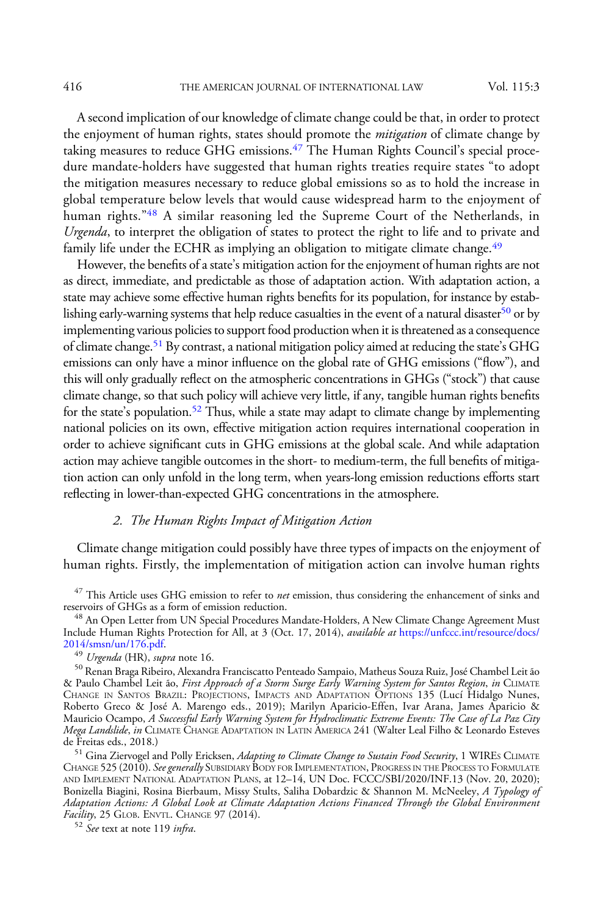A second implication of our knowledge of climate change could be that, in order to protect the enjoyment of human rights, states should promote the *mitigation* of climate change by taking measures to reduce GHG emissions.[47] The Human Rights Council's special procedure mandate-holders have suggested that human rights treaties require states "to adopt the mitigation measures necessary to reduce global emissions so as to hold the increase in global temperature below levels that would cause widespread harm to the enjoyment of human rights."[48] A similar reasoning led the Supreme Court of the Netherlands, in *Urgenda*, to interpret the obligation of states to protect the right to life and to private and family life under the ECHR as implying an obligation to mitigate climate change.[49]

However, the benefits of a state's mitigation action for the enjoyment of human rights are not as direct, immediate, and predictable as those of adaptation action. With adaptation action, a state may achieve some effective human rights benefits for its population, for instance by establishing early-warning systems that help reduce casualties in the event of a natural disaster[50] or by implementing various policies to support food production when it is threatened as a consequence of climate change.[51] By contrast, a national mitigation policy aimed at reducing the state's GHG emissions can only have a minor influence on the global rate of GHG emissions ("flow"), and this will only gradually reflect on the atmospheric concentrations in GHGs ("stock") that cause climate change, so that such policy will achieve very little, if any, tangible human rights benefits for the state's population.[52] Thus, while a state may adapt to climate change by implementing national policies on its own, effective mitigation action requires international cooperation in order to achieve significant cuts in GHG emissions at the global scale. And while adaptation action may achieve tangible outcomes in the short- to medium-term, the full benefits of mitigation action can only unfold in the long term, when years-long emission reductions efforts start reflecting in lower-than-expected GHG concentrations in the atmosphere.

### 2. *The Human Rights Impact of Mitigation Action*

Climate change mitigation could possibly have three types of impacts on the enjoyment of human rights. Firstly, the implementation of mitigation action can involve human rights

[47] This Article uses GHG emission to refer to *net* emission, thus considering the enhancement of sinks and reservoirs of GHGs as a form of emission reduction.

[48] An Open Letter from UN Special Procedures Mandate-Holders, A New Climate Change Agreement Must Include Human Rights Protection for All, at 3 (Oct. 17, 2014), *available at* https://unfccc.int/resource/docs/2014/smsn/un/176.pdf.

[49] *Urgenda* (HR), *supra* note 16.

[50] Renan Braga Ribeiro, Alexandra Franciscatto Penteado Sampaio, Matheus Souza Ruiz, José Chambel Leitão & Paulo Chambel Leitão, *First Approach of a Storm Surge Early Warning System for Santos Region*, *in* CLIMATE CHANGE IN SANTOS BRAZIL: PROJECTIONS, IMPACTS AND ADAPTATION OPTIONS 135 (Lucí Hidalgo Nunes, Roberto Greco & José A. Marengo eds., 2019); Marilyn Aparicio-Effen, Ivar Arana, James Aparicio & Mauricio Ocampo, *A Successful Early Warning System for Hydroclimatic Extreme Events: The Case of La Paz City Mega Landslide*, *in* CLIMATE CHANGE ADAPTATION IN LATIN AMERICA 241 (Walter Leal Filho & Leonardo Esteves de Freitas eds., 2018.)

[51] Gina Ziervogel and Polly Ericksen, *Adapting to Climate Change to Sustain Food Security*, 1 WIREs CLIMATE CHANGE 525 (2010). *See generally* SUBSIDIARY BODY FOR IMPLEMENTATION, PROGRESS IN THE PROCESS TO FORMULATE AND IMPLEMENT NATIONAL ADAPTATION PLANS, at 12–14, UN Doc. FCCC/SBI/2020/INF.13 (Nov. 20, 2020); Bonizella Biagini, Rosina Bierbaum, Missy Stults, Saliha Dobardzic & Shannon M. McNeeley, *A Typology of Adaptation Actions: A Global Look at Climate Adaptation Actions Financed Through the Global Environment Facility*, 25 GLOB. ENVTL. CHANGE 97 (2014).

[52] *See* text at note 119 *infra*.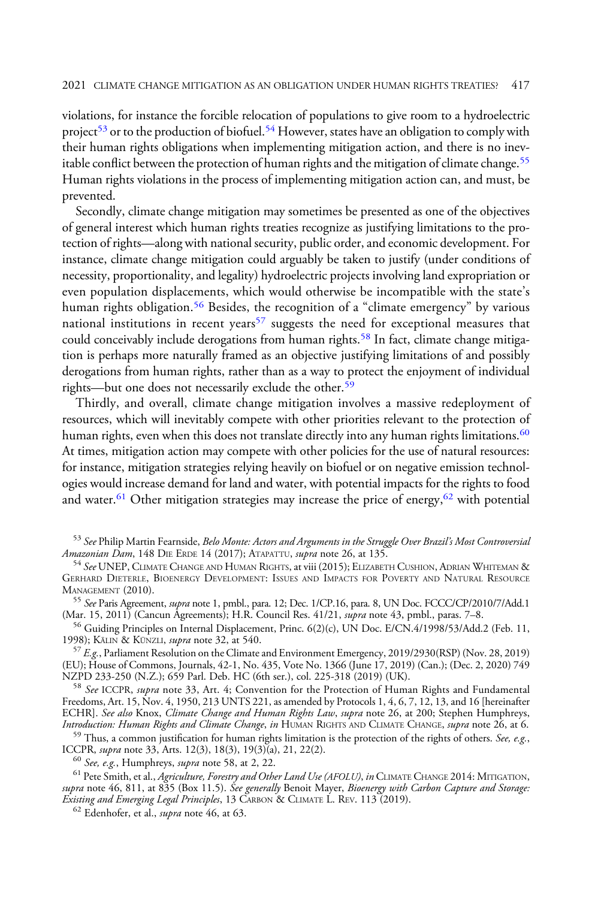violations, for instance the forcible relocation of populations to give room to a hydroelectric project[53] or to the production of biofuel.[54] However, states have an obligation to comply with their human rights obligations when implementing mitigation action, and there is no inevitable conflict between the protection of human rights and the mitigation of climate change.[55] Human rights violations in the process of implementing mitigation action can, and must, be prevented.

Secondly, climate change mitigation may sometimes be presented as one of the objectives of general interest which human rights treaties recognize as justifying limitations to the protection of rights—along with national security, public order, and economic development. For instance, climate change mitigation could arguably be taken to justify (under conditions of necessity, proportionality, and legality) hydroelectric projects involving land expropriation or even population displacements, which would otherwise be incompatible with the state's human rights obligation.[56] Besides, the recognition of a "climate emergency" by various national institutions in recent years[57] suggests the need for exceptional measures that could conceivably include derogations from human rights.[58] In fact, climate change mitigation is perhaps more naturally framed as an objective justifying limitations of and possibly derogations from human rights, rather than as a way to protect the enjoyment of individual rights—but one does not necessarily exclude the other.[59]

Thirdly, and overall, climate change mitigation involves a massive redeployment of resources, which will inevitably compete with other priorities relevant to the protection of human rights, even when this does not translate directly into any human rights limitations.[60] At times, mitigation action may compete with other policies for the use of natural resources: for instance, mitigation strategies relying heavily on biofuel or on negative emission technologies would increase demand for land and water, with potential impacts for the rights to food and water.[61] Other mitigation strategies may increase the price of energy,[62] with potential

---

[53] *See* Philip Martin Fearnside, *Belo Monte: Actors and Arguments in the Struggle Over Brazil's Most Controversial Amazonian Dam*, 148 DIE ERDE 14 (2017); ATAPATTU, *supra* note 26, at 135.

[54] *See* UNEP, CLIMATE CHANGE AND HUMAN RIGHTS, at viii (2015); ELIZABETH CUSHION, ADRIAN WHITEMAN & GERHARD DIETERLE, BIOENERGY DEVELOPMENT: ISSUES AND IMPACTS FOR POVERTY AND NATURAL RESOURCE MANAGEMENT (2010).

[55] *See* Paris Agreement, *supra* note 1, pmbl., para. 12; Dec. 1/CP.16, para. 8, UN Doc. FCCC/CP/2010/7/Add.1 (Mar. 15, 2011) (Cancun Agreements); H.R. Council Res. 41/21, *supra* note 43, pmbl., paras. 7–8.

[56] Guiding Principles on Internal Displacement, Princ. 6(2)(c), UN Doc. E/CN.4/1998/53/Add.2 (Feb. 11, 1998); KÄLIN & KÜNZLI, *supra* note 32, at 540.

[57] *E.g.*, Parliament Resolution on the Climate and Environment Emergency, 2019/2930(RSP) (Nov. 28, 2019) (EU); House of Commons, Journals, 42-1, No. 435, Vote No. 1366 (June 17, 2019) (Can.); (Dec. 2, 2020) 749 NZPD 233-250 (N.Z.); 659 Parl. Deb. HC (6th ser.), col. 225-318 (2019) (UK).

[58] *See* ICCPR, *supra* note 33, Art. 4; Convention for the Protection of Human Rights and Fundamental Freedoms, Art. 15, Nov. 4, 1950, 213 UNTS 221, as amended by Protocols 1, 4, 6, 7, 12, 13, and 16 [hereinafter ECHR]. *See also* Knox, *Climate Change and Human Rights Law*, *supra* note 26, at 200; Stephen Humphreys, *Introduction: Human Rights and Climate Change*, *in* HUMAN RIGHTS AND CLIMATE CHANGE, *supra* note 26, at 6.

[59] Thus, a common justification for human rights limitation is the protection of the rights of others. *See, e.g.*, ICCPR, *supra* note 33, Arts. 12(3), 18(3), 19(3)(a), 21, 22(2).

[60] *See, e.g.*, Humphreys, *supra* note 58, at 2, 22.

[61] Pete Smith, et al., *Agriculture, Forestry and Other Land Use (AFOLU)*, *in* CLIMATE CHANGE 2014: MITIGATION, *supra* note 46, 811, at 835 (Box 11.5). *See generally* Benoit Mayer, *Bioenergy with Carbon Capture and Storage: Existing and Emerging Legal Principles*, 13 CARBON & CLIMATE L. REV. 113 (2019).

[62] Edenhofer, et al., *supra* note 46, at 63.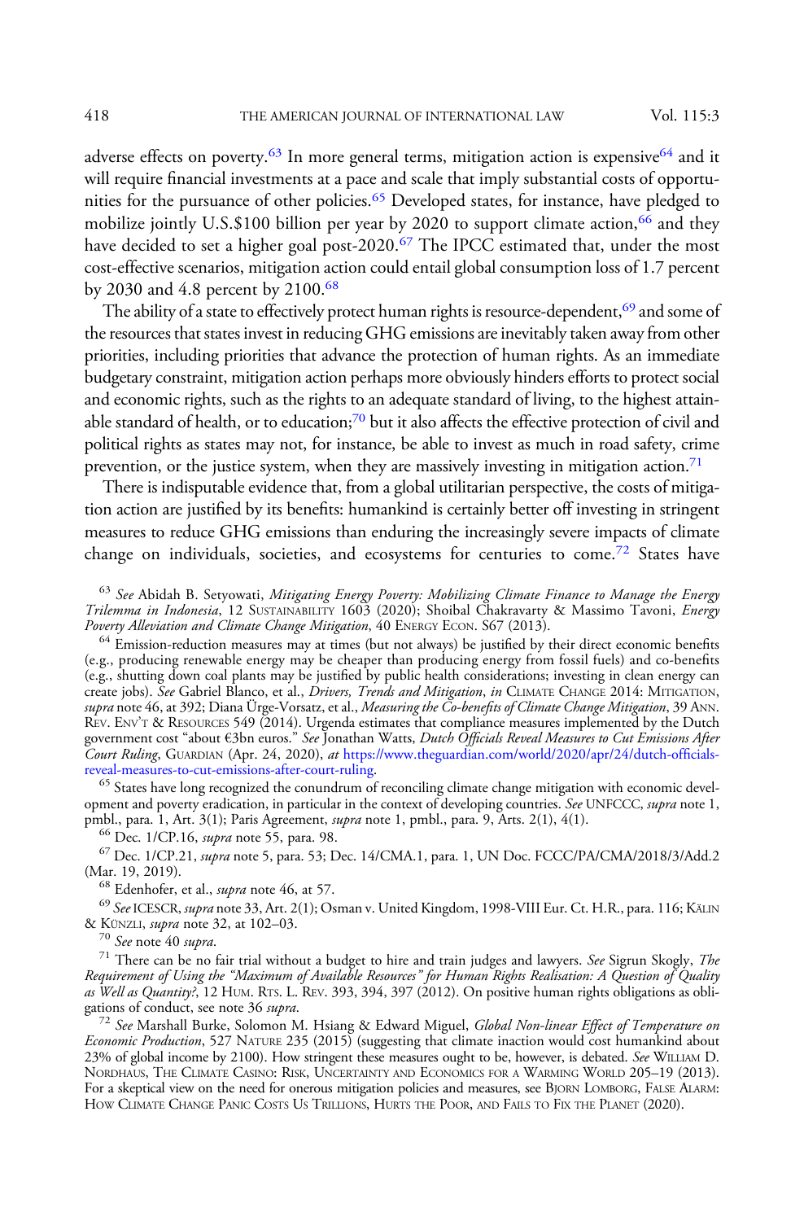adverse effects on poverty.[63] In more general terms, mitigation action is expensive[64] and it will require financial investments at a pace and scale that imply substantial costs of opportunities for the pursuance of other policies.[65] Developed states, for instance, have pledged to mobilize jointly U.S.$100 billion per year by 2020 to support climate action,[66] and they have decided to set a higher goal post-2020.[67] The IPCC estimated that, under the most cost-effective scenarios, mitigation action could entail global consumption loss of 1.7 percent by 2030 and 4.8 percent by 2100.[68]

The ability of a state to effectively protect human rights is resource-dependent,[69] and some of the resources that states invest in reducing GHG emissions are inevitably taken away from other priorities, including priorities that advance the protection of human rights. As an immediate budgetary constraint, mitigation action perhaps more obviously hinders efforts to protect social and economic rights, such as the rights to an adequate standard of living, to the highest attainable standard of health, or to education;[70] but it also affects the effective protection of civil and political rights as states may not, for instance, be able to invest as much in road safety, crime prevention, or the justice system, when they are massively investing in mitigation action.[71]

There is indisputable evidence that, from a global utilitarian perspective, the costs of mitigation action are justified by its benefits: humankind is certainly better off investing in stringent measures to reduce GHG emissions than enduring the increasingly severe impacts of climate change on individuals, societies, and ecosystems for centuries to come.[72] States have

---

[63] *See* Abidah B. Setyowati, *Mitigating Energy Poverty: Mobilizing Climate Finance to Manage the Energy Trilemma in Indonesia*, 12 SUSTAINABILITY 1603 (2020); Shoibal Chakravarty & Massimo Tavoni, *Energy Poverty Alleviation and Climate Change Mitigation*, 40 ENERGY ECON. S67 (2013).

[64] Emission-reduction measures may at times (but not always) be justified by their direct economic benefits (e.g., producing renewable energy may be cheaper than producing energy from fossil fuels) and co-benefits (e.g., shutting down coal plants may be justified by public health considerations; investing in clean energy can create jobs). *See* Gabriel Blanco, et al., *Drivers, Trends and Mitigation*, *in* CLIMATE CHANGE 2014: MITIGATION, *supra* note 46, at 392; Diana Ürge-Vorsatz, et al., *Measuring the Co-benefits of Climate Change Mitigation*, 39 ANN. REV. ENV'T & RESOURCES 549 (2014). Urgenda estimates that compliance measures implemented by the Dutch government cost "about €3bn euros." *See* Jonathan Watts, *Dutch Officials Reveal Measures to Cut Emissions After Court Ruling*, GUARDIAN (Apr. 24, 2020), *at* https://www.theguardian.com/world/2020/apr/24/dutch-officials-reveal-measures-to-cut-emissions-after-court-ruling.

[65] States have long recognized the conundrum of reconciling climate change mitigation with economic development and poverty eradication, in particular in the context of developing countries. *See* UNFCCC, *supra* note 1, pmbl., para. 1, Art. 3(1); Paris Agreement, *supra* note 1, pmbl., para. 9, Arts. 2(1), 4(1).

[66] Dec. 1/CP.16, *supra* note 55, para. 98.

[67] Dec. 1/CP.21, *supra* note 5, para. 53; Dec. 14/CMA.1, para. 1, UN Doc. FCCC/PA/CMA/2018/3/Add.2 (Mar. 19, 2019).

[68] Edenhofer, et al., *supra* note 46, at 57.

[69] *See* ICESCR, *supra* note 33, Art. 2(1); Osman v. United Kingdom, 1998-VIII Eur. Ct. H.R., para. 116; KÄLIN & KÜNZLI, *supra* note 32, at 102–03.

[70] *See* note 40 *supra*.

[71] There can be no fair trial without a budget to hire and train judges and lawyers. *See* Sigrun Skogly, *The Requirement of Using the "Maximum of Available Resources" for Human Rights Realisation: A Question of Quality as Well as Quantity?*, 12 HUM. RTS. L. REV. 393, 394, 397 (2012). On positive human rights obligations as obligations of conduct, see note 36 *supra*.

[72] *See* Marshall Burke, Solomon M. Hsiang & Edward Miguel, *Global Non-linear Effect of Temperature on Economic Production*, 527 NATURE 235 (2015) (suggesting that climate inaction would cost humankind about 23% of global income by 2100). How stringent these measures ought to be, however, is debated. *See* WILLIAM D. NORDHAUS, THE CLIMATE CASINO: RISK, UNCERTAINTY AND ECONOMICS FOR A WARMING WORLD 205–19 (2013). For a skeptical view on the need for onerous mitigation policies and measures, see BJORN LOMBORG, FALSE ALARM: HOW CLIMATE CHANGE PANIC COSTS US TRILLIONS, HURTS THE POOR, AND FAILS TO FIX THE PLANET (2020).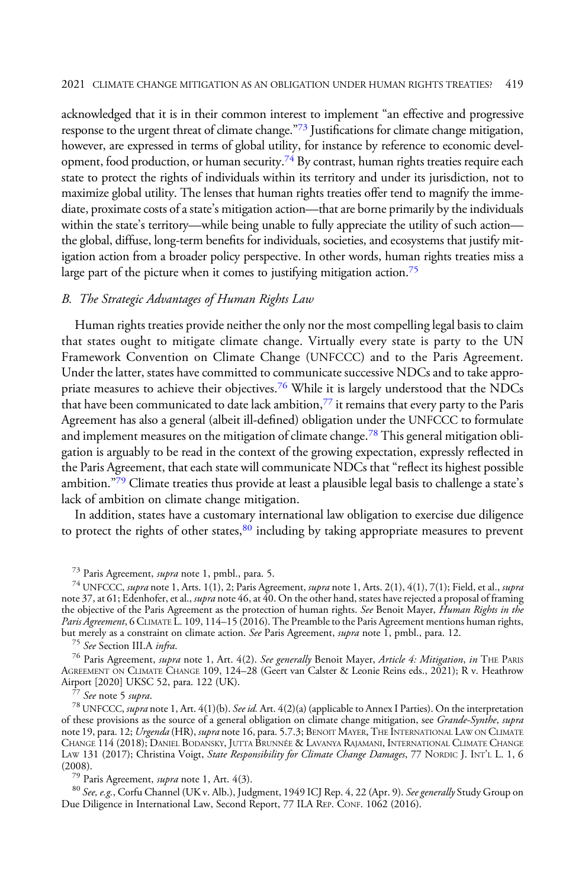acknowledged that it is in their common interest to implement "an effective and progressive response to the urgent threat of climate change."[73] Justifications for climate change mitigation, however, are expressed in terms of global utility, for instance by reference to economic development, food production, or human security.[74] By contrast, human rights treaties require each state to protect the rights of individuals within its territory and under its jurisdiction, not to maximize global utility. The lenses that human rights treaties offer tend to magnify the immediate, proximate costs of a state's mitigation action—that are borne primarily by the individuals within the state's territory—while being unable to fully appreciate the utility of such action—the global, diffuse, long-term benefits for individuals, societies, and ecosystems that justify mitigation action from a broader policy perspective. In other words, human rights treaties miss a large part of the picture when it comes to justifying mitigation action.[75]

### *B. The Strategic Advantages of Human Rights Law*

Human rights treaties provide neither the only nor the most compelling legal basis to claim that states ought to mitigate climate change. Virtually every state is party to the UN Framework Convention on Climate Change (UNFCCC) and to the Paris Agreement. Under the latter, states have committed to communicate successive NDCs and to take appropriate measures to achieve their objectives.[76] While it is largely understood that the NDCs that have been communicated to date lack ambition,[77] it remains that every party to the Paris Agreement has also a general (albeit ill-defined) obligation under the UNFCCC to formulate and implement measures on the mitigation of climate change.[78] This general mitigation obligation is arguably to be read in the context of the growing expectation, expressly reflected in the Paris Agreement, that each state will communicate NDCs that "reflect its highest possible ambition."[79] Climate treaties thus provide at least a plausible legal basis to challenge a state's lack of ambition on climate change mitigation.

In addition, states have a customary international law obligation to exercise due diligence to protect the rights of other states,[80] including by taking appropriate measures to prevent

[73] Paris Agreement, *supra* note 1, pmbl., para. 5.

[74] UNFCCC, *supra* note 1, Arts. 1(1), 2; Paris Agreement, *supra* note 1, Arts. 2(1), 4(1), 7(1); Field, et al., *supra* note 37, at 61; Edenhofer, et al., *supra* note 46, at 40. On the other hand, states have rejected a proposal of framing the objective of the Paris Agreement as the protection of human rights. *See* Benoit Mayer, *Human Rights in the Paris Agreement*, 6 CLIMATE L. 109, 114–15 (2016). The Preamble to the Paris Agreement mentions human rights, but merely as a constraint on climate action. *See* Paris Agreement, *supra* note 1, pmbl., para. 12.

[75] *See* Section III.A *infra*.

[76] Paris Agreement, *supra* note 1, Art. 4(2). *See generally* Benoit Mayer, *Article 4: Mitigation*, *in* THE PARIS AGREEMENT ON CLIMATE CHANGE 109, 124–28 (Geert van Calster & Leonie Reins eds., 2021); R v. Heathrow Airport [2020] UKSC 52, para. 122 (UK).

[77] *See* note 5 *supra*.

[78] UNFCCC, *supra* note 1, Art. 4(1)(b). *See id.* Art. 4(2)(a) (applicable to Annex I Parties). On the interpretation of these provisions as the source of a general obligation on climate change mitigation, see *Grande-Synthe*, *supra* note 19, para. 12; *Urgenda* (HR), *supra* note 16, para. 5.7.3; BENOIT MAYER, THE INTERNATIONAL LAW ON CLIMATE CHANGE 114 (2018); DANIEL BODANSKY, JUTTA BRUNNÉE & LAVANYA RAJAMANI, INTERNATIONAL CLIMATE CHANGE LAW 131 (2017); Christina Voigt, *State Responsibility for Climate Change Damages*, 77 NORDIC J. INT'L L. 1, 6 (2008).

[79] Paris Agreement, *supra* note 1, Art. 4(3).

[80] *See, e.g.*, Corfu Channel (UK v. Alb.), Judgment, 1949 ICJ Rep. 4, 22 (Apr. 9). *See generally* Study Group on Due Diligence in International Law, Second Report, 77 ILA REP. CONF. 1062 (2016).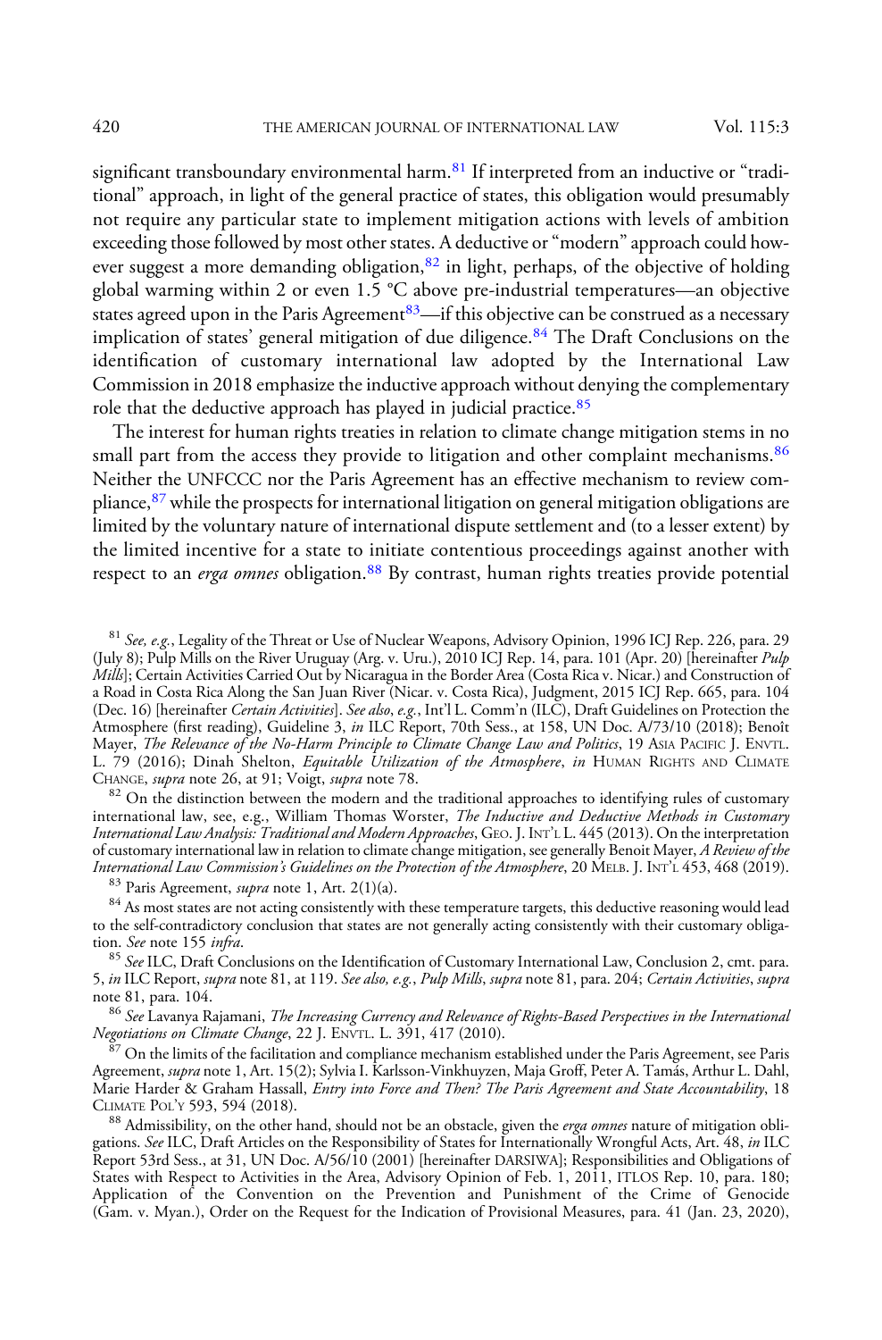significant transboundary environmental harm.[81] If interpreted from an inductive or "traditional" approach, in light of the general practice of states, this obligation would presumably not require any particular state to implement mitigation actions with levels of ambition exceeding those followed by most other states. A deductive or "modern" approach could however suggest a more demanding obligation,[82] in light, perhaps, of the objective of holding global warming within 2 or even 1.5 °C above pre-industrial temperatures—an objective states agreed upon in the Paris Agreement[83]—if this objective can be construed as a necessary implication of states' general mitigation of due diligence.[84] The Draft Conclusions on the identification of customary international law adopted by the International Law Commission in 2018 emphasize the inductive approach without denying the complementary role that the deductive approach has played in judicial practice.[85]

The interest for human rights treaties in relation to climate change mitigation stems in no small part from the access they provide to litigation and other complaint mechanisms.[86] Neither the UNFCCC nor the Paris Agreement has an effective mechanism to review compliance,[87] while the prospects for international litigation on general mitigation obligations are limited by the voluntary nature of international dispute settlement and (to a lesser extent) by the limited incentive for a state to initiate contentious proceedings against another with respect to an *erga omnes* obligation.[88] By contrast, human rights treaties provide potential

---

[81] *See, e.g.*, Legality of the Threat or Use of Nuclear Weapons, Advisory Opinion, 1996 ICJ Rep. 226, para. 29 (July 8); Pulp Mills on the River Uruguay (Arg. v. Uru.), 2010 ICJ Rep. 14, para. 101 (Apr. 20) [hereinafter *Pulp Mills*]; Certain Activities Carried Out by Nicaragua in the Border Area (Costa Rica v. Nicar.) and Construction of a Road in Costa Rica Along the San Juan River (Nicar. v. Costa Rica), Judgment, 2015 ICJ Rep. 665, para. 104 (Dec. 16) [hereinafter *Certain Activities*]. *See also*, *e.g.*, Int'l L. Comm'n (ILC), Draft Guidelines on Protection the Atmosphere (first reading), Guideline 3, *in* ILC Report, 70th Sess., at 158, UN Doc. A/73/10 (2018); Benoît Mayer, *The Relevance of the No-Harm Principle to Climate Change Law and Politics*, 19 ASIA PACIFIC J. ENVTL. L. 79 (2016); Dinah Shelton, *Equitable Utilization of the Atmosphere*, *in* HUMAN RIGHTS AND CLIMATE CHANGE, *supra* note 26, at 91; Voigt, *supra* note 78.

[82] On the distinction between the modern and the traditional approaches to identifying rules of customary international law, see, e.g., William Thomas Worster, *The Inductive and Deductive Methods in Customary International Law Analysis: Traditional and Modern Approaches*, GEO. J. INT'L L. 445 (2013). On the interpretation of customary international law in relation to climate change mitigation, see generally Benoit Mayer, *A Review of the International Law Commission's Guidelines on the Protection of the Atmosphere*, 20 MELB. J. INT'L 453, 468 (2019).

[83] Paris Agreement, *supra* note 1, Art. 2(1)(a).

[84] As most states are not acting consistently with these temperature targets, this deductive reasoning would lead to the self-contradictory conclusion that states are not generally acting consistently with their customary obligation. *See* note 155 *infra*.

[85] *See* ILC, Draft Conclusions on the Identification of Customary International Law, Conclusion 2, cmt. para. 5, *in* ILC Report, *supra* note 81, at 119. *See also, e.g.*, *Pulp Mills*, *supra* note 81, para. 204; *Certain Activities*, *supra* note 81, para. 104.

[86] *See* Lavanya Rajamani, *The Increasing Currency and Relevance of Rights-Based Perspectives in the International Negotiations on Climate Change*, 22 J. ENVTL. L. 391, 417 (2010).

[87] On the limits of the facilitation and compliance mechanism established under the Paris Agreement, see Paris Agreement, *supra* note 1, Art. 15(2); Sylvia I. Karlsson-Vinkhuyzen, Maja Groff, Peter A. Tamás, Arthur L. Dahl, Marie Harder & Graham Hassall, *Entry into Force and Then? The Paris Agreement and State Accountability*, 18 CLIMATE POL'Y 593, 594 (2018).

[88] Admissibility, on the other hand, should not be an obstacle, given the *erga omnes* nature of mitigation obligations. *See* ILC, Draft Articles on the Responsibility of States for Internationally Wrongful Acts, Art. 48, *in* ILC Report 53rd Sess., at 31, UN Doc. A/56/10 (2001) [hereinafter DARSIWA]; Responsibilities and Obligations of States with Respect to Activities in the Area, Advisory Opinion of Feb. 1, 2011, ITLOS Rep. 10, para. 180; Application of the Convention on the Prevention and Punishment of the Crime of Genocide (Gam. v. Myan.), Order on the Request for the Indication of Provisional Measures, para. 41 (Jan. 23, 2020),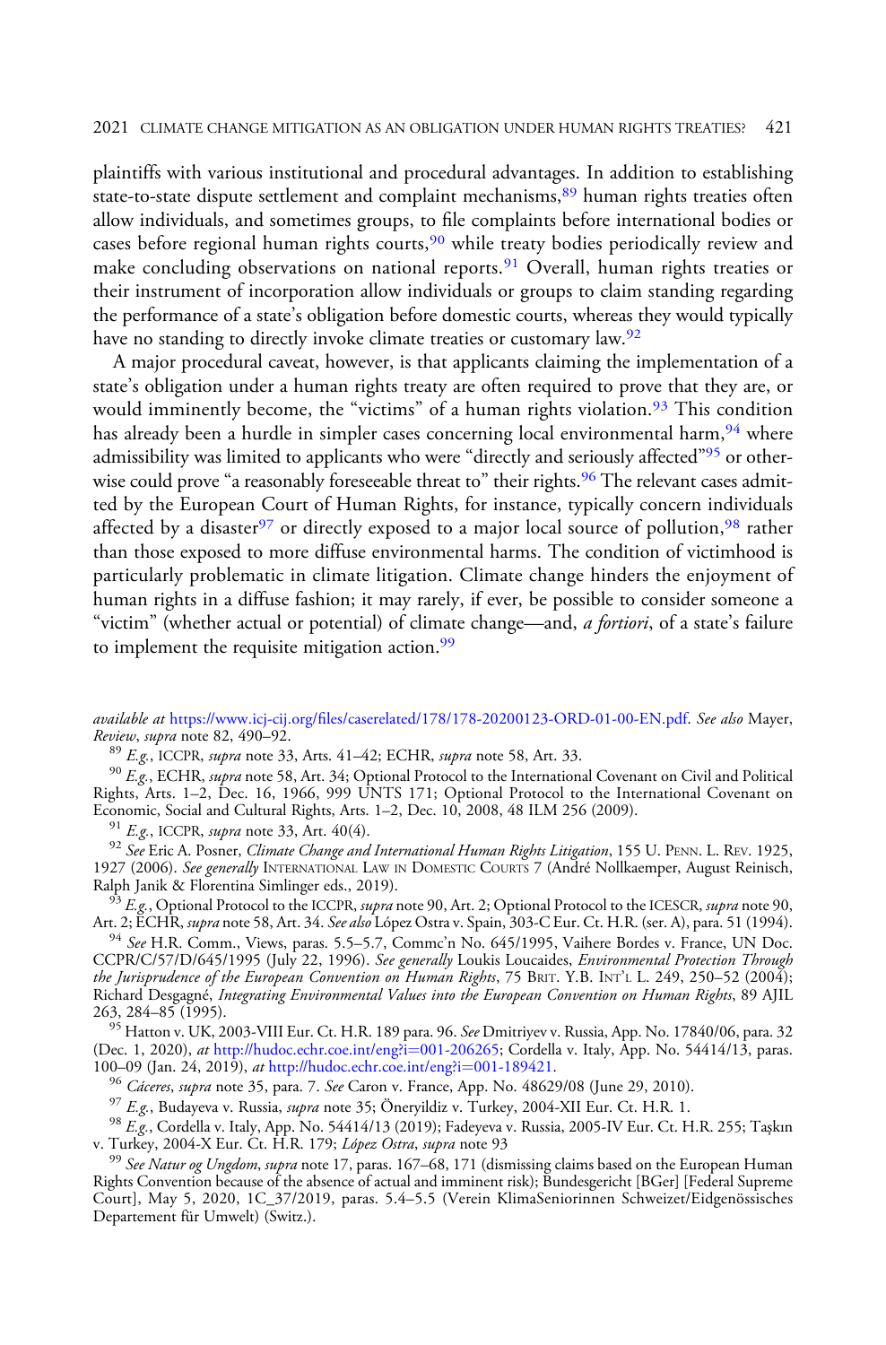plaintiffs with various institutional and procedural advantages. In addition to establishing state-to-state dispute settlement and complaint mechanisms,[89] human rights treaties often allow individuals, and sometimes groups, to file complaints before international bodies or cases before regional human rights courts,[90] while treaty bodies periodically review and make concluding observations on national reports.[91] Overall, human rights treaties or their instrument of incorporation allow individuals or groups to claim standing regarding the performance of a state's obligation before domestic courts, whereas they would typically have no standing to directly invoke climate treaties or customary law.[92]

A major procedural caveat, however, is that applicants claiming the implementation of a state's obligation under a human rights treaty are often required to prove that they are, or would imminently become, the "victims" of a human rights violation.[93] This condition has already been a hurdle in simpler cases concerning local environmental harm,[94] where admissibility was limited to applicants who were "directly and seriously affected"[95] or otherwise could prove "a reasonably foreseeable threat to" their rights.[96] The relevant cases admitted by the European Court of Human Rights, for instance, typically concern individuals affected by a disaster[97] or directly exposed to a major local source of pollution,[98] rather than those exposed to more diffuse environmental harms. The condition of victimhood is particularly problematic in climate litigation. Climate change hinders the enjoyment of human rights in a diffuse fashion; it may rarely, if ever, be possible to consider someone a "victim" (whether actual or potential) of climate change—and, *a fortiori*, of a state's failure to implement the requisite mitigation action.[99]

---

*available at* https://www.icj-cij.org/files/caserelated/178/178-20200123-ORD-01-00-EN.pdf. *See also* Mayer, *Review*, *supra* note 82, 490–92.

[89] *E.g.*, ICCPR, *supra* note 33, Arts. 41–42; ECHR, *supra* note 58, Art. 33.

[90] *E.g.*, ECHR, *supra* note 58, Art. 34; Optional Protocol to the International Covenant on Civil and Political Rights, Arts. 1–2, Dec. 16, 1966, 999 UNTS 171; Optional Protocol to the International Covenant on Economic, Social and Cultural Rights, Arts. 1–2, Dec. 10, 2008, 48 ILM 256 (2009).

[91] *E.g.*, ICCPR, *supra* note 33, Art. 40(4).

[92] *See* Eric A. Posner, *Climate Change and International Human Rights Litigation*, 155 U. PENN. L. REV. 1925, 1927 (2006). *See generally* INTERNATIONAL LAW IN DOMESTIC COURTS 7 (André Nollkaemper, August Reinisch, Ralph Janik & Florentina Simlinger eds., 2019).

[93] *E.g.*, Optional Protocol to the ICCPR, *supra* note 90, Art. 2; Optional Protocol to the ICESCR, *supra* note 90, Art. 2; ECHR, *supra* note 58, Art. 34. *See also* López Ostra v. Spain, 303-C Eur. Ct. H.R. (ser. A), para. 51 (1994).

[94] *See* H.R. Comm., Views, paras. 5.5–5.7, Commc'n No. 645/1995, Vaihere Bordes v. France, UN Doc. CCPR/C/57/D/645/1995 (July 22, 1996). *See generally* Loukis Loucaides, *Environmental Protection Through the Jurisprudence of the European Convention on Human Rights*, 75 BRIT. Y.B. INT'L L. 249, 250–52 (2004); Richard Desgagné, *Integrating Environmental Values into the European Convention on Human Rights*, 89 AJIL 263, 284–85 (1995).

[95] Hatton v. UK, 2003-VIII Eur. Ct. H.R. 189 para. 96. *See* Dmitriyev v. Russia, App. No. 17840/06, para. 32 (Dec. 1, 2020), *at* http://hudoc.echr.coe.int/eng?i=001-206265; Cordella v. Italy, App. No. 54414/13, paras. 100–09 (Jan. 24, 2019), *at* http://hudoc.echr.coe.int/eng?i=001-189421.

[96] *Cáceres*, *supra* note 35, para. 7. *See* Caron v. France, App. No. 48629/08 (June 29, 2010).

[97] *E.g.*, Budayeva v. Russia, *supra* note 35; Öneryildiz v. Turkey, 2004-XII Eur. Ct. H.R. 1.

[98] *E.g.*, Cordella v. Italy, App. No. 54414/13 (2019); Fadeyeva v. Russia, 2005-IV Eur. Ct. H.R. 255; Taşkın v. Turkey, 2004-X Eur. Ct. H.R. 179; *López Ostra*, *supra* note 93

[99] *See Natur og Ungdom*, *supra* note 17, paras. 167–68, 171 (dismissing claims based on the European Human Rights Convention because of the absence of actual and imminent risk); Bundesgericht [BGer] [Federal Supreme Court], May 5, 2020, 1C_37/2019, paras. 5.4–5.5 (Verein KlimaSeniorinnen Schweizet/Eidgenössisches Departement für Umwelt) (Switz.).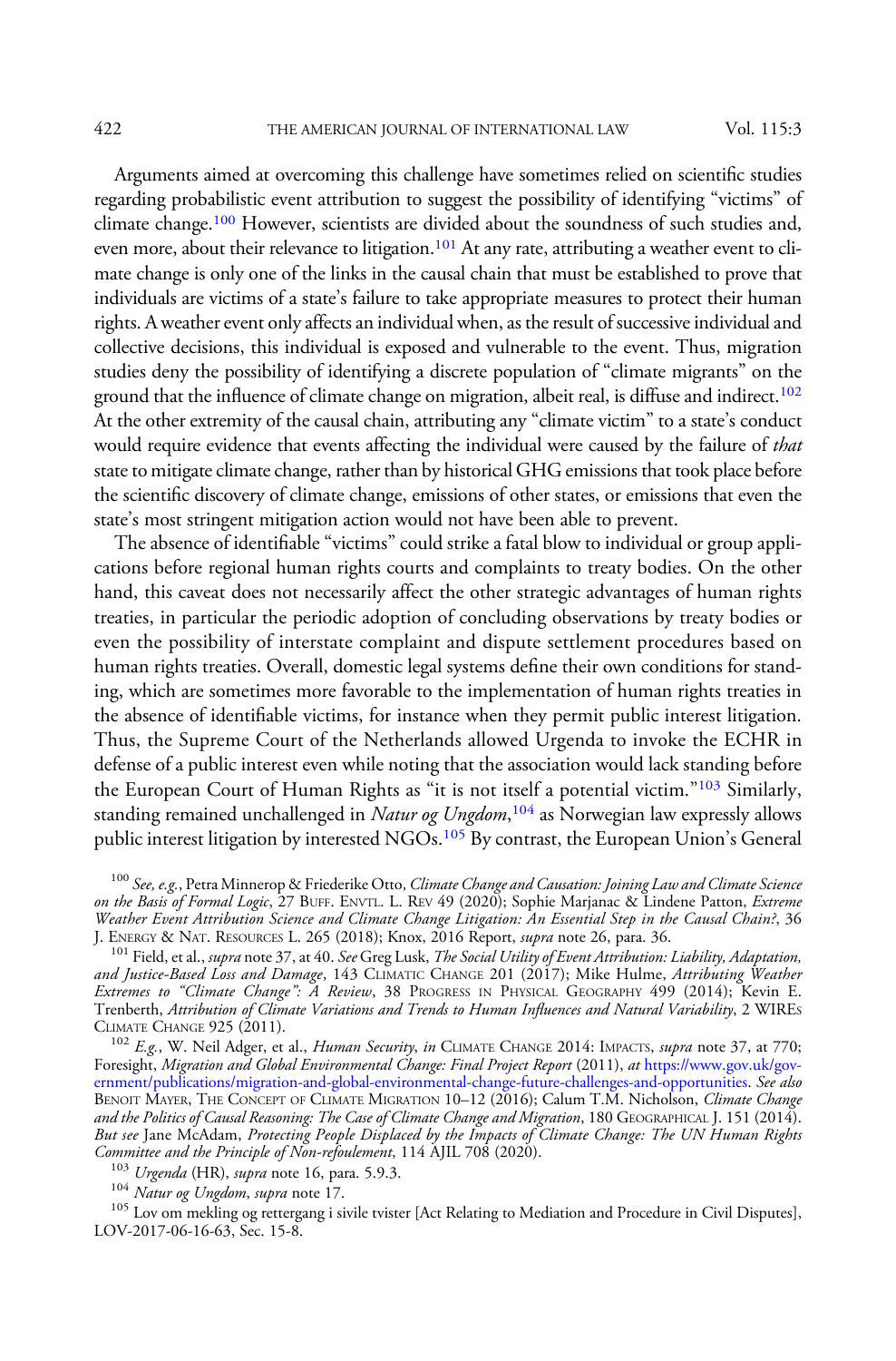Arguments aimed at overcoming this challenge have sometimes relied on scientific studies regarding probabilistic event attribution to suggest the possibility of identifying "victims" of climate change.[100] However, scientists are divided about the soundness of such studies and, even more, about their relevance to litigation.[101] At any rate, attributing a weather event to climate change is only one of the links in the causal chain that must be established to prove that individuals are victims of a state's failure to take appropriate measures to protect their human rights. A weather event only affects an individual when, as the result of successive individual and collective decisions, this individual is exposed and vulnerable to the event. Thus, migration studies deny the possibility of identifying a discrete population of "climate migrants" on the ground that the influence of climate change on migration, albeit real, is diffuse and indirect.[102] At the other extremity of the causal chain, attributing any "climate victim" to a state's conduct would require evidence that events affecting the individual were caused by the failure of *that* state to mitigate climate change, rather than by historical GHG emissions that took place before the scientific discovery of climate change, emissions of other states, or emissions that even the state's most stringent mitigation action would not have been able to prevent.

The absence of identifiable "victims" could strike a fatal blow to individual or group applications before regional human rights courts and complaints to treaty bodies. On the other hand, this caveat does not necessarily affect the other strategic advantages of human rights treaties, in particular the periodic adoption of concluding observations by treaty bodies or even the possibility of interstate complaint and dispute settlement procedures based on human rights treaties. Overall, domestic legal systems define their own conditions for standing, which are sometimes more favorable to the implementation of human rights treaties in the absence of identifiable victims, for instance when they permit public interest litigation. Thus, the Supreme Court of the Netherlands allowed Urgenda to invoke the ECHR in defense of a public interest even while noting that the association would lack standing before the European Court of Human Rights as "it is not itself a potential victim."[103] Similarly, standing remained unchallenged in *Natur og Ungdom*,[104] as Norwegian law expressly allows public interest litigation by interested NGOs.[105] By contrast, the European Union's General

[100] *See, e.g.*, Petra Minnerop & Friederike Otto, *Climate Change and Causation: Joining Law and Climate Science on the Basis of Formal Logic*, 27 Buff. Envtl. L. Rev 49 (2020); Sophie Marjanac & Lindene Patton, *Extreme Weather Event Attribution Science and Climate Change Litigation: An Essential Step in the Causal Chain?*, 36 J. Energy & Nat. Resources L. 265 (2018); Knox, 2016 Report, *supra* note 26, para. 36.

[101] Field, et al., *supra* note 37, at 40. *See* Greg Lusk, *The Social Utility of Event Attribution: Liability, Adaptation, and Justice-Based Loss and Damage*, 143 Climatic Change 201 (2017); Mike Hulme, *Attributing Weather Extremes to "Climate Change": A Review*, 38 Progress in Physical Geography 499 (2014); Kevin E. Trenberth, *Attribution of Climate Variations and Trends to Human Influences and Natural Variability*, 2 WIREs Climate Change 925 (2011).

[102] *E.g.*, W. Neil Adger, et al., *Human Security*, *in* Climate Change 2014: Impacts, *supra* note 37, at 770; Foresight, *Migration and Global Environmental Change: Final Project Report* (2011), *at* https://www.gov.uk/government/publications/migration-and-global-environmental-change-future-challenges-and-opportunities. *See also* Benoit Mayer, The Concept of Climate Migration 10–12 (2016); Calum T.M. Nicholson, *Climate Change and the Politics of Causal Reasoning: The Case of Climate Change and Migration*, 180 Geographical J. 151 (2014). *But see* Jane McAdam, *Protecting People Displaced by the Impacts of Climate Change: The UN Human Rights Committee and the Principle of Non-refoulement*, 114 AJIL 708 (2020).

[103] *Urgenda* (HR), *supra* note 16, para. 5.9.3.

[104] *Natur og Ungdom*, *supra* note 17.

[105] Lov om mekling og rettergang i sivile tvister [Act Relating to Mediation and Procedure in Civil Disputes], LOV-2017-06-16-63, Sec. 15-8.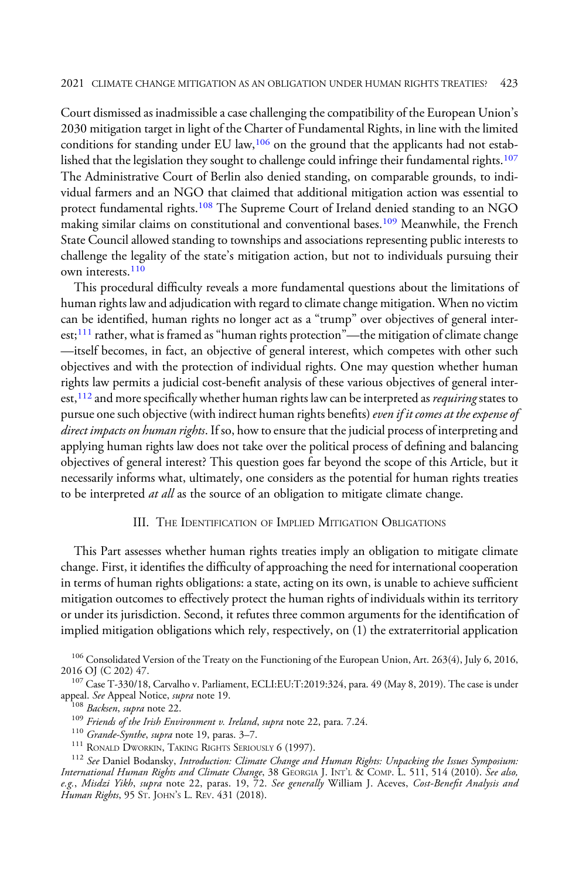Court dismissed as inadmissible a case challenging the compatibility of the European Union's 2030 mitigation target in light of the Charter of Fundamental Rights, in line with the limited conditions for standing under EU law,[106] on the ground that the applicants had not established that the legislation they sought to challenge could infringe their fundamental rights.[107] The Administrative Court of Berlin also denied standing, on comparable grounds, to individual farmers and an NGO that claimed that additional mitigation action was essential to protect fundamental rights.[108] The Supreme Court of Ireland denied standing to an NGO making similar claims on constitutional and conventional bases.[109] Meanwhile, the French State Council allowed standing to townships and associations representing public interests to challenge the legality of the state's mitigation action, but not to individuals pursuing their own interests.[110]

This procedural difficulty reveals a more fundamental questions about the limitations of human rights law and adjudication with regard to climate change mitigation. When no victim can be identified, human rights no longer act as a "trump" over objectives of general interest;[111] rather, what is framed as "human rights protection"—the mitigation of climate change—itself becomes, in fact, an objective of general interest, which competes with other such objectives and with the protection of individual rights. One may question whether human rights law permits a judicial cost-benefit analysis of these various objectives of general interest,[112] and more specifically whether human rights law can be interpreted as *requiring* states to pursue one such objective (with indirect human rights benefits) *even if it comes at the expense of direct impacts on human rights*. If so, how to ensure that the judicial process of interpreting and applying human rights law does not take over the political process of defining and balancing objectives of general interest? This question goes far beyond the scope of this Article, but it necessarily informs what, ultimately, one considers as the potential for human rights treaties to be interpreted *at all* as the source of an obligation to mitigate climate change.

## III. The Identification of Implied Mitigation Obligations

This Part assesses whether human rights treaties imply an obligation to mitigate climate change. First, it identifies the difficulty of approaching the need for international cooperation in terms of human rights obligations: a state, acting on its own, is unable to achieve sufficient mitigation outcomes to effectively protect the human rights of individuals within its territory or under its jurisdiction. Second, it refutes three common arguments for the identification of implied mitigation obligations which rely, respectively, on (1) the extraterritorial application

---

[106] Consolidated Version of the Treaty on the Functioning of the European Union, Art. 263(4), July 6, 2016, 2016 OJ (C 202) 47.

[107] Case T-330/18, Carvalho v. Parliament, ECLI:EU:T:2019:324, para. 49 (May 8, 2019). The case is under appeal. *See* Appeal Notice, *supra* note 19.

[108] *Backsen*, *supra* note 22.

[109] *Friends of the Irish Environment v. Ireland*, *supra* note 22, para. 7.24.

[110] *Grande-Synthe*, *supra* note 19, paras. 3–7.

[111] Ronald Dworkin, Taking Rights Seriously 6 (1997).

[112] *See* Daniel Bodansky, *Introduction: Climate Change and Human Rights: Unpacking the Issues Symposium: International Human Rights and Climate Change*, 38 Georgia J. Int'l & Comp. L. 511, 514 (2010). *See also, e.g.*, *Misdzi Yikh*, *supra* note 22, paras. 19, 72. *See generally* William J. Aceves, *Cost-Benefit Analysis and Human Rights*, 95 St. John's L. Rev. 431 (2018).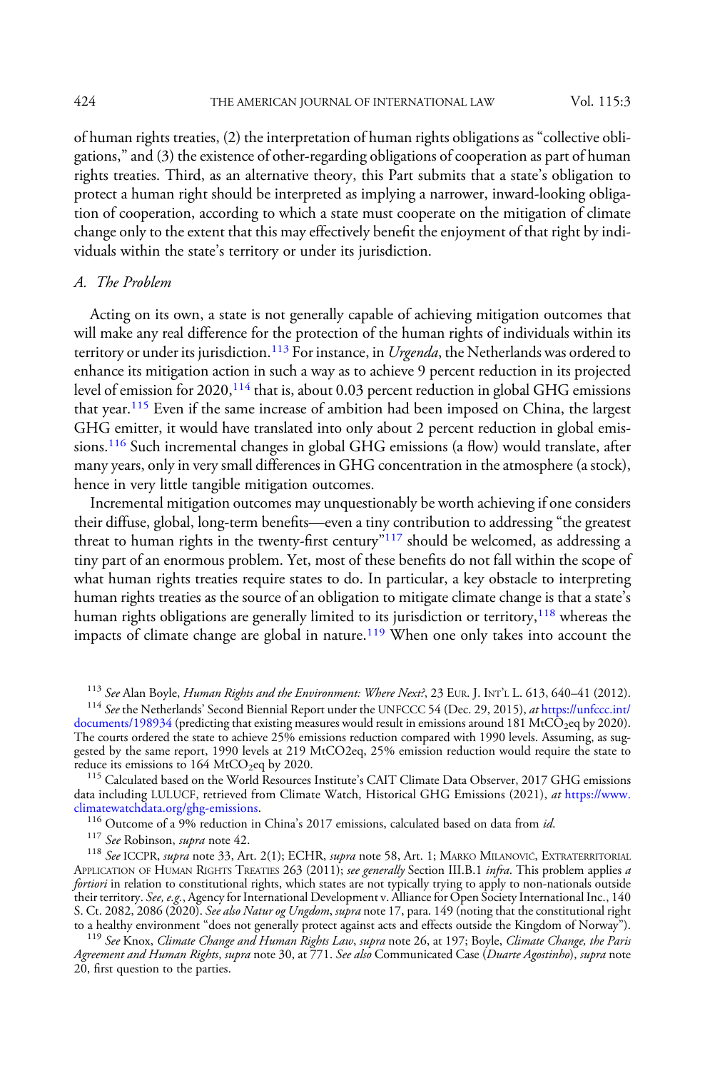of human rights treaties, (2) the interpretation of human rights obligations as "collective obligations," and (3) the existence of other-regarding obligations of cooperation as part of human rights treaties. Third, as an alternative theory, this Part submits that a state's obligation to protect a human right should be interpreted as implying a narrower, inward-looking obligation of cooperation, according to which a state must cooperate on the mitigation of climate change only to the extent that this may effectively benefit the enjoyment of that right by individuals within the state's territory or under its jurisdiction.

### *A. The Problem*

Acting on its own, a state is not generally capable of achieving mitigation outcomes that will make any real difference for the protection of the human rights of individuals within its territory or under its jurisdiction.[113] For instance, in *Urgenda*, the Netherlands was ordered to enhance its mitigation action in such a way as to achieve 9 percent reduction in its projected level of emission for 2020,[114] that is, about 0.03 percent reduction in global GHG emissions that year.[115] Even if the same increase of ambition had been imposed on China, the largest GHG emitter, it would have translated into only about 2 percent reduction in global emissions.[116] Such incremental changes in global GHG emissions (a flow) would translate, after many years, only in very small differences in GHG concentration in the atmosphere (a stock), hence in very little tangible mitigation outcomes.

Incremental mitigation outcomes may unquestionably be worth achieving if one considers their diffuse, global, long-term benefits—even a tiny contribution to addressing "the greatest threat to human rights in the twenty-first century"[117] should be welcomed, as addressing a tiny part of an enormous problem. Yet, most of these benefits do not fall within the scope of what human rights treaties require states to do. In particular, a key obstacle to interpreting human rights treaties as the source of an obligation to mitigate climate change is that a state's human rights obligations are generally limited to its jurisdiction or territory,[118] whereas the impacts of climate change are global in nature.[119] When one only takes into account the

---

[113] *See* Alan Boyle, *Human Rights and the Environment: Where Next?*, 23 EUR. J. INT'L L. 613, 640–41 (2012).

[114] *See* the Netherlands' Second Biennial Report under the UNFCCC 54 (Dec. 29, 2015), *at* https://unfccc.int/documents/198934 (predicting that existing measures would result in emissions around 181 $MtCO_2eq$ by 2020). The courts ordered the state to achieve 25% emissions reduction compared with 1990 levels. Assuming, as suggested by the same report, 1990 levels at 219 MtCO2eq, 25% emission reduction would require the state to reduce its emissions to 164 $MtCO_2eq$ by 2020.

[115] Calculated based on the World Resources Institute's CAIT Climate Data Observer, 2017 GHG emissions data including LULUCF, retrieved from Climate Watch, Historical GHG Emissions (2021), *at* https://www.climatewatchdata.org/ghg-emissions.

[116] Outcome of a 9% reduction in China's 2017 emissions, calculated based on data from *id*.

[117] *See* Robinson, *supra* note 42.

[118] *See* ICCPR, *supra* note 33, Art. 2(1); ECHR, *supra* note 58, Art. 1; MARKO MILANOVIĆ, EXTRATERRITORIAL APPLICATION OF HUMAN RIGHTS TREATIES 263 (2011); *see generally* Section III.B.1 *infra*. This problem applies *a fortiori* in relation to constitutional rights, which states are not typically trying to apply to non-nationals outside their territory. *See, e.g.*, Agency for International Development v. Alliance for Open Society International Inc., 140 S. Ct. 2082, 2086 (2020). *See also Natur og Ungdom*, *supra* note 17, para. 149 (noting that the constitutional right to a healthy environment "does not generally protect against acts and effects outside the Kingdom of Norway").

[119] *See* Knox, *Climate Change and Human Rights Law*, *supra* note 26, at 197; Boyle, *Climate Change, the Paris Agreement and Human Rights*, *supra* note 30, at 771. *See also* Communicated Case (*Duarte Agostinho*), *supra* note 20, first question to the parties.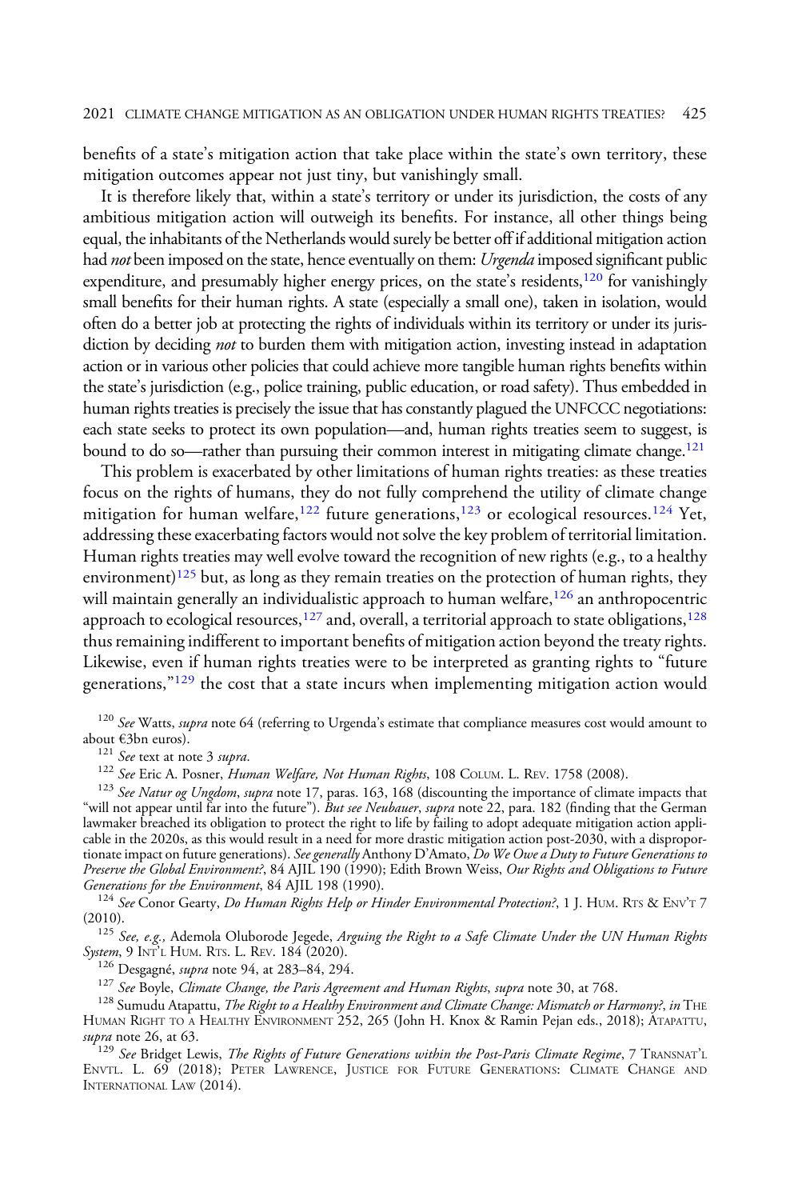benefits of a state's mitigation action that take place within the state's own territory, these mitigation outcomes appear not just tiny, but vanishingly small.

It is therefore likely that, within a state's territory or under its jurisdiction, the costs of any ambitious mitigation action will outweigh its benefits. For instance, all other things being equal, the inhabitants of the Netherlands would surely be better off if additional mitigation action had *not* been imposed on the state, hence eventually on them: *Urgenda* imposed significant public expenditure, and presumably higher energy prices, on the state's residents,[120] for vanishingly small benefits for their human rights. A state (especially a small one), taken in isolation, would often do a better job at protecting the rights of individuals within its territory or under its jurisdiction by deciding *not* to burden them with mitigation action, investing instead in adaptation action or in various other policies that could achieve more tangible human rights benefits within the state's jurisdiction (e.g., police training, public education, or road safety). Thus embedded in human rights treaties is precisely the issue that has constantly plagued the UNFCCC negotiations: each state seeks to protect its own population—and, human rights treaties seem to suggest, is bound to do so—rather than pursuing their common interest in mitigating climate change.[121]

This problem is exacerbated by other limitations of human rights treaties: as these treaties focus on the rights of humans, they do not fully comprehend the utility of climate change mitigation for human welfare,[122] future generations,[123] or ecological resources.[124] Yet, addressing these exacerbating factors would not solve the key problem of territorial limitation. Human rights treaties may well evolve toward the recognition of new rights (e.g., to a healthy environment)[125] but, as long as they remain treaties on the protection of human rights, they will maintain generally an individualistic approach to human welfare,[126] an anthropocentric approach to ecological resources,[127] and, overall, a territorial approach to state obligations,[128] thus remaining indifferent to important benefits of mitigation action beyond the treaty rights. Likewise, even if human rights treaties were to be interpreted as granting rights to "future generations,"[129] the cost that a state incurs when implementing mitigation action would

[120] *See* Watts, *supra* note 64 (referring to Urgenda's estimate that compliance measures cost would amount to about €3bn euros).

[121] *See* text at note 3 *supra*.

[122] *See* Eric A. Posner, *Human Welfare, Not Human Rights*, 108 COLUM. L. REV. 1758 (2008).

[123] *See Natur og Ungdom*, *supra* note 17, paras. 163, 168 (discounting the importance of climate impacts that "will not appear until far into the future"). *But see Neubauer*, *supra* note 22, para. 182 (finding that the German lawmaker breached its obligation to protect the right to life by failing to adopt adequate mitigation action applicable in the 2020s, as this would result in a need for more drastic mitigation action post-2030, with a disproportionate impact on future generations). *See generally* Anthony D'Amato, *Do We Owe a Duty to Future Generations to Preserve the Global Environment?*, 84 AJIL 190 (1990); Edith Brown Weiss, *Our Rights and Obligations to Future Generations for the Environment*, 84 AJIL 198 (1990).

[124] *See* Conor Gearty, *Do Human Rights Help or Hinder Environmental Protection?*, 1 J. HUM. RTS & ENV'T 7 (2010).

[125] *See, e.g.,* Ademola Oluborode Jegede, *Arguing the Right to a Safe Climate Under the UN Human Rights System*, 9 INT'L HUM. RTS. L. REV. 184 (2020).

[126] Desgagné, *supra* note 94, at 283–84, 294.

[127] *See* Boyle, *Climate Change, the Paris Agreement and Human Rights*, *supra* note 30, at 768.

[128] Sumudu Atapattu, *The Right to a Healthy Environment and Climate Change: Mismatch or Harmony?*, *in* THE HUMAN RIGHT TO A HEALTHY ENVIRONMENT 252, 265 (John H. Knox & Ramin Pejan eds., 2018); ATAPATTU, *supra* note 26, at 63.

[129] *See* Bridget Lewis, *The Rights of Future Generations within the Post-Paris Climate Regime*, 7 TRANSNAT'L ENVTL. L. 69 (2018); PETER LAWRENCE, JUSTICE FOR FUTURE GENERATIONS: CLIMATE CHANGE AND INTERNATIONAL LAW (2014).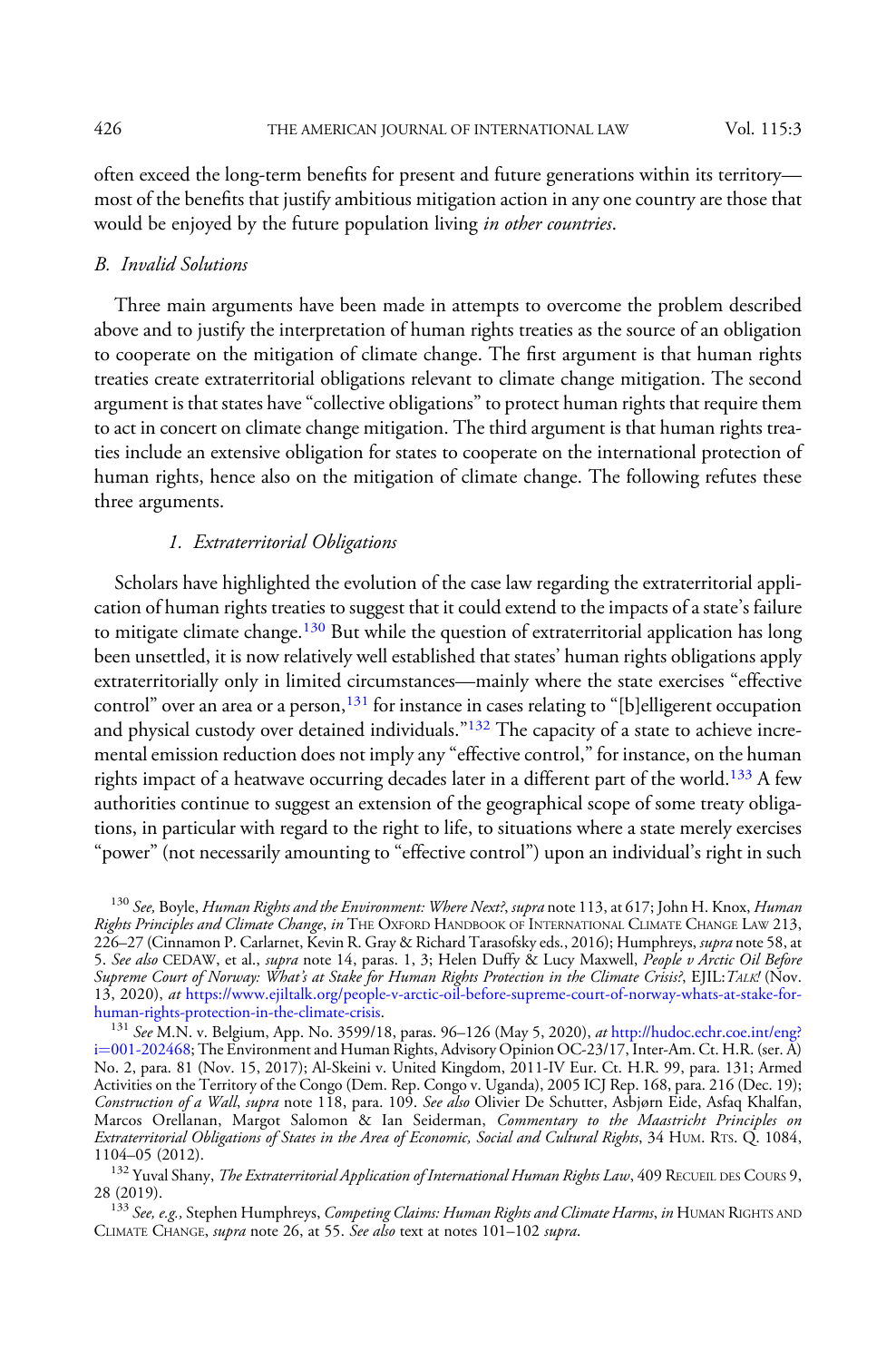often exceed the long-term benefits for present and future generations within its territory—most of the benefits that justify ambitious mitigation action in any one country are those that would be enjoyed by the future population living *in other countries*.

### B. Invalid Solutions

Three main arguments have been made in attempts to overcome the problem described above and to justify the interpretation of human rights treaties as the source of an obligation to cooperate on the mitigation of climate change. The first argument is that human rights treaties create extraterritorial obligations relevant to climate change mitigation. The second argument is that states have "collective obligations" to protect human rights that require them to act in concert on climate change mitigation. The third argument is that human rights treaties include an extensive obligation for states to cooperate on the international protection of human rights, hence also on the mitigation of climate change. The following refutes these three arguments.

#### 1. Extraterritorial Obligations

Scholars have highlighted the evolution of the case law regarding the extraterritorial application of human rights treaties to suggest that it could extend to the impacts of a state's failure to mitigate climate change.[130] But while the question of extraterritorial application has long been unsettled, it is now relatively well established that states' human rights obligations apply extraterritorially only in limited circumstances—mainly where the state exercises "effective control" over an area or a person,[131] for instance in cases relating to "[b]elligerent occupation and physical custody over detained individuals."[132] The capacity of a state to achieve incremental emission reduction does not imply any "effective control," for instance, on the human rights impact of a heatwave occurring decades later in a different part of the world.[133] A few authorities continue to suggest an extension of the geographical scope of some treaty obligations, in particular with regard to the right to life, to situations where a state merely exercises "power" (not necessarily amounting to "effective control") upon an individual's right in such

---

[130] *See,* Boyle, *Human Rights and the Environment: Where Next?*, *supra* note 113, at 617; John H. Knox, *Human Rights Principles and Climate Change*, *in* The Oxford Handbook of International Climate Change Law 213, 226–27 (Cinnamon P. Carlarnet, Kevin R. Gray & Richard Tarasofsky eds., 2016); Humphreys, *supra* note 58, at 5. *See also* CEDAW, et al., *supra* note 14, paras. 1, 3; Helen Duffy & Lucy Maxwell, *People v Arctic Oil Before Supreme Court of Norway: What's at Stake for Human Rights Protection in the Climate Crisis?*, EJIL:*Talk!* (Nov. 13, 2020), *at* https://www.ejiltalk.org/people-v-arctic-oil-before-supreme-court-of-norway-whats-at-stake-for-human-rights-protection-in-the-climate-crisis.

[131] *See* M.N. v. Belgium, App. No. 3599/18, paras. 96–126 (May 5, 2020), *at* http://hudoc.echr.coe.int/eng?i=001-202468; The Environment and Human Rights, Advisory Opinion OC-23/17, Inter-Am. Ct. H.R. (ser. A) No. 2, para. 81 (Nov. 15, 2017); Al-Skeini v. United Kingdom, 2011-IV Eur. Ct. H.R. 99, para. 131; Armed Activities on the Territory of the Congo (Dem. Rep. Congo v. Uganda), 2005 ICJ Rep. 168, para. 216 (Dec. 19); *Construction of a Wall*, *supra* note 118, para. 109. *See also* Olivier De Schutter, Asbjørn Eide, Asfaq Khalfan, Marcos Orellanan, Margot Salomon & Ian Seiderman, *Commentary to the Maastricht Principles on Extraterritorial Obligations of States in the Area of Economic, Social and Cultural Rights*, 34 Hum. Rts. Q. 1084, 1104–05 (2012).

[132] Yuval Shany, *The Extraterritorial Application of International Human Rights Law*, 409 Recueil des Cours 9, 28 (2019).

[133] *See, e.g.,* Stephen Humphreys, *Competing Claims: Human Rights and Climate Harms*, *in* Human Rights and Climate Change, *supra* note 26, at 55. *See also* text at notes 101–102 *supra*.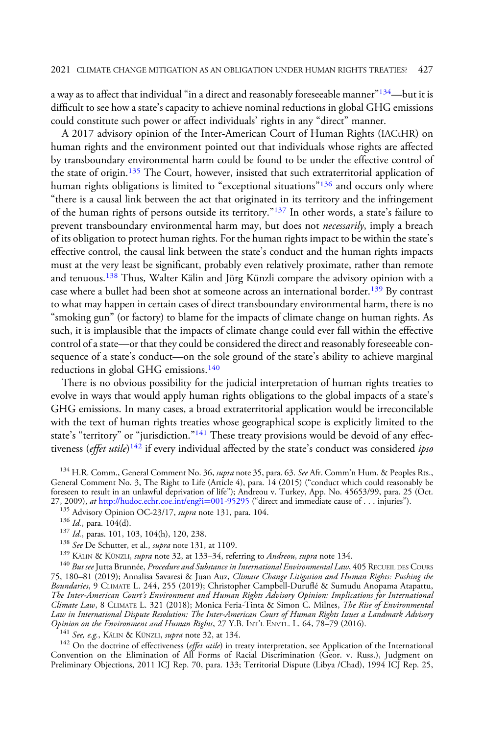a way as to affect that individual "in a direct and reasonably foreseeable manner"[134]—but it is difficult to see how a state's capacity to achieve nominal reductions in global GHG emissions could constitute such power or affect individuals' rights in any "direct" manner.

A 2017 advisory opinion of the Inter-American Court of Human Rights (IACtHR) on human rights and the environment pointed out that individuals whose rights are affected by transboundary environmental harm could be found to be under the effective control of the state of origin.[135] The Court, however, insisted that such extraterritorial application of human rights obligations is limited to "exceptional situations"[136] and occurs only where "there is a causal link between the act that originated in its territory and the infringement of the human rights of persons outside its territory."[137] In other words, a state's failure to prevent transboundary environmental harm may, but does not *necessarily*, imply a breach of its obligation to protect human rights. For the human rights impact to be within the state's effective control, the causal link between the state's conduct and the human rights impacts must at the very least be significant, probably even relatively proximate, rather than remote and tenuous.[138] Thus, Walter Kälin and Jörg Künzli compare the advisory opinion with a case where a bullet had been shot at someone across an international border.[139] By contrast to what may happen in certain cases of direct transboundary environmental harm, there is no "smoking gun" (or factory) to blame for the impacts of climate change on human rights. As such, it is implausible that the impacts of climate change could ever fall within the effective control of a state—or that they could be considered the direct and reasonably foreseeable consequence of a state's conduct—on the sole ground of the state's ability to achieve marginal reductions in global GHG emissions.[140]

There is no obvious possibility for the judicial interpretation of human rights treaties to evolve in ways that would apply human rights obligations to the global impacts of a state's GHG emissions. In many cases, a broad extraterritorial application would be irreconcilable with the text of human rights treaties whose geographical scope is explicitly limited to the state's "territory" or "jurisdiction."[141] These treaty provisions would be devoid of any effectiveness (*effet utile*)[142] if every individual affected by the state's conduct was considered *ipso*

[134] H.R. Comm., General Comment No. 36, *supra* note 35, para. 63. *See* Afr. Comm'n Hum. & Peoples Rts., General Comment No. 3, The Right to Life (Article 4), para. 14 (2015) ("conduct which could reasonably be foreseen to result in an unlawful deprivation of life"); Andreou v. Turkey, App. No. 45653/99, para. 25 (Oct. 27, 2009), *at* http://hudoc.echr.coe.int/eng?i=001-95295 ("direct and immediate cause of . . . injuries").

[135] Advisory Opinion OC-23/17, *supra* note 131, para. 104.

[136] *Id.*, para. 104(d).

[137] *Id.*, paras. 101, 103, 104(h), 120, 238.

[138] *See* De Schutter, et al., *supra* note 131, at 1109.

[139] KÄLIN & KÜNZLI, *supra* note 32, at 133–34, referring to *Andreou*, *supra* note 134.

[140] *But see* Jutta Brunnée, *Procedure and Substance in International Environmental Law*, 405 RECUEIL DES COURS 75, 180–81 (2019); Annalisa Savaresi & Juan Auz, *Climate Change Litigation and Human Rights: Pushing the Boundaries*, 9 CLIMATE L. 244, 255 (2019); Christopher Campbell-Duruflé & Sumudu Anopama Atapattu, *The Inter-American Court's Environment and Human Rights Advisory Opinion: Implications for International Climate Law*, 8 CLIMATE L. 321 (2018); Monica Feria-Tinta & Simon C. Milnes, *The Rise of Environmental Law in International Dispute Resolution: The Inter-American Court of Human Rights Issues a Landmark Advisory Opinion on the Environment and Human Rights*, 27 Y.B. INT'L ENVTL. L. 64, 78–79 (2016).

[141] *See, e.g.*, KÄLIN & KÜNZLI, *supra* note 32, at 134.

[142] On the doctrine of effectiveness (*effet utile*) in treaty interpretation, see Application of the International Convention on the Elimination of All Forms of Racial Discrimination (Geor. v. Russ.), Judgment on Preliminary Objections, 2011 ICJ Rep. 70, para. 133; Territorial Dispute (Libya /Chad), 1994 ICJ Rep. 25,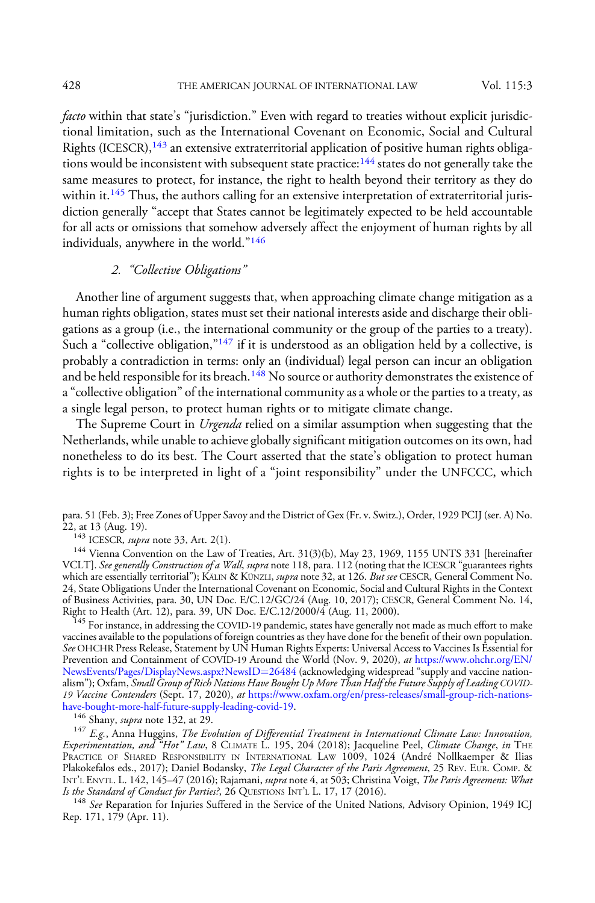*facto* within that state's "jurisdiction." Even with regard to treaties without explicit jurisdictional limitation, such as the International Covenant on Economic, Social and Cultural Rights (ICESCR),[143] an extensive extraterritorial application of positive human rights obligations would be inconsistent with subsequent state practice:[144] states do not generally take the same measures to protect, for instance, the right to health beyond their territory as they do within it.[145] Thus, the authors calling for an extensive interpretation of extraterritorial jurisdiction generally "accept that States cannot be legitimately expected to be held accountable for all acts or omissions that somehow adversely affect the enjoyment of human rights by all individuals, anywhere in the world."[146]

### 2. *"Collective Obligations"*

Another line of argument suggests that, when approaching climate change mitigation as a human rights obligation, states must set their national interests aside and discharge their obligations as a group (i.e., the international community or the group of the parties to a treaty). Such a "collective obligation,"[147] if it is understood as an obligation held by a collective, is probably a contradiction in terms: only an (individual) legal person can incur an obligation and be held responsible for its breach.[148] No source or authority demonstrates the existence of a "collective obligation" of the international community as a whole or the parties to a treaty, as a single legal person, to protect human rights or to mitigate climate change.

The Supreme Court in *Urgenda* relied on a similar assumption when suggesting that the Netherlands, while unable to achieve globally significant mitigation outcomes on its own, had nonetheless to do its best. The Court asserted that the state's obligation to protect human rights is to be interpreted in light of a "joint responsibility" under the UNFCCC, which

---

para. 51 (Feb. 3); Free Zones of Upper Savoy and the District of Gex (Fr. v. Switz.), Order, 1929 PCIJ (ser. A) No. 22, at 13 (Aug. 19).

[143] ICESCR, *supra* note 33, Art. 2(1).

[144] Vienna Convention on the Law of Treaties, Art. 31(3)(b), May 23, 1969, 1155 UNTS 331 [hereinafter VCLT]. *See generally Construction of a Wall*, *supra* note 118, para. 112 (noting that the ICESCR "guarantees rights which are essentially territorial"); Kälin & Künzli, *supra* note 32, at 126. *But see* CESCR, General Comment No. 24, State Obligations Under the International Covenant on Economic, Social and Cultural Rights in the Context of Business Activities, para. 30, UN Doc. E/C.12/GC/24 (Aug. 10, 2017); CESCR, General Comment No. 14, Right to Health (Art. 12), para. 39, UN Doc. E/C.12/2000/4 (Aug. 11, 2000).

[145] For instance, in addressing the COVID-19 pandemic, states have generally not made as much effort to make vaccines available to the populations of foreign countries as they have done for the benefit of their own population. *See* OHCHR Press Release, Statement by UN Human Rights Experts: Universal Access to Vaccines Is Essential for Prevention and Containment of COVID-19 Around the World (Nov. 9, 2020), *at* https://www.ohchr.org/EN/NewsEvents/Pages/DisplayNews.aspx?NewsID=26484 (acknowledging widespread "supply and vaccine nationalism"); Oxfam, *Small Group of Rich Nations Have Bought Up More Than Half the Future Supply of Leading COVID-19 Vaccine Contenders* (Sept. 17, 2020), *at* https://www.oxfam.org/en/press-releases/small-group-rich-nations-have-bought-more-half-future-supply-leading-covid-19.

[146] Shany, *supra* note 132, at 29.

[147] *E.g.*, Anna Huggins, *The Evolution of Differential Treatment in International Climate Law: Innovation, Experimentation, and "Hot" Law*, 8 Climate L. 195, 204 (2018); Jacqueline Peel, *Climate Change*, *in* The Practice of Shared Responsibility in International Law 1009, 1024 (André Nollkaemper & Ilias Plakokefalos eds., 2017); Daniel Bodansky, *The Legal Character of the Paris Agreement*, 25 Rev. Eur. Comp. & Int'l Envtl. L. 142, 145–47 (2016); Rajamani, *supra* note 4, at 503; Christina Voigt, *The Paris Agreement: What Is the Standard of Conduct for Parties?*, 26 Questions Int'l L. 17, 17 (2016).

[148] *See* Reparation for Injuries Suffered in the Service of the United Nations, Advisory Opinion, 1949 ICJ Rep. 171, 179 (Apr. 11).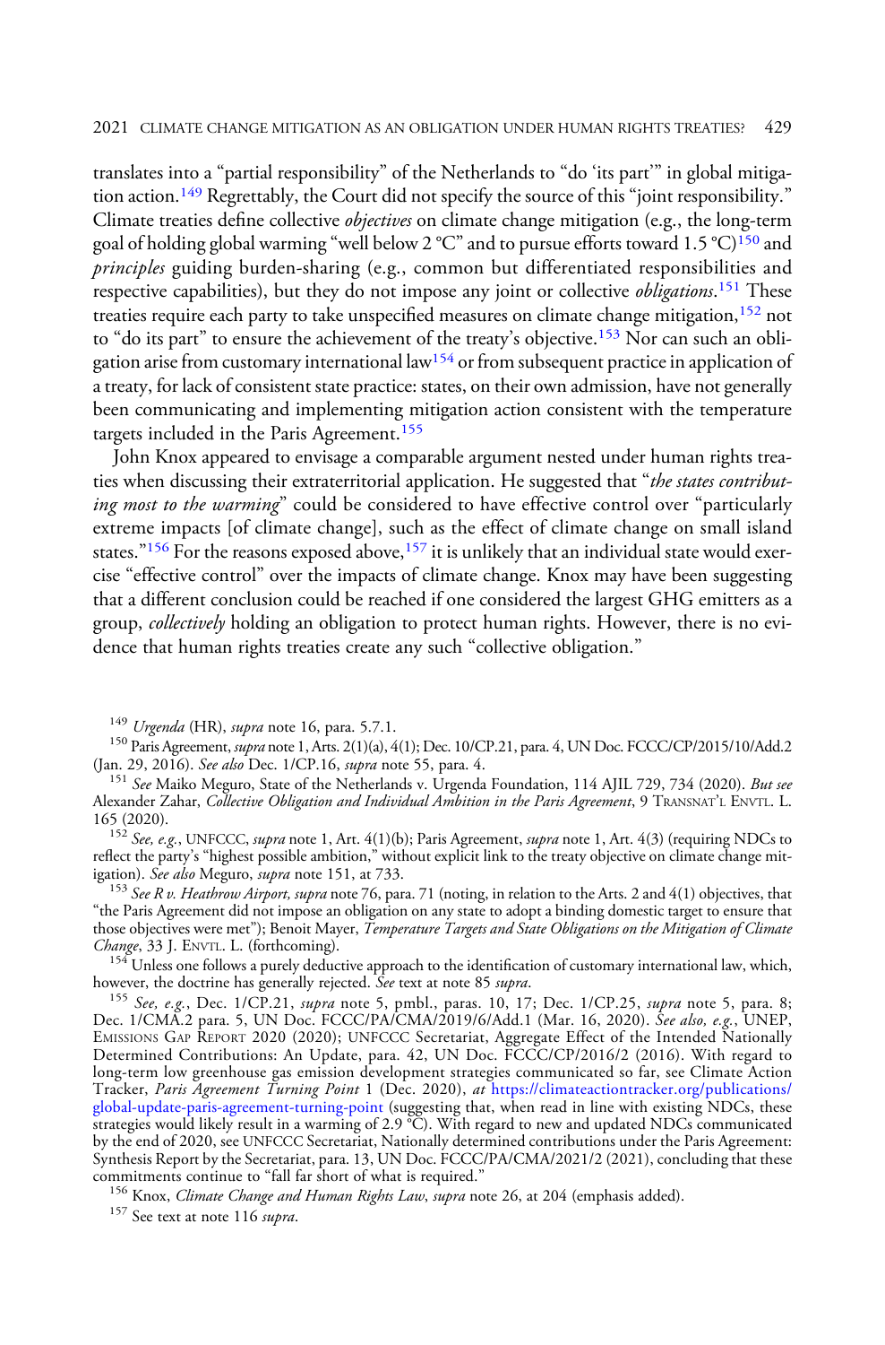translates into a "partial responsibility" of the Netherlands to "do 'its part'" in global mitigation action.[149] Regrettably, the Court did not specify the source of this "joint responsibility." Climate treaties define collective *objectives* on climate change mitigation (e.g., the long-term goal of holding global warming "well below 2 °C" and to pursue efforts toward 1.5 °C)[150] and *principles* guiding burden-sharing (e.g., common but differentiated responsibilities and respective capabilities), but they do not impose any joint or collective *obligations*.[151] These treaties require each party to take unspecified measures on climate change mitigation,[152] not to "do its part" to ensure the achievement of the treaty's objective.[153] Nor can such an obligation arise from customary international law[154] or from subsequent practice in application of a treaty, for lack of consistent state practice: states, on their own admission, have not generally been communicating and implementing mitigation action consistent with the temperature targets included in the Paris Agreement.[155]

John Knox appeared to envisage a comparable argument nested under human rights treaties when discussing their extraterritorial application. He suggested that "*the states contributing most to the warming*" could be considered to have effective control over "particularly extreme impacts [of climate change], such as the effect of climate change on small island states."[156] For the reasons exposed above,[157] it is unlikely that an individual state would exercise "effective control" over the impacts of climate change. Knox may have been suggesting that a different conclusion could be reached if one considered the largest GHG emitters as a group, *collectively* holding an obligation to protect human rights. However, there is no evidence that human rights treaties create any such "collective obligation."

---

[149] *Urgenda* (HR), *supra* note 16, para. 5.7.1.

[150] Paris Agreement, *supra* note 1, Arts. 2(1)(a), 4(1); Dec. 10/CP.21, para. 4, UN Doc. FCCC/CP/2015/10/Add.2 (Jan. 29, 2016). *See also* Dec. 1/CP.16, *supra* note 55, para. 4.

[151] *See* Maiko Meguro, State of the Netherlands v. Urgenda Foundation, 114 AJIL 729, 734 (2020). *But see* Alexander Zahar, *Collective Obligation and Individual Ambition in the Paris Agreement*, 9 TRANSNAT'L ENVTL. L. 165 (2020).

[152] *See, e.g.*, UNFCCC, *supra* note 1, Art. 4(1)(b); Paris Agreement, *supra* note 1, Art. 4(3) (requiring NDCs to reflect the party's "highest possible ambition," without explicit link to the treaty objective on climate change mitigation). *See also* Meguro, *supra* note 151, at 733.

[153] *See R v. Heathrow Airport, supra* note 76, para. 71 (noting, in relation to the Arts. 2 and 4(1) objectives, that "the Paris Agreement did not impose an obligation on any state to adopt a binding domestic target to ensure that those objectives were met"); Benoit Mayer, *Temperature Targets and State Obligations on the Mitigation of Climate Change*, 33 J. ENVTL. L. (forthcoming).

[154] Unless one follows a purely deductive approach to the identification of customary international law, which, however, the doctrine has generally rejected. *See* text at note 85 *supra*.

[155] *See, e.g.*, Dec. 1/CP.21, *supra* note 5, pmbl., paras. 10, 17; Dec. 1/CP.25, *supra* note 5, para. 8; Dec. 1/CMA.2 para. 5, UN Doc. FCCC/PA/CMA/2019/6/Add.1 (Mar. 16, 2020). *See also, e.g.*, UNEP, EMISSIONS GAP REPORT 2020 (2020); UNFCCC Secretariat, Aggregate Effect of the Intended Nationally Determined Contributions: An Update, para. 42, UN Doc. FCCC/CP/2016/2 (2016). With regard to long-term low greenhouse gas emission development strategies communicated so far, see Climate Action Tracker, *Paris Agreement Turning Point* 1 (Dec. 2020), *at* https://climateactiontracker.org/publications/global-update-paris-agreement-turning-point (suggesting that, when read in line with existing NDCs, these strategies would likely result in a warming of 2.9 °C). With regard to new and updated NDCs communicated by the end of 2020, see UNFCCC Secretariat, Nationally determined contributions under the Paris Agreement: Synthesis Report by the Secretariat, para. 13, UN Doc. FCCC/PA/CMA/2021/2 (2021), concluding that these commitments continue to "fall far short of what is required."

[156] Knox, *Climate Change and Human Rights Law*, *supra* note 26, at 204 (emphasis added).

[157] See text at note 116 *supra*.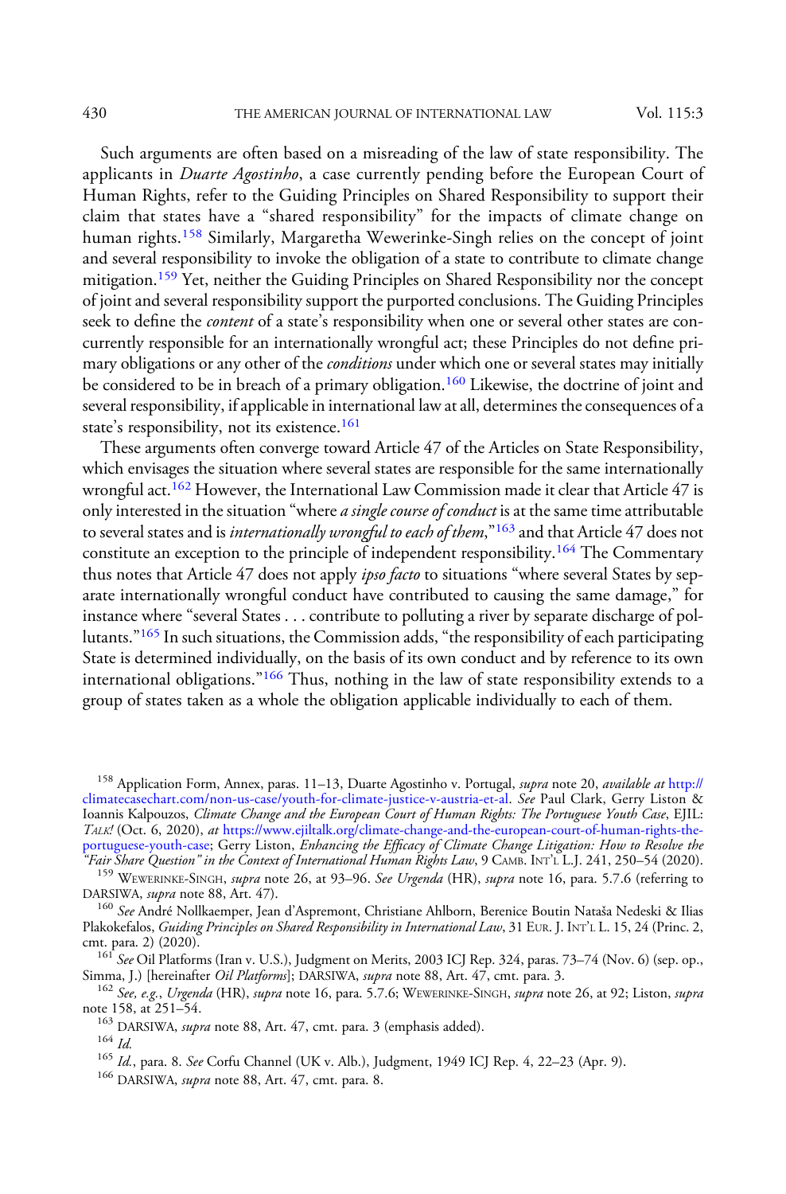Such arguments are often based on a misreading of the law of state responsibility. The applicants in *Duarte Agostinho*, a case currently pending before the European Court of Human Rights, refer to the Guiding Principles on Shared Responsibility to support their claim that states have a "shared responsibility" for the impacts of climate change on human rights.[158] Similarly, Margaretha Wewerinke-Singh relies on the concept of joint and several responsibility to invoke the obligation of a state to contribute to climate change mitigation.[159] Yet, neither the Guiding Principles on Shared Responsibility nor the concept of joint and several responsibility support the purported conclusions. The Guiding Principles seek to define the *content* of a state's responsibility when one or several other states are concurrently responsible for an internationally wrongful act; these Principles do not define primary obligations or any other of the *conditions* under which one or several states may initially be considered to be in breach of a primary obligation.[160] Likewise, the doctrine of joint and several responsibility, if applicable in international law at all, determines the consequences of a state's responsibility, not its existence.[161]

These arguments often converge toward Article 47 of the Articles on State Responsibility, which envisages the situation where several states are responsible for the same internationally wrongful act.[162] However, the International Law Commission made it clear that Article 47 is only interested in the situation "where *a single course of conduct* is at the same time attributable to several states and is *internationally wrongful to each of them*,"[163] and that Article 47 does not constitute an exception to the principle of independent responsibility.[164] The Commentary thus notes that Article 47 does not apply *ipso facto* to situations "where several States by separate internationally wrongful conduct have contributed to causing the same damage," for instance where "several States . . . contribute to polluting a river by separate discharge of pollutants."[165] In such situations, the Commission adds, "the responsibility of each participating State is determined individually, on the basis of its own conduct and by reference to its own international obligations."[166] Thus, nothing in the law of state responsibility extends to a group of states taken as a whole the obligation applicable individually to each of them.

---

[158] Application Form, Annex, paras. 11–13, Duarte Agostinho v. Portugal, *supra* note 20, *available at* http://climatecasechart.com/non-us-case/youth-for-climate-justice-v-austria-et-al. *See* Paul Clark, Gerry Liston & Ioannis Kalpouzos, *Climate Change and the European Court of Human Rights: The Portuguese Youth Case*, EJIL: TALK! (Oct. 6, 2020), *at* https://www.ejiltalk.org/climate-change-and-the-european-court-of-human-rights-the-portuguese-youth-case; Gerry Liston, *Enhancing the Efficacy of Climate Change Litigation: How to Resolve the "Fair Share Question" in the Context of International Human Rights Law*, 9 CAMB. INT'L L.J. 241, 250–54 (2020).

[159] WEWERINKE-SINGH, *supra* note 26, at 93–96. *See Urgenda* (HR), *supra* note 16, para. 5.7.6 (referring to DARSIWA, *supra* note 88, Art. 47).

[160] *See* André Nollkaemper, Jean d'Aspremont, Christiane Ahlborn, Berenice Boutin Nataša Nedeski & Ilias Plakokefalos, *Guiding Principles on Shared Responsibility in International Law*, 31 EUR. J. INT'L L. 15, 24 (Princ. 2, cmt. para. 2) (2020).

[161] *See* Oil Platforms (Iran v. U.S.), Judgment on Merits, 2003 ICJ Rep. 324, paras. 73–74 (Nov. 6) (sep. op., Simma, J.) [hereinafter *Oil Platforms*]; DARSIWA, *supra* note 88, Art. 47, cmt. para. 3.

[162] *See, e.g.*, *Urgenda* (HR), *supra* note 16, para. 5.7.6; WEWERINKE-SINGH, *supra* note 26, at 92; Liston, *supra* note 158, at 251–54.

[163] DARSIWA, *supra* note 88, Art. 47, cmt. para. 3 (emphasis added).

[164] *Id.*

[165] *Id.*, para. 8. *See* Corfu Channel (UK v. Alb.), Judgment, 1949 ICJ Rep. 4, 22–23 (Apr. 9).

[166] DARSIWA, *supra* note 88, Art. 47, cmt. para. 8.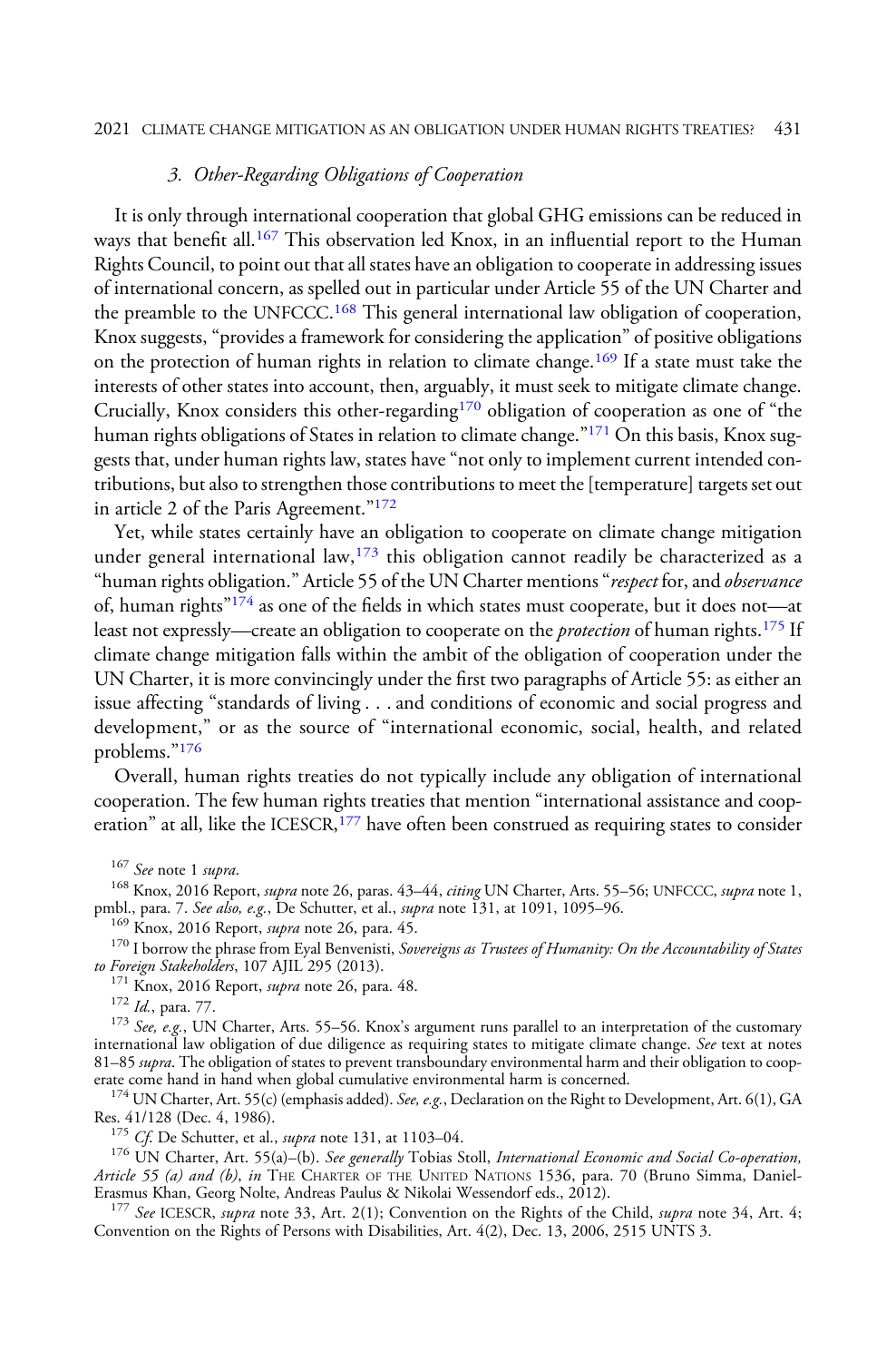### 3. Other-Regarding Obligations of Cooperation

It is only through international cooperation that global GHG emissions can be reduced in ways that benefit all.[167] This observation led Knox, in an influential report to the Human Rights Council, to point out that all states have an obligation to cooperate in addressing issues of international concern, as spelled out in particular under Article 55 of the UN Charter and the preamble to the UNFCCC.[168] This general international law obligation of cooperation, Knox suggests, "provides a framework for considering the application" of positive obligations on the protection of human rights in relation to climate change.[169] If a state must take the interests of other states into account, then, arguably, it must seek to mitigate climate change. Crucially, Knox considers this other-regarding[170] obligation of cooperation as one of "the human rights obligations of States in relation to climate change."[171] On this basis, Knox suggests that, under human rights law, states have "not only to implement current intended contributions, but also to strengthen those contributions to meet the [temperature] targets set out in article 2 of the Paris Agreement."[172]

Yet, while states certainly have an obligation to cooperate on climate change mitigation under general international law,[173] this obligation cannot readily be characterized as a "human rights obligation." Article 55 of the UN Charter mentions "*respect* for, and *observance* of, human rights"[174] as one of the fields in which states must cooperate, but it does not—at least not expressly—create an obligation to cooperate on the *protection* of human rights.[175] If climate change mitigation falls within the ambit of the obligation of cooperation under the UN Charter, it is more convincingly under the first two paragraphs of Article 55: as either an issue affecting "standards of living . . . and conditions of economic and social progress and development," or as the source of "international economic, social, health, and related problems."[176]

Overall, human rights treaties do not typically include any obligation of international cooperation. The few human rights treaties that mention "international assistance and cooperation" at all, like the ICESCR,[177] have often been construed as requiring states to consider

[167] *See* note 1 *supra*.

[168] Knox, 2016 Report, *supra* note 26, paras. 43–44, *citing* UN Charter, Arts. 55–56; UNFCCC, *supra* note 1, pmbl., para. 7. *See also, e.g.*, De Schutter, et al., *supra* note 131, at 1091, 1095–96.

[169] Knox, 2016 Report, *supra* note 26, para. 45.

[170] I borrow the phrase from Eyal Benvenisti, *Sovereigns as Trustees of Humanity: On the Accountability of States to Foreign Stakeholders*, 107 AJIL 295 (2013).

[171] Knox, 2016 Report, *supra* note 26, para. 48.

[172] *Id.*, para. 77.

[173] *See, e.g.*, UN Charter, Arts. 55–56. Knox's argument runs parallel to an interpretation of the customary international law obligation of due diligence as requiring states to mitigate climate change. *See* text at notes 81–85 *supra*. The obligation of states to prevent transboundary environmental harm and their obligation to cooperate come hand in hand when global cumulative environmental harm is concerned.

[174] UN Charter, Art. 55(c) (emphasis added). *See, e.g.*, Declaration on the Right to Development, Art. 6(1), GA Res. 41/128 (Dec. 4, 1986).

[175] *Cf.* De Schutter, et al., *supra* note 131, at 1103–04.

[176] UN Charter, Art. 55(a)–(b). *See generally* Tobias Stoll, *International Economic and Social Co-operation, Article 55 (a) and (b)*, *in* THE CHARTER OF THE UNITED NATIONS 1536, para. 70 (Bruno Simma, Daniel-Erasmus Khan, Georg Nolte, Andreas Paulus & Nikolai Wessendorf eds., 2012).

[177] *See* ICESCR, *supra* note 33, Art. 2(1); Convention on the Rights of the Child, *supra* note 34, Art. 4; Convention on the Rights of Persons with Disabilities, Art. 4(2), Dec. 13, 2006, 2515 UNTS 3.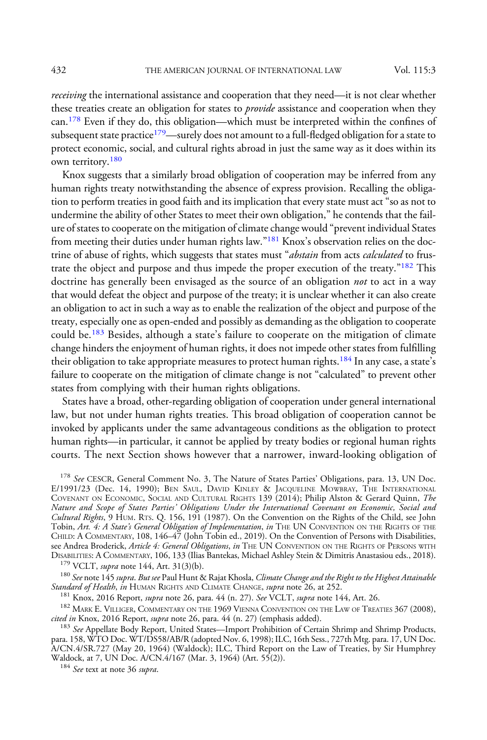*receiving* the international assistance and cooperation that they need—it is not clear whether these treaties create an obligation for states to *provide* assistance and cooperation when they can.[178] Even if they do, this obligation—which must be interpreted within the confines of subsequent state practice[179]—surely does not amount to a full-fledged obligation for a state to protect economic, social, and cultural rights abroad in just the same way as it does within its own territory.[180]

Knox suggests that a similarly broad obligation of cooperation may be inferred from any human rights treaty notwithstanding the absence of express provision. Recalling the obligation to perform treaties in good faith and its implication that every state must act "so as not to undermine the ability of other States to meet their own obligation," he contends that the failure of states to cooperate on the mitigation of climate change would "prevent individual States from meeting their duties under human rights law."[181] Knox's observation relies on the doctrine of abuse of rights, which suggests that states must "*abstain* from acts *calculated* to frustrate the object and purpose and thus impede the proper execution of the treaty."[182] This doctrine has generally been envisaged as the source of an obligation *not* to act in a way that would defeat the object and purpose of the treaty; it is unclear whether it can also create an obligation to act in such a way as to enable the realization of the object and purpose of the treaty, especially one as open-ended and possibly as demanding as the obligation to cooperate could be.[183] Besides, although a state's failure to cooperate on the mitigation of climate change hinders the enjoyment of human rights, it does not impede other states from fulfilling their obligation to take appropriate measures to protect human rights.[184] In any case, a state's failure to cooperate on the mitigation of climate change is not "calculated" to prevent other states from complying with their human rights obligations.

States have a broad, other-regarding obligation of cooperation under general international law, but not under human rights treaties. This broad obligation of cooperation cannot be invoked by applicants under the same advantageous conditions as the obligation to protect human rights—in particular, it cannot be applied by treaty bodies or regional human rights courts. The next Section shows however that a narrower, inward-looking obligation of

[178] *See* CESCR, General Comment No. 3, The Nature of States Parties' Obligations, para. 13, UN Doc. E/1991/23 (Dec. 14, 1990); Ben Saul, David Kinley & Jacqueline Mowbray, The International Covenant on Economic, Social and Cultural Rights 139 (2014); Philip Alston & Gerard Quinn, *The Nature and Scope of States Parties' Obligations Under the International Covenant on Economic, Social and Cultural Rights*, 9 Hum. Rts. Q. 156, 191 (1987). On the Convention on the Rights of the Child, see John Tobin, *Art. 4: A State's General Obligation of Implementation*, *in* The UN Convention on the Rights of the Child: A Commentary, 108, 146–47 (John Tobin ed., 2019). On the Convention of Persons with Disabilities, see Andrea Broderick, *Article 4: General Obligations*, *in* The UN Convention on the Rights of Persons with Disabilities: A Commentary, 106, 133 (Ilias Bantekas, Michael Ashley Stein & Dimitris Anastasiou eds., 2018).

[179] VCLT, *supra* note 144, Art. 31(3)(b).

[180] *See* note 145 *supra*. *But see* Paul Hunt & Rajat Khosla, *Climate Change and the Right to the Highest Attainable Standard of Health*, *in* Human Rights and Climate Change, *supra* note 26, at 252.

[181] Knox, 2016 Report, *supra* note 26, para. 44 (n. 27). *See* VCLT, *supra* note 144, Art. 26.

[182] Mark E. Villiger, Commentary on the 1969 Vienna Convention on the Law of Treaties 367 (2008), *cited in* Knox, 2016 Report, *supra* note 26, para. 44 (n. 27) (emphasis added).

[183] *See* Appellate Body Report, United States—Import Prohibition of Certain Shrimp and Shrimp Products, para. 158, WTO Doc. WT/DS58/AB/R (adopted Nov. 6, 1998); ILC, 16th Sess., 727th Mtg. para. 17, UN Doc. A/CN.4/SR.727 (May 20, 1964) (Waldock); ILC, Third Report on the Law of Treaties, by Sir Humphrey Waldock, at 7, UN Doc. A/CN.4/167 (Mar. 3, 1964) (Art. 55(2)).

[184] *See* text at note 36 *supra*.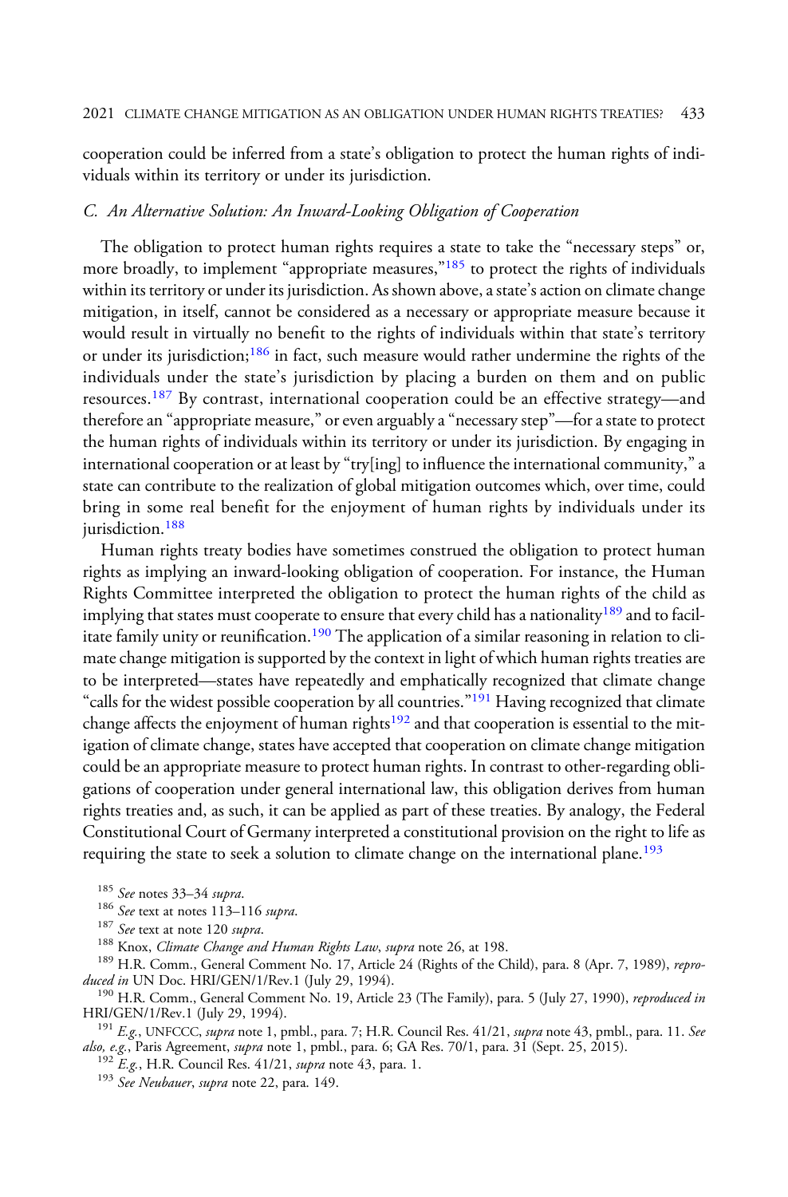cooperation could be inferred from a state's obligation to protect the human rights of individuals within its territory or under its jurisdiction.

### C. An Alternative Solution: An Inward-Looking Obligation of Cooperation

The obligation to protect human rights requires a state to take the "necessary steps" or, more broadly, to implement "appropriate measures,"[185] to protect the rights of individuals within its territory or under its jurisdiction. As shown above, a state's action on climate change mitigation, in itself, cannot be considered as a necessary or appropriate measure because it would result in virtually no benefit to the rights of individuals within that state's territory or under its jurisdiction;[186] in fact, such measure would rather undermine the rights of the individuals under the state's jurisdiction by placing a burden on them and on public resources.[187] By contrast, international cooperation could be an effective strategy—and therefore an "appropriate measure," or even arguably a "necessary step"—for a state to protect the human rights of individuals within its territory or under its jurisdiction. By engaging in international cooperation or at least by "try[ing] to influence the international community," a state can contribute to the realization of global mitigation outcomes which, over time, could bring in some real benefit for the enjoyment of human rights by individuals under its jurisdiction.[188]

Human rights treaty bodies have sometimes construed the obligation to protect human rights as implying an inward-looking obligation of cooperation. For instance, the Human Rights Committee interpreted the obligation to protect the human rights of the child as implying that states must cooperate to ensure that every child has a nationality[189] and to facilitate family unity or reunification.[190] The application of a similar reasoning in relation to climate change mitigation is supported by the context in light of which human rights treaties are to be interpreted—states have repeatedly and emphatically recognized that climate change "calls for the widest possible cooperation by all countries."[191] Having recognized that climate change affects the enjoyment of human rights[192] and that cooperation is essential to the mitigation of climate change, states have accepted that cooperation on climate change mitigation could be an appropriate measure to protect human rights. In contrast to other-regarding obligations of cooperation under general international law, this obligation derives from human rights treaties and, as such, it can be applied as part of these treaties. By analogy, the Federal Constitutional Court of Germany interpreted a constitutional provision on the right to life as requiring the state to seek a solution to climate change on the international plane.[193]

[185] *See* notes 33–34 *supra*.

[186] *See* text at notes 113–116 *supra*.

[187] *See* text at note 120 *supra*.

[188] Knox, *Climate Change and Human Rights Law*, *supra* note 26, at 198.

[189] H.R. Comm., General Comment No. 17, Article 24 (Rights of the Child), para. 8 (Apr. 7, 1989), *reproduced in* UN Doc. HRI/GEN/1/Rev.1 (July 29, 1994).

[190] H.R. Comm., General Comment No. 19, Article 23 (The Family), para. 5 (July 27, 1990), *reproduced in* HRI/GEN/1/Rev.1 (July 29, 1994).

[191] *E.g.*, UNFCCC, *supra* note 1, pmbl., para. 7; H.R. Council Res. 41/21, *supra* note 43, pmbl., para. 11. *See also, e.g.*, Paris Agreement, *supra* note 1, pmbl., para. 6; GA Res. 70/1, para. 31 (Sept. 25, 2015).

[192] *E.g.*, H.R. Council Res. 41/21, *supra* note 43, para. 1.

[193] *See Neubauer*, *supra* note 22, para. 149.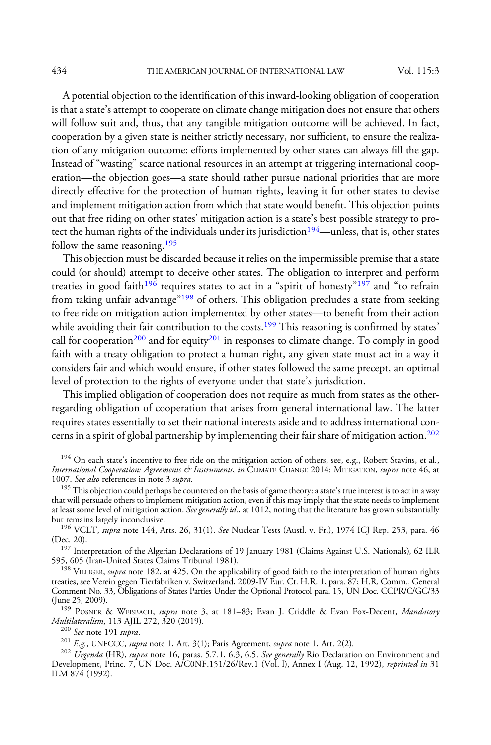A potential objection to the identification of this inward-looking obligation of cooperation is that a state's attempt to cooperate on climate change mitigation does not ensure that others will follow suit and, thus, that any tangible mitigation outcome will be achieved. In fact, cooperation by a given state is neither strictly necessary, nor sufficient, to ensure the realization of any mitigation outcome: efforts implemented by other states can always fill the gap. Instead of "wasting" scarce national resources in an attempt at triggering international cooperation—the objection goes—a state should rather pursue national priorities that are more directly effective for the protection of human rights, leaving it for other states to devise and implement mitigation action from which that state would benefit. This objection points out that free riding on other states' mitigation action is a state's best possible strategy to protect the human rights of the individuals under its jurisdiction[194]—unless, that is, other states follow the same reasoning.[195]

This objection must be discarded because it relies on the impermissible premise that a state could (or should) attempt to deceive other states. The obligation to interpret and perform treaties in good faith[196] requires states to act in a "spirit of honesty"[197] and "to refrain from taking unfair advantage"[198] of others. This obligation precludes a state from seeking to free ride on mitigation action implemented by other states—to benefit from their action while avoiding their fair contribution to the costs.[199] This reasoning is confirmed by states' call for cooperation[200] and for equity[201] in responses to climate change. To comply in good faith with a treaty obligation to protect a human right, any given state must act in a way it considers fair and which would ensure, if other states followed the same precept, an optimal level of protection to the rights of everyone under that state's jurisdiction.

This implied obligation of cooperation does not require as much from states as the other-regarding obligation of cooperation that arises from general international law. The latter requires states essentially to set their national interests aside and to address international concerns in a spirit of global partnership by implementing their fair share of mitigation action.[202]

[194] On each state's incentive to free ride on the mitigation action of others, see, e.g., Robert Stavins, et al., *International Cooperation: Agreements & Instruments*, *in* CLIMATE CHANGE 2014: MITIGATION, *supra* note 46, at 1007. *See also* references in note 3 *supra*.

[195] This objection could perhaps be countered on the basis of game theory: a state's true interest is to act in a way that will persuade others to implement mitigation action, even if this may imply that the state needs to implement at least some level of mitigation action. *See generally id.*, at 1012, noting that the literature has grown substantially but remains largely inconclusive.

[196] VCLT, *supra* note 144, Arts. 26, 31(1). *See* Nuclear Tests (Austl. v. Fr.), 1974 ICJ Rep. 253, para. 46 (Dec. 20).

[197] Interpretation of the Algerian Declarations of 19 January 1981 (Claims Against U.S. Nationals), 62 ILR 595, 605 (Iran-United States Claims Tribunal 1981).

[198] VILLIGER, *supra* note 182, at 425. On the applicability of good faith to the interpretation of human rights treaties, see Verein gegen Tierfabriken v. Switzerland, 2009-IV Eur. Ct. H.R. 1, para. 87; H.R. Comm., General Comment No. 33, Obligations of States Parties Under the Optional Protocol para. 15, UN Doc. CCPR/C/GC/33 (June 25, 2009).

[199] POSNER & WEISBACH, *supra* note 3, at 181–83; Evan J. Criddle & Evan Fox-Decent, *Mandatory Multilateralism*, 113 AJIL 272, 320 (2019).

[200] *See* note 191 *supra*.

[201] *E.g.*, UNFCCC, *supra* note 1, Art. 3(1); Paris Agreement, *supra* note 1, Art. 2(2).

[202] *Urgenda* (HR), *supra* note 16, paras. 5.7.1, 6.3, 6.5. *See generally* Rio Declaration on Environment and Development, Princ. 7, UN Doc. A/C0NF.151/26/Rev.1 (Vol. l), Annex I (Aug. 12, 1992), *reprinted in* 31 ILM 874 (1992).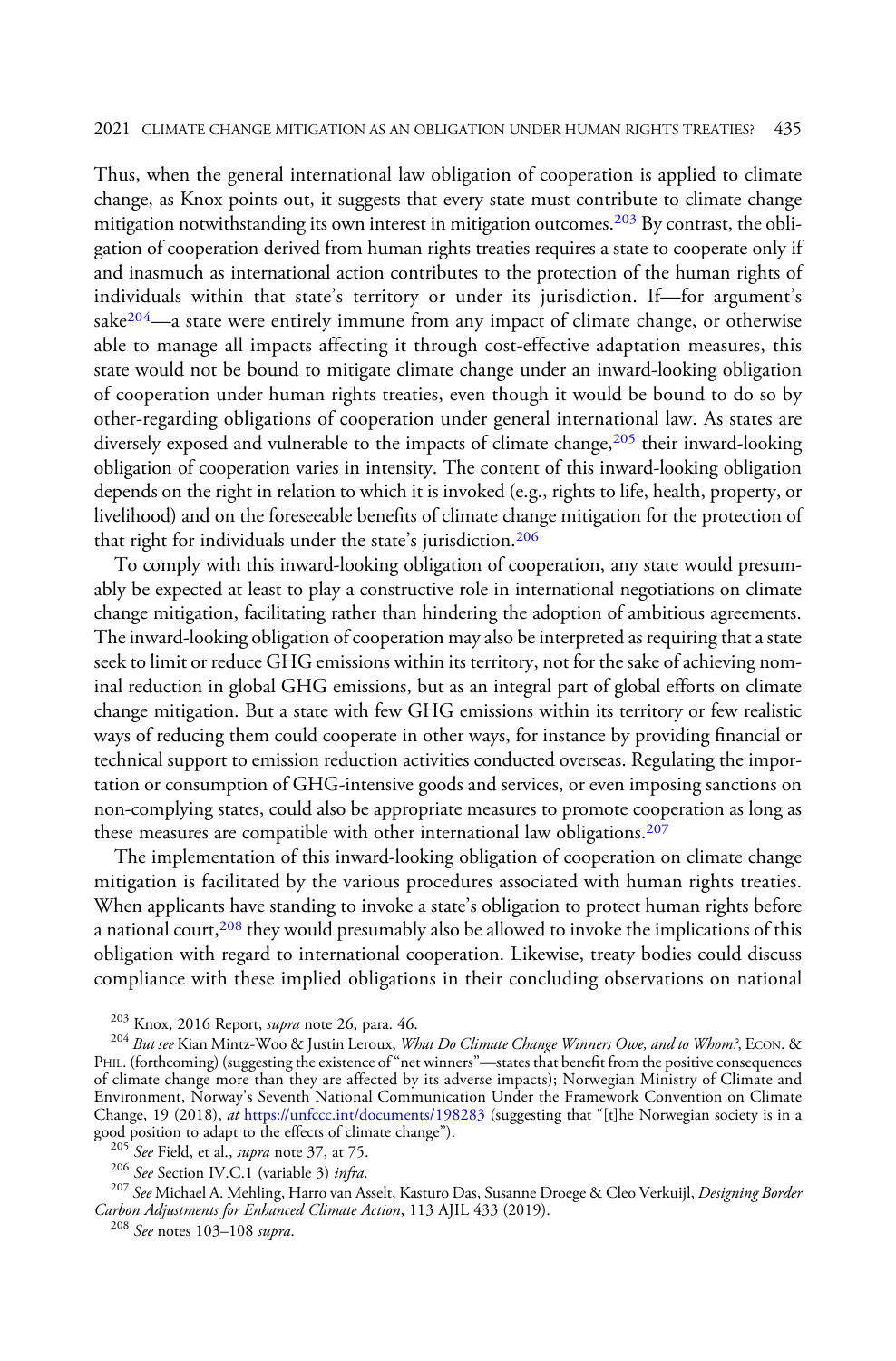Thus, when the general international law obligation of cooperation is applied to climate change, as Knox points out, it suggests that every state must contribute to climate change mitigation notwithstanding its own interest in mitigation outcomes.[203] By contrast, the obligation of cooperation derived from human rights treaties requires a state to cooperate only if and inasmuch as international action contributes to the protection of the human rights of individuals within that state's territory or under its jurisdiction. If—for argument's sake[204]—a state were entirely immune from any impact of climate change, or otherwise able to manage all impacts affecting it through cost-effective adaptation measures, this state would not be bound to mitigate climate change under an inward-looking obligation of cooperation under human rights treaties, even though it would be bound to do so by other-regarding obligations of cooperation under general international law. As states are diversely exposed and vulnerable to the impacts of climate change,[205] their inward-looking obligation of cooperation varies in intensity. The content of this inward-looking obligation depends on the right in relation to which it is invoked (e.g., rights to life, health, property, or livelihood) and on the foreseeable benefits of climate change mitigation for the protection of that right for individuals under the state's jurisdiction.[206]

To comply with this inward-looking obligation of cooperation, any state would presumably be expected at least to play a constructive role in international negotiations on climate change mitigation, facilitating rather than hindering the adoption of ambitious agreements. The inward-looking obligation of cooperation may also be interpreted as requiring that a state seek to limit or reduce GHG emissions within its territory, not for the sake of achieving nominal reduction in global GHG emissions, but as an integral part of global efforts on climate change mitigation. But a state with few GHG emissions within its territory or few realistic ways of reducing them could cooperate in other ways, for instance by providing financial or technical support to emission reduction activities conducted overseas. Regulating the importation or consumption of GHG-intensive goods and services, or even imposing sanctions on non-complying states, could also be appropriate measures to promote cooperation as long as these measures are compatible with other international law obligations.[207]

The implementation of this inward-looking obligation of cooperation on climate change mitigation is facilitated by the various procedures associated with human rights treaties. When applicants have standing to invoke a state's obligation to protect human rights before a national court,[208] they would presumably also be allowed to invoke the implications of this obligation with regard to international cooperation. Likewise, treaty bodies could discuss compliance with these implied obligations in their concluding observations on national

---

[203] Knox, 2016 Report, *supra* note 26, para. 46.

[204] *But see* Kian Mintz-Woo & Justin Leroux, *What Do Climate Change Winners Owe, and to Whom?*, ECON. & PHIL. (forthcoming) (suggesting the existence of "net winners"—states that benefit from the positive consequences of climate change more than they are affected by its adverse impacts); Norwegian Ministry of Climate and Environment, Norway's Seventh National Communication Under the Framework Convention on Climate Change, 19 (2018), *at* https://unfccc.int/documents/198283 (suggesting that "[t]he Norwegian society is in a good position to adapt to the effects of climate change").

[205] *See* Field, et al., *supra* note 37, at 75.

[206] *See* Section IV.C.1 (variable 3) *infra*.

[207] *See* Michael A. Mehling, Harro van Asselt, Kasturo Das, Susanne Droege & Cleo Verkuijl, *Designing Border Carbon Adjustments for Enhanced Climate Action*, 113 AJIL 433 (2019).

[208] *See* notes 103–108 *supra*.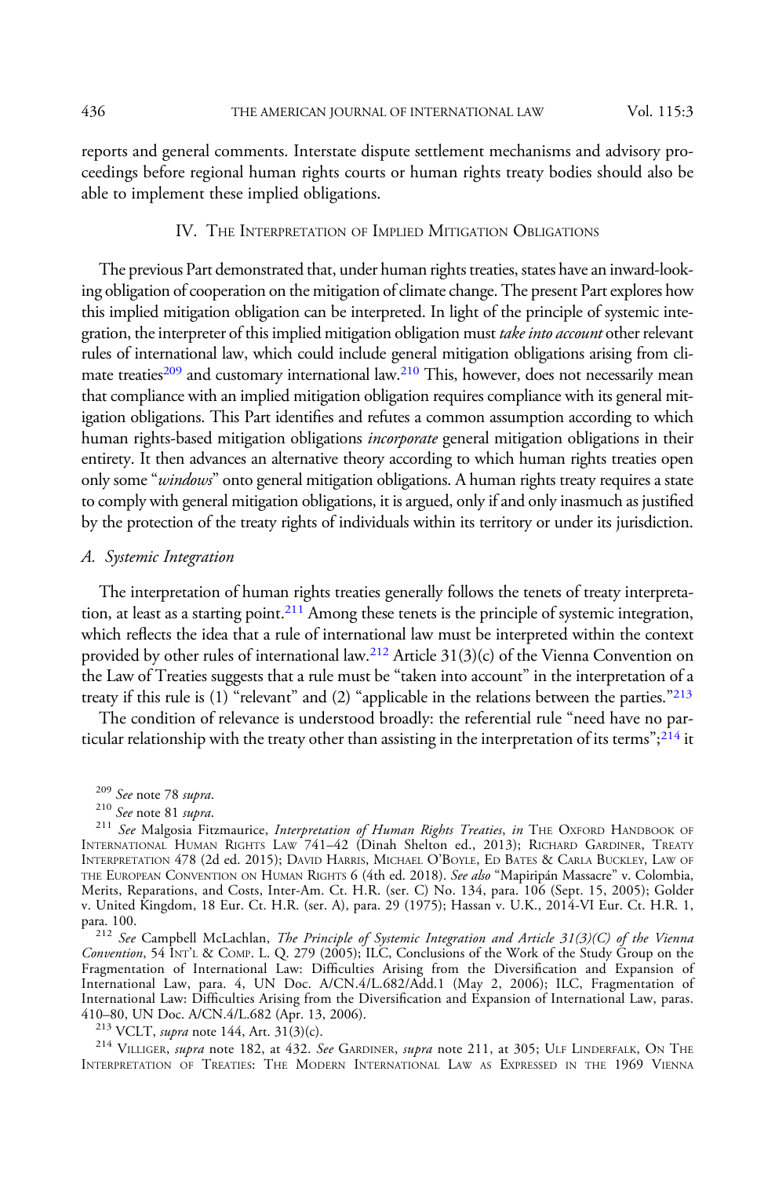reports and general comments. Interstate dispute settlement mechanisms and advisory proceedings before regional human rights courts or human rights treaty bodies should also be able to implement these implied obligations.

## IV. The Interpretation of Implied Mitigation Obligations

The previous Part demonstrated that, under human rights treaties, states have an inward-looking obligation of cooperation on the mitigation of climate change. The present Part explores how this implied mitigation obligation can be interpreted. In light of the principle of systemic integration, the interpreter of this implied mitigation obligation must *take into account* other relevant rules of international law, which could include general mitigation obligations arising from climate treaties[209] and customary international law.[210] This, however, does not necessarily mean that compliance with an implied mitigation obligation requires compliance with its general mitigation obligations. This Part identifies and refutes a common assumption according to which human rights-based mitigation obligations *incorporate* general mitigation obligations in their entirety. It then advances an alternative theory according to which human rights treaties open only some "*windows*" onto general mitigation obligations. A human rights treaty requires a state to comply with general mitigation obligations, it is argued, only if and only inasmuch as justified by the protection of the treaty rights of individuals within its territory or under its jurisdiction.

### *A. Systemic Integration*

The interpretation of human rights treaties generally follows the tenets of treaty interpretation, at least as a starting point.[211] Among these tenets is the principle of systemic integration, which reflects the idea that a rule of international law must be interpreted within the context provided by other rules of international law.[212] Article 31(3)(c) of the Vienna Convention on the Law of Treaties suggests that a rule must be "taken into account" in the interpretation of a treaty if this rule is (1) "relevant" and (2) "applicable in the relations between the parties."[213]

The condition of relevance is understood broadly: the referential rule "need have no particular relationship with the treaty other than assisting in the interpretation of its terms";[214] it

[209] *See* note 78 *supra*.

[210] *See* note 81 *supra*.

[211] *See* Malgosia Fitzmaurice, *Interpretation of Human Rights Treaties*, *in* The Oxford Handbook of International Human Rights Law 741–42 (Dinah Shelton ed., 2013); Richard Gardiner, Treaty Interpretation 478 (2d ed. 2015); David Harris, Michael O'Boyle, Ed Bates & Carla Buckley, Law of the European Convention on Human Rights 6 (4th ed. 2018). *See also* "Mapiripán Massacre" v. Colombia, Merits, Reparations, and Costs, Inter-Am. Ct. H.R. (ser. C) No. 134, para. 106 (Sept. 15, 2005); Golder v. United Kingdom, 18 Eur. Ct. H.R. (ser. A), para. 29 (1975); Hassan v. U.K., 2014-VI Eur. Ct. H.R. 1, para. 100.

[212] *See* Campbell McLachlan, *The Principle of Systemic Integration and Article 31(3)(C) of the Vienna Convention*, 54 Int'l & Comp. L. Q. 279 (2005); ILC, Conclusions of the Work of the Study Group on the Fragmentation of International Law: Difficulties Arising from the Diversification and Expansion of International Law, para. 4, UN Doc. A/CN.4/L.682/Add.1 (May 2, 2006); ILC, Fragmentation of International Law: Difficulties Arising from the Diversification and Expansion of International Law, paras. 410–80, UN Doc. A/CN.4/L.682 (Apr. 13, 2006).

[213] VCLT, *supra* note 144, Art. 31(3)(c).

[214] Villiger, *supra* note 182, at 432. *See* Gardiner, *supra* note 211, at 305; Ulf Linderfalk, On the Interpretation of Treaties: The Modern International Law as Expressed in the 1969 Vienna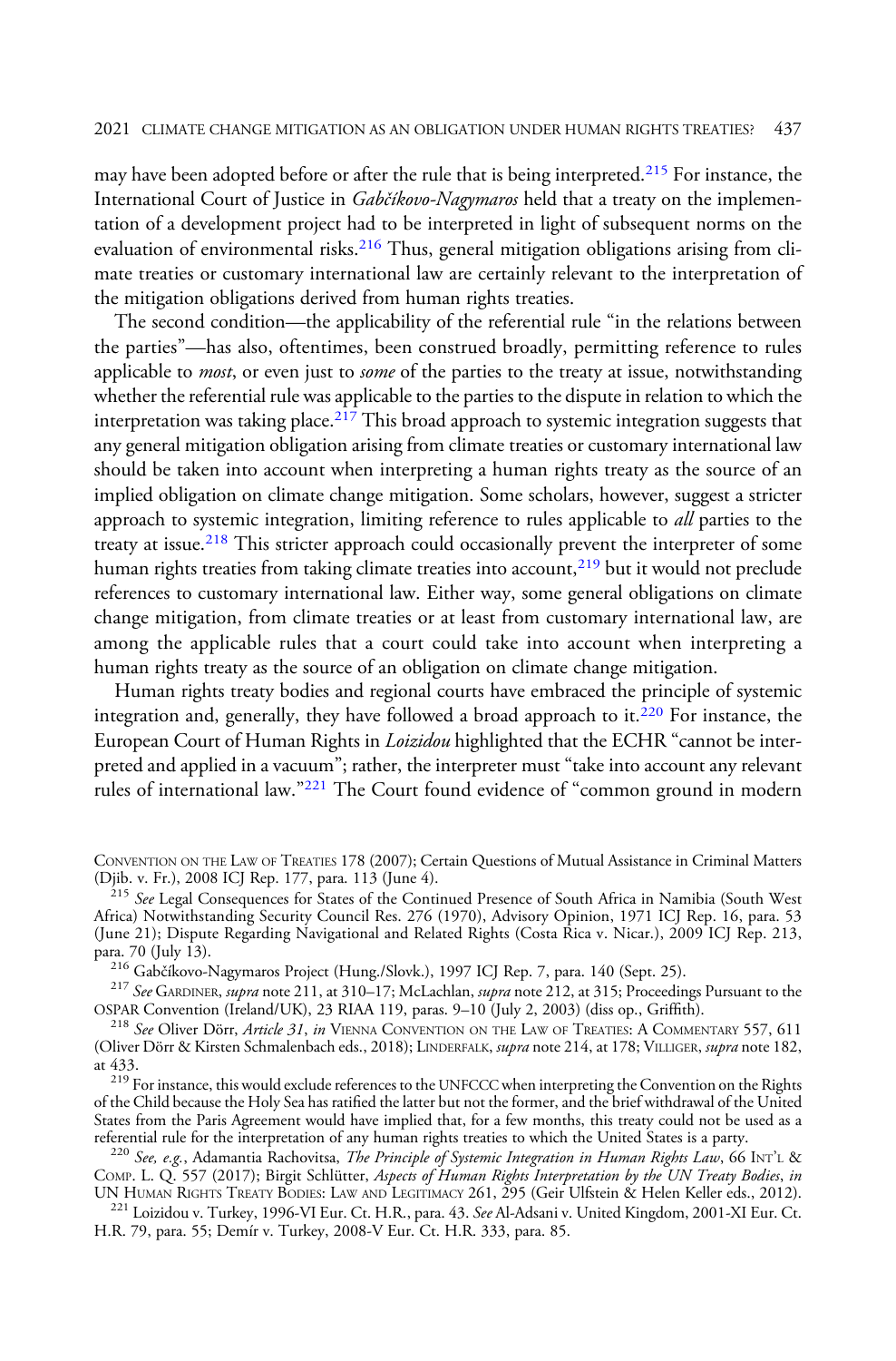may have been adopted before or after the rule that is being interpreted.[215] For instance, the International Court of Justice in *Gabčíkovo-Nagymaros* held that a treaty on the implementation of a development project had to be interpreted in light of subsequent norms on the evaluation of environmental risks.[216] Thus, general mitigation obligations arising from climate treaties or customary international law are certainly relevant to the interpretation of the mitigation obligations derived from human rights treaties.

The second condition—the applicability of the referential rule "in the relations between the parties"—has also, oftentimes, been construed broadly, permitting reference to rules applicable to *most*, or even just to *some* of the parties to the treaty at issue, notwithstanding whether the referential rule was applicable to the parties to the dispute in relation to which the interpretation was taking place.[217] This broad approach to systemic integration suggests that any general mitigation obligation arising from climate treaties or customary international law should be taken into account when interpreting a human rights treaty as the source of an implied obligation on climate change mitigation. Some scholars, however, suggest a stricter approach to systemic integration, limiting reference to rules applicable to *all* parties to the treaty at issue.[218] This stricter approach could occasionally prevent the interpreter of some human rights treaties from taking climate treaties into account,[219] but it would not preclude references to customary international law. Either way, some general obligations on climate change mitigation, from climate treaties or at least from customary international law, are among the applicable rules that a court could take into account when interpreting a human rights treaty as the source of an obligation on climate change mitigation.

Human rights treaty bodies and regional courts have embraced the principle of systemic integration and, generally, they have followed a broad approach to it.[220] For instance, the European Court of Human Rights in *Loizidou* highlighted that the ECHR "cannot be interpreted and applied in a vacuum"; rather, the interpreter must "take into account any relevant rules of international law."[221] The Court found evidence of "common ground in modern

---

Convention on the Law of Treaties 178 (2007); Certain Questions of Mutual Assistance in Criminal Matters (Djib. v. Fr.), 2008 ICJ Rep. 177, para. 113 (June 4).

[215] *See* Legal Consequences for States of the Continued Presence of South Africa in Namibia (South West Africa) Notwithstanding Security Council Res. 276 (1970), Advisory Opinion, 1971 ICJ Rep. 16, para. 53 (June 21); Dispute Regarding Navigational and Related Rights (Costa Rica v. Nicar.), 2009 ICJ Rep. 213, para. 70 (July 13).

[216] Gabčíkovo-Nagymaros Project (Hung./Slovk.), 1997 ICJ Rep. 7, para. 140 (Sept. 25).

[217] *See* Gardiner, *supra* note 211, at 310–17; McLachlan, *supra* note 212, at 315; Proceedings Pursuant to the OSPAR Convention (Ireland/UK), 23 RIAA 119, paras. 9–10 (July 2, 2003) (diss op., Griffith).

[218] *See* Oliver Dörr, *Article 31*, *in* Vienna Convention on the Law of Treaties: A Commentary 557, 611 (Oliver Dörr & Kirsten Schmalenbach eds., 2018); Linderfalk, *supra* note 214, at 178; Villiger, *supra* note 182, at 433.

[219] For instance, this would exclude references to the UNFCCC when interpreting the Convention on the Rights of the Child because the Holy See has ratified the latter but not the former, and the brief withdrawal of the United States from the Paris Agreement would have implied that, for a few months, this treaty could not be used as a referential rule for the interpretation of any human rights treaties to which the United States is a party.

[220] *See, e.g.*, Adamantia Rachovitsa, *The Principle of Systemic Integration in Human Rights Law*, 66 Int'l & Comp. L. Q. 557 (2017); Birgit Schlütter, *Aspects of Human Rights Interpretation by the UN Treaty Bodies*, *in* UN Human Rights Treaty Bodies: Law and Legitimacy 261, 295 (Geir Ulfstein & Helen Keller eds., 2012).

[221] Loizidou v. Turkey, 1996-VI Eur. Ct. H.R., para. 43. *See* Al-Adsani v. United Kingdom, 2001-XI Eur. Ct. H.R. 79, para. 55; Demír v. Turkey, 2008-V Eur. Ct. H.R. 333, para. 85.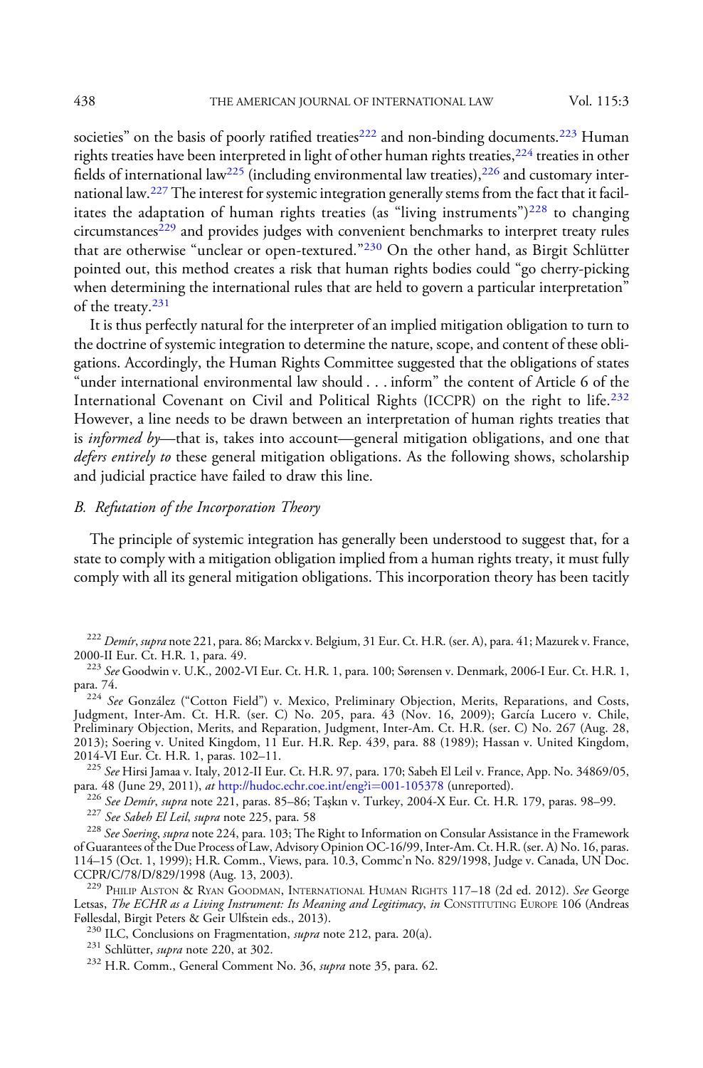societies" on the basis of poorly ratified treaties[222] and non-binding documents.[223] Human rights treaties have been interpreted in light of other human rights treaties,[224] treaties in other fields of international law[225] (including environmental law treaties),[226] and customary international law.[227] The interest for systemic integration generally stems from the fact that it facilitates the adaptation of human rights treaties (as "living instruments")[228] to changing circumstances[229] and provides judges with convenient benchmarks to interpret treaty rules that are otherwise "unclear or open-textured."[230] On the other hand, as Birgit Schlütter pointed out, this method creates a risk that human rights bodies could "go cherry-picking when determining the international rules that are held to govern a particular interpretation" of the treaty.[231]

It is thus perfectly natural for the interpreter of an implied mitigation obligation to turn to the doctrine of systemic integration to determine the nature, scope, and content of these obligations. Accordingly, the Human Rights Committee suggested that the obligations of states "under international environmental law should . . . inform" the content of Article 6 of the International Covenant on Civil and Political Rights (ICCPR) on the right to life.[232] However, a line needs to be drawn between an interpretation of human rights treaties that is *informed by*—that is, takes into account—general mitigation obligations, and one that *defers entirely to* these general mitigation obligations. As the following shows, scholarship and judicial practice have failed to draw this line.

### *B. Refutation of the Incorporation Theory*

The principle of systemic integration has generally been understood to suggest that, for a state to comply with a mitigation obligation implied from a human rights treaty, it must fully comply with all its general mitigation obligations. This incorporation theory has been tacitly

---

[222] *Demír*, *supra* note 221, para. 86; Marckx v. Belgium, 31 Eur. Ct. H.R. (ser. A), para. 41; Mazurek v. France, 2000-II Eur. Ct. H.R. 1, para. 49.

[223] *See* Goodwin v. U.K., 2002-VI Eur. Ct. H.R. 1, para. 100; Sørensen v. Denmark, 2006-I Eur. Ct. H.R. 1, para. 74.

[224] *See* González ("Cotton Field") v. Mexico, Preliminary Objection, Merits, Reparations, and Costs, Judgment, Inter-Am. Ct. H.R. (ser. C) No. 205, para. 43 (Nov. 16, 2009); García Lucero v. Chile, Preliminary Objection, Merits, and Reparation, Judgment, Inter-Am. Ct. H.R. (ser. C) No. 267 (Aug. 28, 2013); Soering v. United Kingdom, 11 Eur. H.R. Rep. 439, para. 88 (1989); Hassan v. United Kingdom, 2014-VI Eur. Ct. H.R. 1, paras. 102–11.

[225] *See* Hirsi Jamaa v. Italy, 2012-II Eur. Ct. H.R. 97, para. 170; Sabeh El Leil v. France, App. No. 34869/05, para. 48 (June 29, 2011), *at* http://hudoc.echr.coe.int/eng?i=001-105378 (unreported).

[226] *See Demír*, *supra* note 221, paras. 85–86; Taşkın v. Turkey, 2004-X Eur. Ct. H.R. 179, paras. 98–99.

[227] *See Sabeh El Leil*, *supra* note 225, para. 58

[228] *See Soering*, *supra* note 224, para. 103; The Right to Information on Consular Assistance in the Framework of Guarantees of the Due Process of Law, Advisory Opinion OC-16/99, Inter-Am. Ct. H.R. (ser. A) No. 16, paras. 114–15 (Oct. 1, 1999); H.R. Comm., Views, para. 10.3, Commc'n No. 829/1998, Judge v. Canada, UN Doc. CCPR/C/78/D/829/1998 (Aug. 13, 2003).

[229] Philip Alston & Ryan Goodman, International Human Rights 117–18 (2d ed. 2012). *See* George Letsas, *The ECHR as a Living Instrument: Its Meaning and Legitimacy*, *in* Constituting Europe 106 (Andreas Føllesdal, Birgit Peters & Geir Ulfstein eds., 2013).

[230] ILC, Conclusions on Fragmentation, *supra* note 212, para. 20(a).

[231] Schlütter, *supra* note 220, at 302.

[232] H.R. Comm., General Comment No. 36, *supra* note 35, para. 62.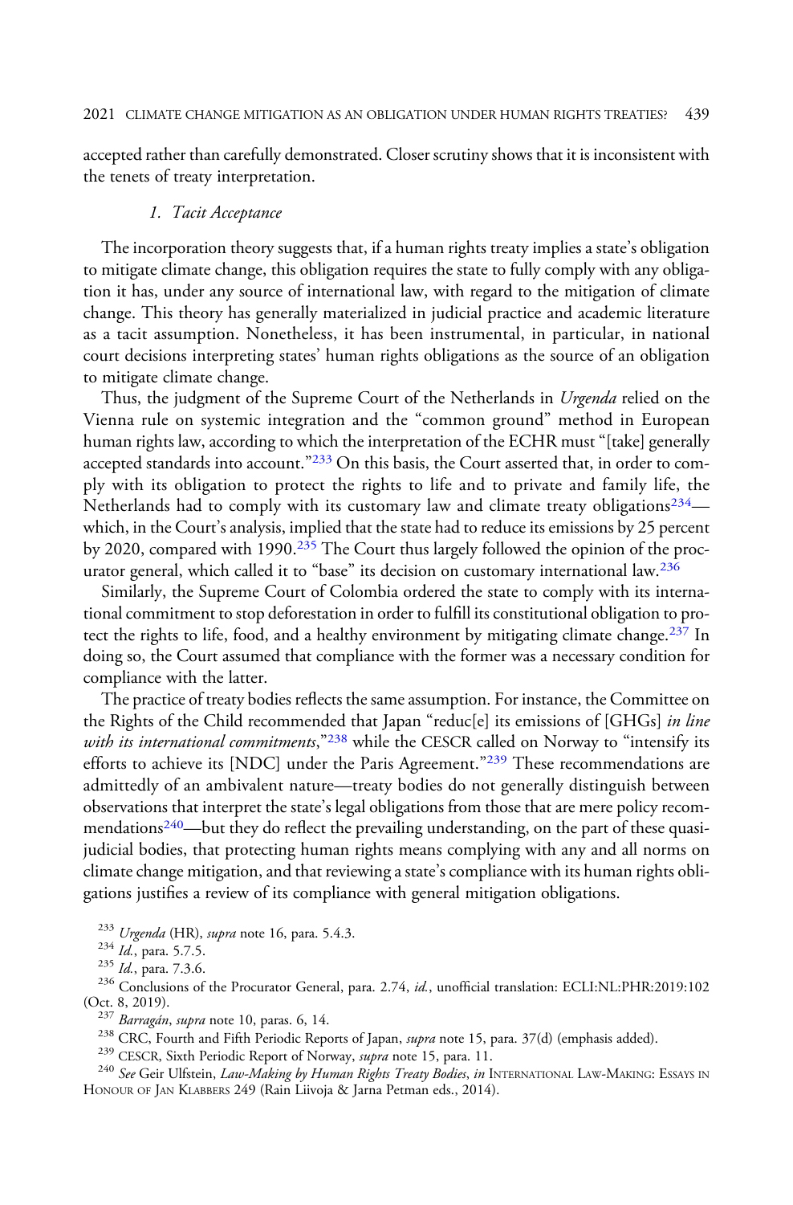accepted rather than carefully demonstrated. Closer scrutiny shows that it is inconsistent with the tenets of treaty interpretation.

### 1. *Tacit Acceptance*

The incorporation theory suggests that, if a human rights treaty implies a state's obligation to mitigate climate change, this obligation requires the state to fully comply with any obligation it has, under any source of international law, with regard to the mitigation of climate change. This theory has generally materialized in judicial practice and academic literature as a tacit assumption. Nonetheless, it has been instrumental, in particular, in national court decisions interpreting states' human rights obligations as the source of an obligation to mitigate climate change.

Thus, the judgment of the Supreme Court of the Netherlands in *Urgenda* relied on the Vienna rule on systemic integration and the "common ground" method in European human rights law, according to which the interpretation of the ECHR must "[take] generally accepted standards into account."[233] On this basis, the Court asserted that, in order to comply with its obligation to protect the rights to life and to private and family life, the Netherlands had to comply with its customary law and climate treaty obligations[234]—which, in the Court's analysis, implied that the state had to reduce its emissions by 25 percent by 2020, compared with 1990.[235] The Court thus largely followed the opinion of the procurator general, which called it to "base" its decision on customary international law.[236]

Similarly, the Supreme Court of Colombia ordered the state to comply with its international commitment to stop deforestation in order to fulfill its constitutional obligation to protect the rights to life, food, and a healthy environment by mitigating climate change.[237] In doing so, the Court assumed that compliance with the former was a necessary condition for compliance with the latter.

The practice of treaty bodies reflects the same assumption. For instance, the Committee on the Rights of the Child recommended that Japan "reduc[e] its emissions of [GHGs] *in line with its international commitments*,"[238] while the CESCR called on Norway to "intensify its efforts to achieve its [NDC] under the Paris Agreement."[239] These recommendations are admittedly of an ambivalent nature—treaty bodies do not generally distinguish between observations that interpret the state's legal obligations from those that are mere policy recommendations[240]—but they do reflect the prevailing understanding, on the part of these quasi-judicial bodies, that protecting human rights means complying with any and all norms on climate change mitigation, and that reviewing a state's compliance with its human rights obligations justifies a review of its compliance with general mitigation obligations.

[233] *Urgenda* (HR), *supra* note 16, para. 5.4.3.

[234] *Id.*, para. 5.7.5.

[235] *Id.*, para. 7.3.6.

[236] Conclusions of the Procurator General, para. 2.74, *id.*, unofficial translation: ECLI:NL:PHR:2019:102 (Oct. 8, 2019).

[237] *Barragán*, *supra* note 10, paras. 6, 14.

[238] CRC, Fourth and Fifth Periodic Reports of Japan, *supra* note 15, para. 37(d) (emphasis added).

[239] CESCR, Sixth Periodic Report of Norway, *supra* note 15, para. 11.

[240] *See* Geir Ulfstein, *Law-Making by Human Rights Treaty Bodies*, *in* INTERNATIONAL LAW-MAKING: ESSAYS IN HONOUR OF JAN KLABBERS 249 (Rain Liivoja & Jarna Petman eds., 2014).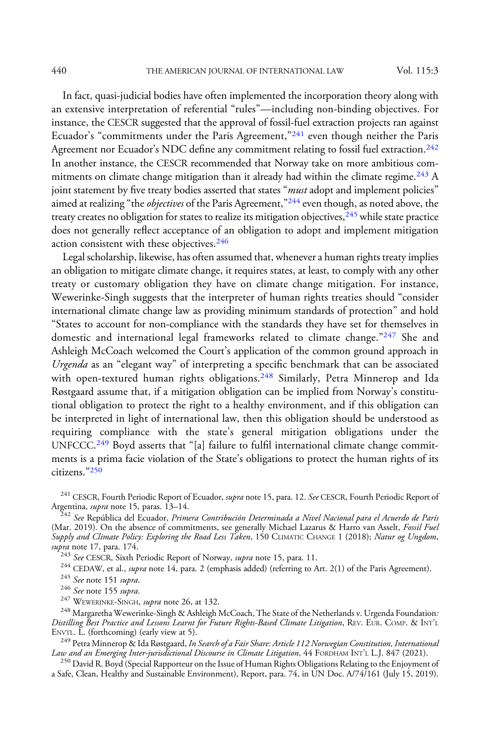In fact, quasi-judicial bodies have often implemented the incorporation theory along with an extensive interpretation of referential "rules"—including non-binding objectives. For instance, the CESCR suggested that the approval of fossil-fuel extraction projects ran against Ecuador's "commitments under the Paris Agreement,"[241] even though neither the Paris Agreement nor Ecuador's NDC define any commitment relating to fossil fuel extraction.[242] In another instance, the CESCR recommended that Norway take on more ambitious commitments on climate change mitigation than it already had within the climate regime.[243] A joint statement by five treaty bodies asserted that states "*must* adopt and implement policies" aimed at realizing "the *objectives* of the Paris Agreement,"[244] even though, as noted above, the treaty creates no obligation for states to realize its mitigation objectives,[245] while state practice does not generally reflect acceptance of an obligation to adopt and implement mitigation action consistent with these objectives.[246]

Legal scholarship, likewise, has often assumed that, whenever a human rights treaty implies an obligation to mitigate climate change, it requires states, at least, to comply with any other treaty or customary obligation they have on climate change mitigation. For instance, Wewerinke-Singh suggests that the interpreter of human rights treaties should "consider international climate change law as providing minimum standards of protection" and hold "States to account for non-compliance with the standards they have set for themselves in domestic and international legal frameworks related to climate change."[247] She and Ashleigh McCoach welcomed the Court's application of the common ground approach in *Urgenda* as an "elegant way" of interpreting a specific benchmark that can be associated with open-textured human rights obligations.[248] Similarly, Petra Minnerop and Ida Røstgaard assume that, if a mitigation obligation can be implied from Norway's constitutional obligation to protect the right to a healthy environment, and if this obligation can be interpreted in light of international law, then this obligation should be understood as requiring compliance with the state's general mitigation obligations under the UNFCCC.[249] Boyd asserts that "[a] failure to fulfil international climate change commitments is a prima facie violation of the State's obligations to protect the human rights of its citizens."[250]

[241] CESCR, Fourth Periodic Report of Ecuador, *supra* note 15, para. 12. *See* CESCR, Fourth Periodic Report of Argentina, *supra* note 15, paras. 13–14.

[242] *See* República del Ecuador, *Primera Contribución Determinada a Nivel Nacional para el Acuerdo de París* (Mar. 2019). On the absence of commitments, see generally Michael Lazarus & Harro van Asselt, *Fossil Fuel Supply and Climate Policy: Exploring the Road Less Taken*, 150 CLIMATIC CHANGE 1 (2018); *Natur og Ungdom*, *supra* note 17, para. 174.

[243] *See* CESCR, Sixth Periodic Report of Norway, *supra* note 15, para. 11.

[244] CEDAW, et al., *supra* note 14, para. 2 (emphasis added) (referring to Art. 2(1) of the Paris Agreement).

[245] *See* note 151 *supra*.

[246] *See* note 155 *supra*.

[247] WEWERINKE-SINGH, *supra* note 26, at 132.

[248] Margaretha Wewerinke-Singh & Ashleigh McCoach, The State of the Netherlands v. Urgenda Foundation*: Distilling Best Practice and Lessons Learnt for Future Rights-Based Climate Litigation*, REV. EUR. COMP. & INT'L ENVTL. L. (forthcoming) (early view at 5).

[249] Petra Minnerop & Ida Røstgaard, *In Search of a Fair Share: Article 112 Norwegian Constitution, International Law and an Emerging Inter-jurisdictional Discourse in Climate Litigation*, 44 FORDHAM INT'L L.J. 847 (2021).

[250] David R. Boyd (Special Rapporteur on the Issue of Human Rights Obligations Relating to the Enjoyment of a Safe, Clean, Healthy and Sustainable Environment), Report, para. 74, in UN Doc. A/74/161 (July 15, 2019).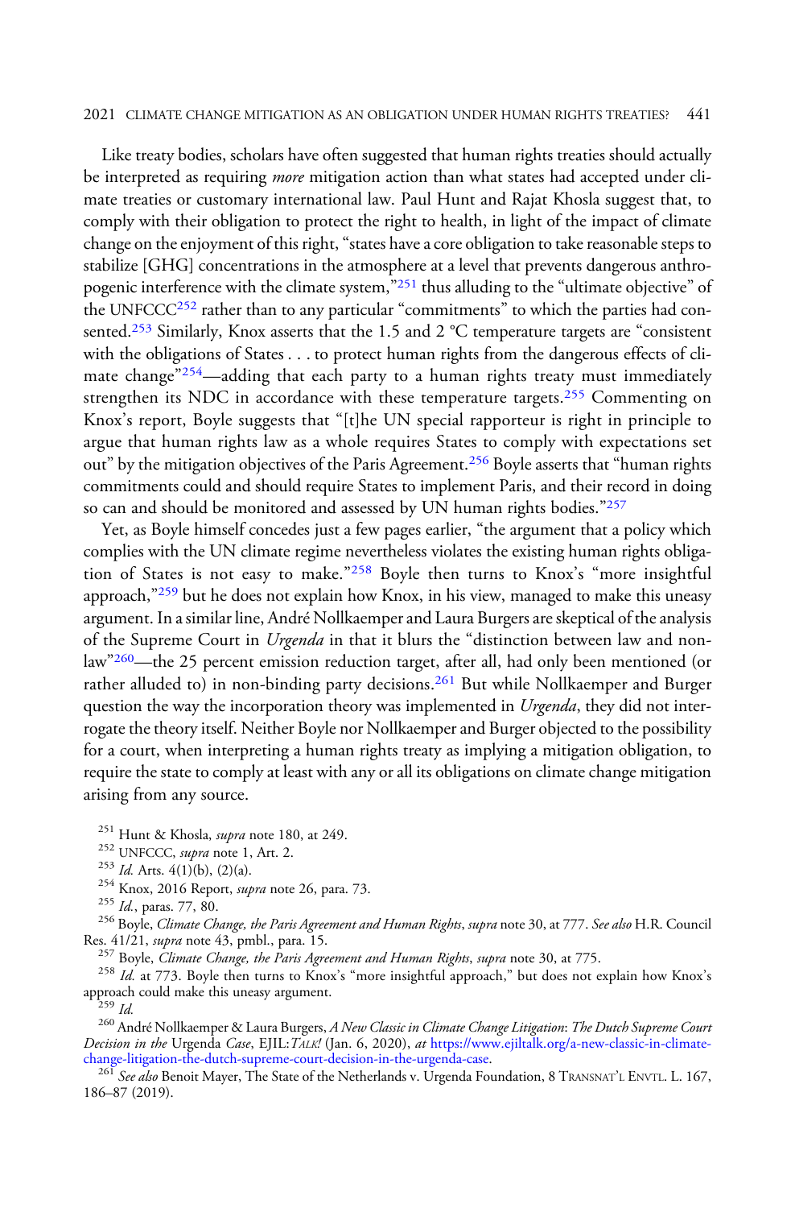Like treaty bodies, scholars have often suggested that human rights treaties should actually be interpreted as requiring *more* mitigation action than what states had accepted under climate treaties or customary international law. Paul Hunt and Rajat Khosla suggest that, to comply with their obligation to protect the right to health, in light of the impact of climate change on the enjoyment of this right, "states have a core obligation to take reasonable steps to stabilize [GHG] concentrations in the atmosphere at a level that prevents dangerous anthropogenic interference with the climate system,"[251] thus alluding to the "ultimate objective" of the UNFCCC[252] rather than to any particular "commitments" to which the parties had consented.[253] Similarly, Knox asserts that the 1.5 and 2 °C temperature targets are "consistent with the obligations of States . . . to protect human rights from the dangerous effects of climate change"[254]—adding that each party to a human rights treaty must immediately strengthen its NDC in accordance with these temperature targets.[255] Commenting on Knox's report, Boyle suggests that "[t]he UN special rapporteur is right in principle to argue that human rights law as a whole requires States to comply with expectations set out" by the mitigation objectives of the Paris Agreement.[256] Boyle asserts that "human rights commitments could and should require States to implement Paris, and their record in doing so can and should be monitored and assessed by UN human rights bodies."[257]

Yet, as Boyle himself concedes just a few pages earlier, "the argument that a policy which complies with the UN climate regime nevertheless violates the existing human rights obligation of States is not easy to make."[258] Boyle then turns to Knox's "more insightful approach,"[259] but he does not explain how Knox, in his view, managed to make this uneasy argument. In a similar line, André Nollkaemper and Laura Burgers are skeptical of the analysis of the Supreme Court in *Urgenda* in that it blurs the "distinction between law and non-law"[260]—the 25 percent emission reduction target, after all, had only been mentioned (or rather alluded to) in non-binding party decisions.[261] But while Nollkaemper and Burger question the way the incorporation theory was implemented in *Urgenda*, they did not interrogate the theory itself. Neither Boyle nor Nollkaemper and Burger objected to the possibility for a court, when interpreting a human rights treaty as implying a mitigation obligation, to require the state to comply at least with any or all its obligations on climate change mitigation arising from any source.

[251] Hunt & Khosla, *supra* note 180, at 249.

[252] UNFCCC, *supra* note 1, Art. 2.

[253] *Id.* Arts. 4(1)(b), (2)(a).

[254] Knox, 2016 Report, *supra* note 26, para. 73.

[255] *Id.*, paras. 77, 80.

[256] Boyle, *Climate Change, the Paris Agreement and Human Rights*, *supra* note 30, at 777. *See also* H.R. Council Res. 41/21, *supra* note 43, pmbl., para. 15.

[257] Boyle, *Climate Change, the Paris Agreement and Human Rights*, *supra* note 30, at 775.

[258] *Id.* at 773. Boyle then turns to Knox's "more insightful approach," but does not explain how Knox's approach could make this uneasy argument.

[259] *Id.*

[260] André Nollkaemper & Laura Burgers, *A New Classic in Climate Change Litigation*: *The Dutch Supreme Court Decision in the* Urgenda *Case*, EJIL:*TALK!* (Jan. 6, 2020), *at* https://www.ejiltalk.org/a-new-classic-in-climate-change-litigation-the-dutch-supreme-court-decision-in-the-urgenda-case.

[261] *See also* Benoit Mayer, The State of the Netherlands v. Urgenda Foundation, 8 TRANSNAT'L ENVTL. L. 167, 186–87 (2019).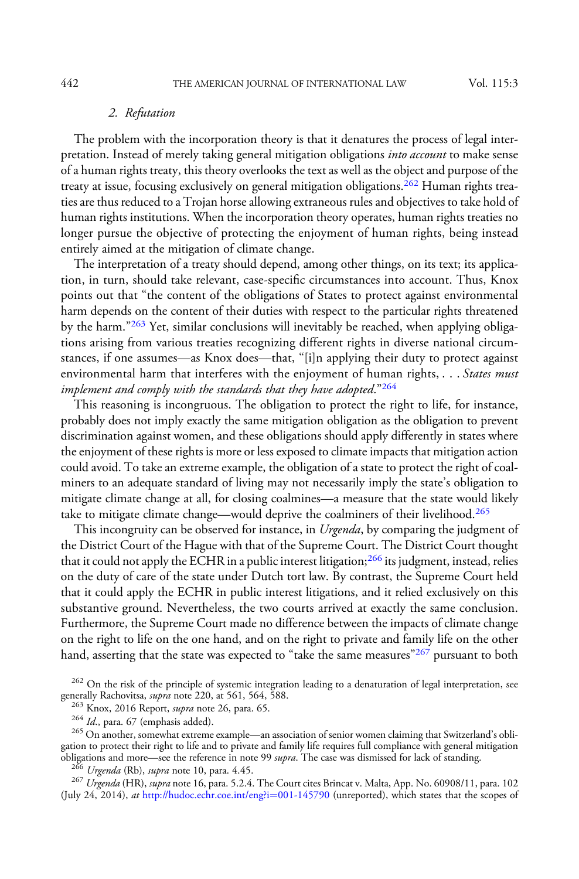### 2. *Refutation*

The problem with the incorporation theory is that it denatures the process of legal interpretation. Instead of merely taking general mitigation obligations *into account* to make sense of a human rights treaty, this theory overlooks the text as well as the object and purpose of the treaty at issue, focusing exclusively on general mitigation obligations.[262] Human rights treaties are thus reduced to a Trojan horse allowing extraneous rules and objectives to take hold of human rights institutions. When the incorporation theory operates, human rights treaties no longer pursue the objective of protecting the enjoyment of human rights, being instead entirely aimed at the mitigation of climate change.

The interpretation of a treaty should depend, among other things, on its text; its application, in turn, should take relevant, case-specific circumstances into account. Thus, Knox points out that "the content of the obligations of States to protect against environmental harm depends on the content of their duties with respect to the particular rights threatened by the harm."[263] Yet, similar conclusions will inevitably be reached, when applying obligations arising from various treaties recognizing different rights in diverse national circumstances, if one assumes—as Knox does—that, "[i]n applying their duty to protect against environmental harm that interferes with the enjoyment of human rights, . . . *States must implement and comply with the standards that they have adopted*."[264]

This reasoning is incongruous. The obligation to protect the right to life, for instance, probably does not imply exactly the same mitigation obligation as the obligation to prevent discrimination against women, and these obligations should apply differently in states where the enjoyment of these rights is more or less exposed to climate impacts that mitigation action could avoid. To take an extreme example, the obligation of a state to protect the right of coalminers to an adequate standard of living may not necessarily imply the state's obligation to mitigate climate change at all, for closing coalmines—a measure that the state would likely take to mitigate climate change—would deprive the coalminers of their livelihood.[265]

This incongruity can be observed for instance, in *Urgenda*, by comparing the judgment of the District Court of the Hague with that of the Supreme Court. The District Court thought that it could not apply the ECHR in a public interest litigation;[266] its judgment, instead, relies on the duty of care of the state under Dutch tort law. By contrast, the Supreme Court held that it could apply the ECHR in public interest litigations, and it relied exclusively on this substantive ground. Nevertheless, the two courts arrived at exactly the same conclusion. Furthermore, the Supreme Court made no difference between the impacts of climate change on the right to life on the one hand, and on the right to private and family life on the other hand, asserting that the state was expected to "take the same measures"[267] pursuant to both

[262] On the risk of the principle of systemic integration leading to a denaturation of legal interpretation, see generally Rachovitsa, *supra* note 220, at 561, 564, 588.

[263] Knox, 2016 Report, *supra* note 26, para. 65.

[264] *Id*., para. 67 (emphasis added).

[265] On another, somewhat extreme example—an association of senior women claiming that Switzerland's obligation to protect their right to life and to private and family life requires full compliance with general mitigation obligations and more—see the reference in note 99 *supra*. The case was dismissed for lack of standing.

[266] *Urgenda* (Rb), *supra* note 10, para. 4.45.

[267] *Urgenda* (HR), *supra* note 16, para. 5.2.4. The Court cites Brincat v. Malta, App. No. 60908/11, para. 102 (July 24, 2014), *at* http://hudoc.echr.coe.int/eng?i=001-145790 (unreported), which states that the scopes of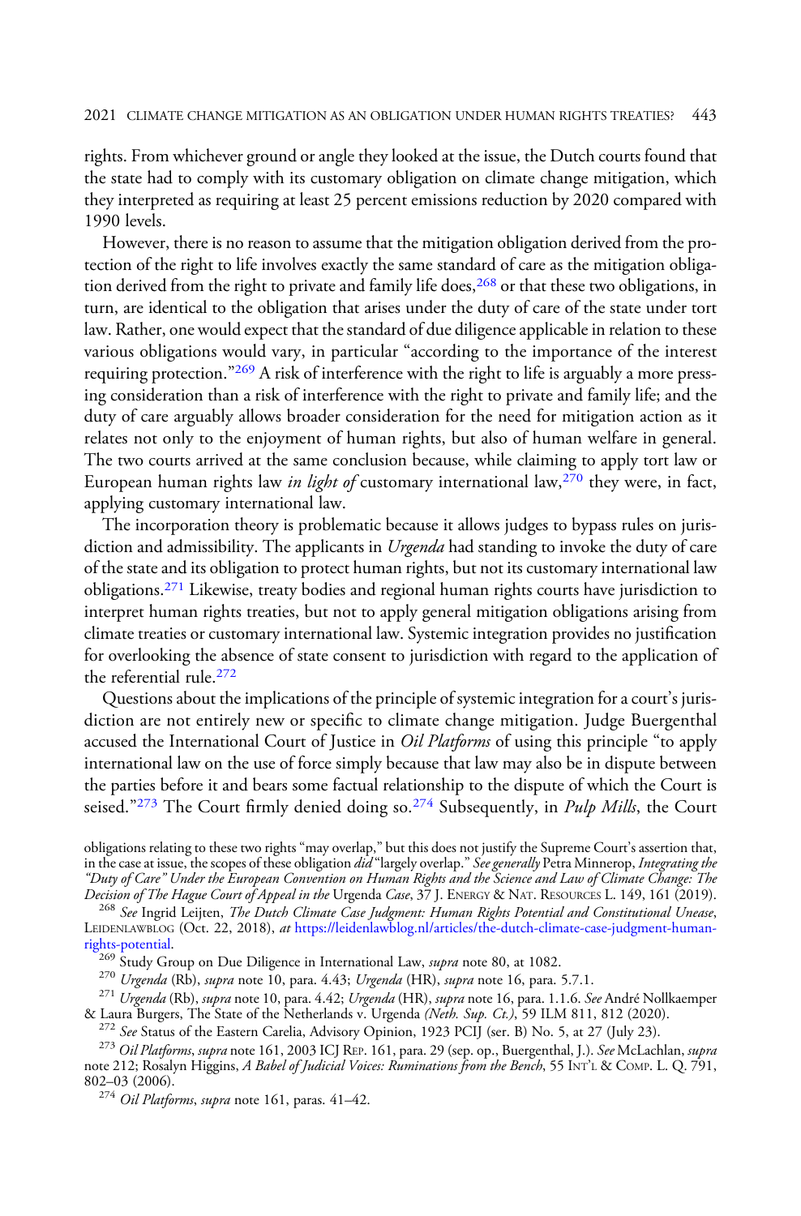rights. From whichever ground or angle they looked at the issue, the Dutch courts found that the state had to comply with its customary obligation on climate change mitigation, which they interpreted as requiring at least 25 percent emissions reduction by 2020 compared with 1990 levels.

However, there is no reason to assume that the mitigation obligation derived from the protection of the right to life involves exactly the same standard of care as the mitigation obligation derived from the right to private and family life does,[268] or that these two obligations, in turn, are identical to the obligation that arises under the duty of care of the state under tort law. Rather, one would expect that the standard of due diligence applicable in relation to these various obligations would vary, in particular "according to the importance of the interest requiring protection."[269] A risk of interference with the right to life is arguably a more pressing consideration than a risk of interference with the right to private and family life; and the duty of care arguably allows broader consideration for the need for mitigation action as it relates not only to the enjoyment of human rights, but also of human welfare in general. The two courts arrived at the same conclusion because, while claiming to apply tort law or European human rights law *in light of* customary international law,[270] they were, in fact, applying customary international law.

The incorporation theory is problematic because it allows judges to bypass rules on jurisdiction and admissibility. The applicants in *Urgenda* had standing to invoke the duty of care of the state and its obligation to protect human rights, but not its customary international law obligations.[271] Likewise, treaty bodies and regional human rights courts have jurisdiction to interpret human rights treaties, but not to apply general mitigation obligations arising from climate treaties or customary international law. Systemic integration provides no justification for overlooking the absence of state consent to jurisdiction with regard to the application of the referential rule.[272]

Questions about the implications of the principle of systemic integration for a court's jurisdiction are not entirely new or specific to climate change mitigation. Judge Buergenthal accused the International Court of Justice in *Oil Platforms* of using this principle "to apply international law on the use of force simply because that law may also be in dispute between the parties before it and bears some factual relationship to the dispute of which the Court is seised."[273] The Court firmly denied doing so.[274] Subsequently, in *Pulp Mills*, the Court

obligations relating to these two rights "may overlap," but this does not justify the Supreme Court's assertion that, in the case at issue, the scopes of these obligation *did* "largely overlap." *See generally* Petra Minnerop, *Integrating the "Duty of Care" Under the European Convention on Human Rights and the Science and Law of Climate Change: The Decision of The Hague Court of Appeal in the* Urgenda *Case*, 37 J. ENERGY & NAT. RESOURCES L. 149, 161 (2019).

[268] *See* Ingrid Leijten, *The Dutch Climate Case Judgment: Human Rights Potential and Constitutional Unease*, LEIDENLAWBLOG (Oct. 22, 2018), *at* https://leidenlawblog.nl/articles/the-dutch-climate-case-judgment-human-rights-potential.

[269] Study Group on Due Diligence in International Law, *supra* note 80, at 1082.

[270] *Urgenda* (Rb), *supra* note 10, para. 4.43; *Urgenda* (HR), *supra* note 16, para. 5.7.1.

[271] *Urgenda* (Rb), *supra* note 10, para. 4.42; *Urgenda* (HR), *supra* note 16, para. 1.1.6. *See* André Nollkaemper & Laura Burgers, The State of the Netherlands v. Urgenda *(Neth. Sup. Ct.)*, 59 ILM 811, 812 (2020).

[272] *See* Status of the Eastern Carelia, Advisory Opinion, 1923 PCIJ (ser. B) No. 5, at 27 (July 23).

[273] *Oil Platforms*, *supra* note 161, 2003 ICJ REP. 161, para. 29 (sep. op., Buergenthal, J.). *See* McLachlan, *supra* note 212; Rosalyn Higgins, *A Babel of Judicial Voices: Ruminations from the Bench*, 55 INT'L & COMP. L. Q. 791, 802–03 (2006).

[274] *Oil Platforms*, *supra* note 161, paras. 41–42.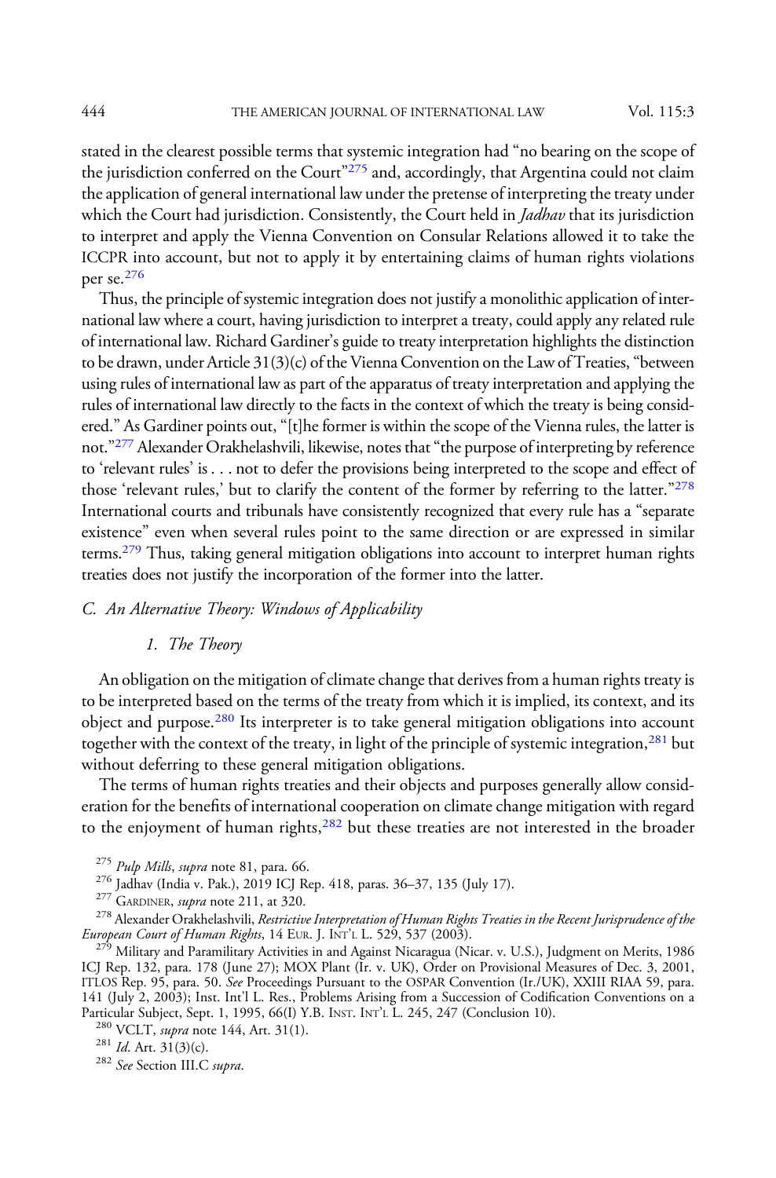stated in the clearest possible terms that systemic integration had "no bearing on the scope of the jurisdiction conferred on the Court"[275] and, accordingly, that Argentina could not claim the application of general international law under the pretense of interpreting the treaty under which the Court had jurisdiction. Consistently, the Court held in *Jadhav* that its jurisdiction to interpret and apply the Vienna Convention on Consular Relations allowed it to take the ICCPR into account, but not to apply it by entertaining claims of human rights violations per se.[276]

Thus, the principle of systemic integration does not justify a monolithic application of international law where a court, having jurisdiction to interpret a treaty, could apply any related rule of international law. Richard Gardiner's guide to treaty interpretation highlights the distinction to be drawn, under Article 31(3)(c) of the Vienna Convention on the Law of Treaties, "between using rules of international law as part of the apparatus of treaty interpretation and applying the rules of international law directly to the facts in the context of which the treaty is being considered." As Gardiner points out, "[t]he former is within the scope of the Vienna rules, the latter is not."[277] Alexander Orakhelashvili, likewise, notes that "the purpose of interpreting by reference to 'relevant rules' is . . . not to defer the provisions being interpreted to the scope and effect of those 'relevant rules,' but to clarify the content of the former by referring to the latter."[278] International courts and tribunals have consistently recognized that every rule has a "separate existence" even when several rules point to the same direction or are expressed in similar terms.[279] Thus, taking general mitigation obligations into account to interpret human rights treaties does not justify the incorporation of the former into the latter.

### C. *An Alternative Theory: Windows of Applicability*

#### 1. *The Theory*

An obligation on the mitigation of climate change that derives from a human rights treaty is to be interpreted based on the terms of the treaty from which it is implied, its context, and its object and purpose.[280] Its interpreter is to take general mitigation obligations into account together with the context of the treaty, in light of the principle of systemic integration,[281] but without deferring to these general mitigation obligations.

The terms of human rights treaties and their objects and purposes generally allow consideration for the benefits of international cooperation on climate change mitigation with regard to the enjoyment of human rights,[282] but these treaties are not interested in the broader

---

[275] *Pulp Mills*, *supra* note 81, para. 66.

[276] Jadhav (India v. Pak.), 2019 ICJ Rep. 418, paras. 36–37, 135 (July 17).

[277] GARDINER, *supra* note 211, at 320.

[278] Alexander Orakhelashvili, *Restrictive Interpretation of Human Rights Treaties in the Recent Jurisprudence of the European Court of Human Rights*, 14 EUR. J. INT'L L. 529, 537 (2003).

[279] Military and Paramilitary Activities in and Against Nicaragua (Nicar. v. U.S.), Judgment on Merits, 1986 ICJ Rep. 132, para. 178 (June 27); MOX Plant (Ir. v. UK), Order on Provisional Measures of Dec. 3, 2001, ITLOS Rep. 95, para. 50. *See* Proceedings Pursuant to the OSPAR Convention (Ir./UK), XXIII RIAA 59, para. 141 (July 2, 2003); Inst. Int'l L. Res., Problems Arising from a Succession of Codification Conventions on a Particular Subject, Sept. 1, 1995, 66(I) Y.B. INST. INT'L L. 245, 247 (Conclusion 10).

[280] VCLT, *supra* note 144, Art. 31(1).

[281] *Id.* Art. 31(3)(c).

[282] *See* Section III.C *supra*.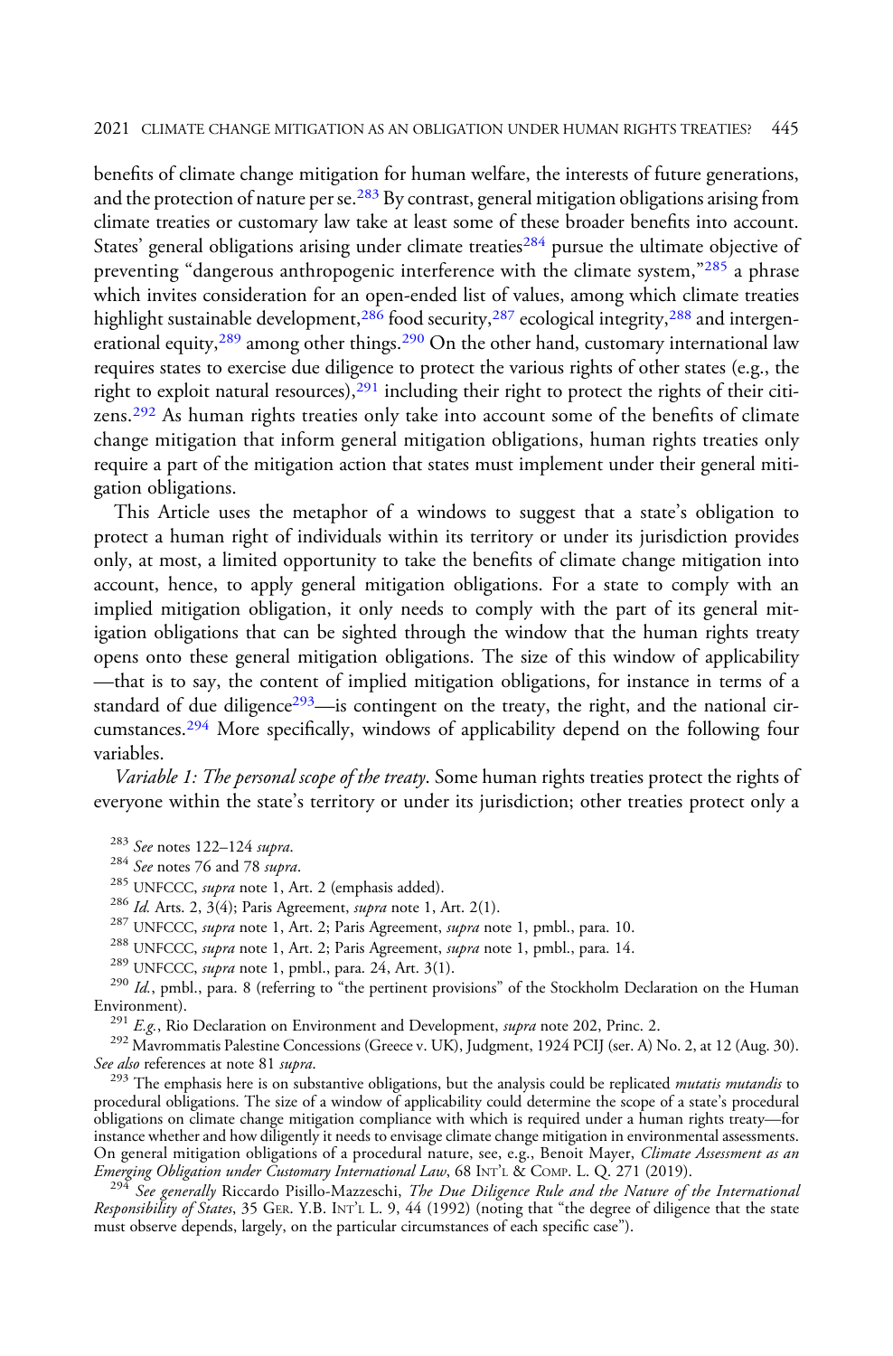benefits of climate change mitigation for human welfare, the interests of future generations, and the protection of nature per se.[283] By contrast, general mitigation obligations arising from climate treaties or customary law take at least some of these broader benefits into account. States' general obligations arising under climate treaties[284] pursue the ultimate objective of preventing "dangerous anthropogenic interference with the climate system,"[285] a phrase which invites consideration for an open-ended list of values, among which climate treaties highlight sustainable development,[286] food security,[287] ecological integrity,[288] and intergenerational equity,[289] among other things.[290] On the other hand, customary international law requires states to exercise due diligence to protect the various rights of other states (e.g., the right to exploit natural resources),[291] including their right to protect the rights of their citizens.[292] As human rights treaties only take into account some of the benefits of climate change mitigation that inform general mitigation obligations, human rights treaties only require a part of the mitigation action that states must implement under their general mitigation obligations.

This Article uses the metaphor of a windows to suggest that a state's obligation to protect a human right of individuals within its territory or under its jurisdiction provides only, at most, a limited opportunity to take the benefits of climate change mitigation into account, hence, to apply general mitigation obligations. For a state to comply with an implied mitigation obligation, it only needs to comply with the part of its general mitigation obligations that can be sighted through the window that the human rights treaty opens onto these general mitigation obligations. The size of this window of applicability —that is to say, the content of implied mitigation obligations, for instance in terms of a standard of due diligence[293]—is contingent on the treaty, the right, and the national circumstances.[294] More specifically, windows of applicability depend on the following four variables.

*Variable 1: The personal scope of the treaty*. Some human rights treaties protect the rights of everyone within the state's territory or under its jurisdiction; other treaties protect only a

[283] *See* notes 122–124 *supra*.

[284] *See* notes 76 and 78 *supra*.

[285] UNFCCC, *supra* note 1, Art. 2 (emphasis added).

[286] *Id.* Arts. 2, 3(4); Paris Agreement, *supra* note 1, Art. 2(1).

[287] UNFCCC, *supra* note 1, Art. 2; Paris Agreement, *supra* note 1, pmbl., para. 10.

[288] UNFCCC, *supra* note 1, Art. 2; Paris Agreement, *supra* note 1, pmbl., para. 14.

[289] UNFCCC, *supra* note 1, pmbl., para. 24, Art. 3(1).

[290] *Id.*, pmbl., para. 8 (referring to "the pertinent provisions" of the Stockholm Declaration on the Human Environment).

[291] *E.g.*, Rio Declaration on Environment and Development, *supra* note 202, Princ. 2.

[292] Mavrommatis Palestine Concessions (Greece v. UK), Judgment, 1924 PCIJ (ser. A) No. 2, at 12 (Aug. 30). *See also* references at note 81 *supra*.

[293] The emphasis here is on substantive obligations, but the analysis could be replicated *mutatis mutandis* to procedural obligations. The size of a window of applicability could determine the scope of a state's procedural obligations on climate change mitigation compliance with which is required under a human rights treaty—for instance whether and how diligently it needs to envisage climate change mitigation in environmental assessments. On general mitigation obligations of a procedural nature, see, e.g., Benoit Mayer, *Climate Assessment as an Emerging Obligation under Customary International Law*, 68 INT'L & COMP. L. Q. 271 (2019).

[294] *See generally* Riccardo Pisillo-Mazzeschi, *The Due Diligence Rule and the Nature of the International Responsibility of States*, 35 GER. Y.B. INT'L L. 9, 44 (1992) (noting that "the degree of diligence that the state must observe depends, largely, on the particular circumstances of each specific case").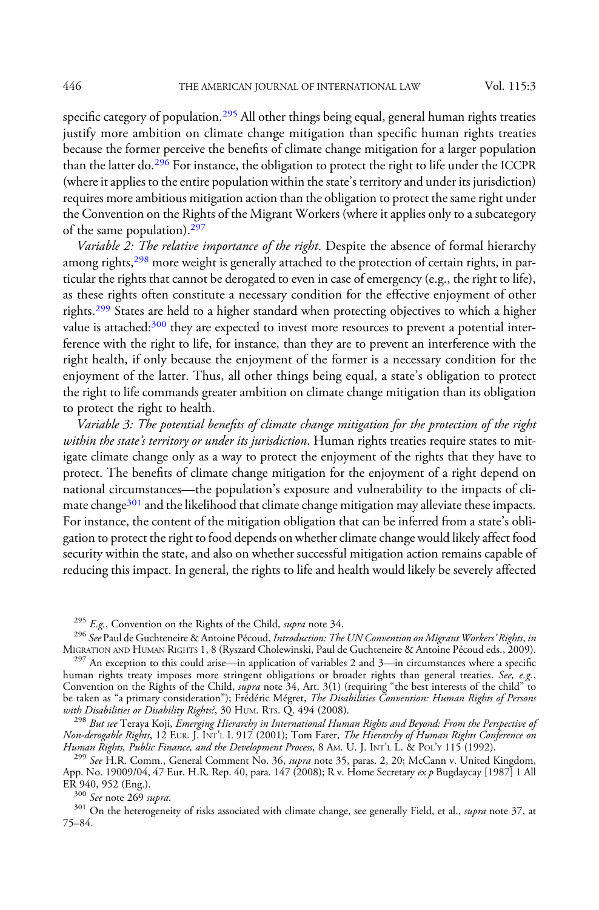specific category of population.[295] All other things being equal, general human rights treaties justify more ambition on climate change mitigation than specific human rights treaties because the former perceive the benefits of climate change mitigation for a larger population than the latter do.[296] For instance, the obligation to protect the right to life under the ICCPR (where it applies to the entire population within the state's territory and under its jurisdiction) requires more ambitious mitigation action than the obligation to protect the same right under the Convention on the Rights of the Migrant Workers (where it applies only to a subcategory of the same population).[297]

*Variable 2: The relative importance of the right*. Despite the absence of formal hierarchy among rights,[298] more weight is generally attached to the protection of certain rights, in particular the rights that cannot be derogated to even in case of emergency (e.g., the right to life), as these rights often constitute a necessary condition for the effective enjoyment of other rights.[299] States are held to a higher standard when protecting objectives to which a higher value is attached:[300] they are expected to invest more resources to prevent a potential interference with the right to life, for instance, than they are to prevent an interference with the right health, if only because the enjoyment of the former is a necessary condition for the enjoyment of the latter. Thus, all other things being equal, a state's obligation to protect the right to life commands greater ambition on climate change mitigation than its obligation to protect the right to health.

*Variable 3: The potential benefits of climate change mitigation for the protection of the right within the state's territory or under its jurisdiction*. Human rights treaties require states to mitigate climate change only as a way to protect the enjoyment of the rights that they have to protect. The benefits of climate change mitigation for the enjoyment of a right depend on national circumstances—the population's exposure and vulnerability to the impacts of climate change[301] and the likelihood that climate change mitigation may alleviate these impacts. For instance, the content of the mitigation obligation that can be inferred from a state's obligation to protect the right to food depends on whether climate change would likely affect food security within the state, and also on whether successful mitigation action remains capable of reducing this impact. In general, the rights to life and health would likely be severely affected

[295] *E.g.*, Convention on the Rights of the Child, *supra* note 34.

[296] *See* Paul de Guchteneire & Antoine Pécoud, *Introduction: The UN Convention on Migrant Workers' Rights*, *in* MIGRATION AND HUMAN RIGHTS 1, 8 (Ryszard Cholewinski, Paul de Guchteneire & Antoine Pécoud eds., 2009).

[297] An exception to this could arise—in application of variables 2 and 3—in circumstances where a specific human rights treaty imposes more stringent obligations or broader rights than general treaties. *See, e.g.*, Convention on the Rights of the Child, *supra* note 34, Art. 3(1) (requiring "the best interests of the child" to be taken as "a primary consideration"); Frédéric Mégret, *The Disabilities Convention: Human Rights of Persons with Disabilities or Disability Rights?*, 30 HUM. RTS. Q. 494 (2008).

[298] *But see* Teraya Koji, *Emerging Hierarchy in International Human Rights and Beyond: From the Perspective of Non-derogable Rights*, 12 EUR. J. INT'L L 917 (2001); Tom Farer, *The Hierarchy of Human Rights Conference on Human Rights, Public Finance, and the Development Process*, 8 AM. U. J. INT'L L. & POL'Y 115 (1992).

[299] *See* H.R. Comm., General Comment No. 36, *supra* note 35, paras. 2, 20; McCann v. United Kingdom, App. No. 19009/04, 47 Eur. H.R. Rep. 40, para. 147 (2008); R v. Home Secretary *ex p* Bugdaycay [1987] 1 All ER 940, 952 (Eng.).

[300] *See* note 269 *supra*.

[301] On the heterogeneity of risks associated with climate change, see generally Field, et al., *supra* note 37, at 75–84.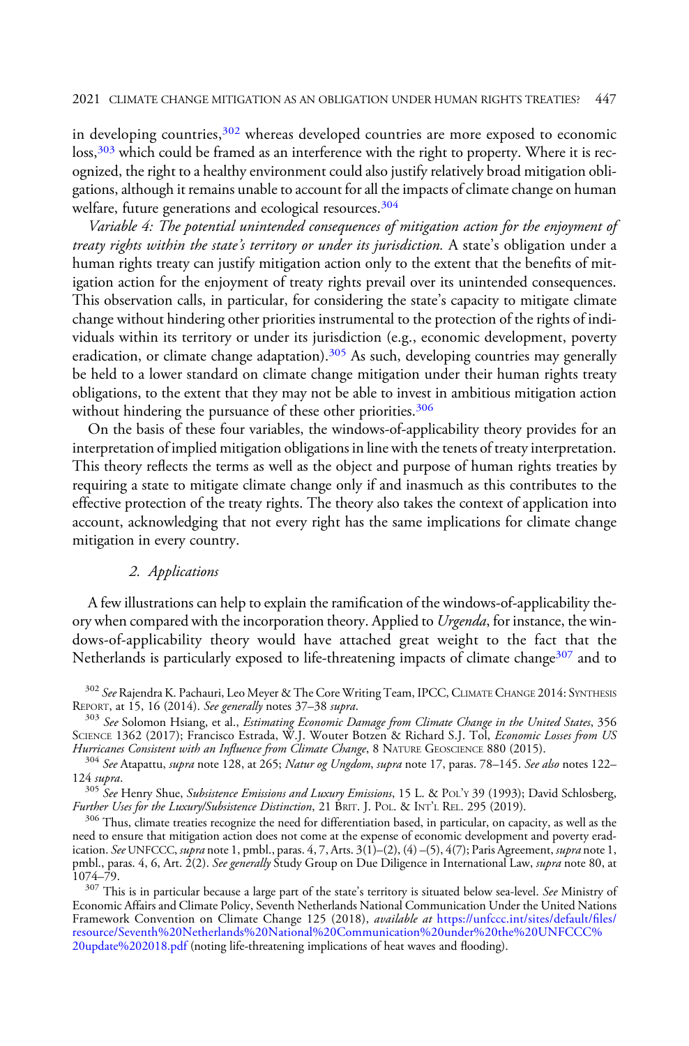in developing countries,[302] whereas developed countries are more exposed to economic loss,[303] which could be framed as an interference with the right to property. Where it is recognized, the right to a healthy environment could also justify relatively broad mitigation obligations, although it remains unable to account for all the impacts of climate change on human welfare, future generations and ecological resources.[304]

*Variable 4: The potential unintended consequences of mitigation action for the enjoyment of treaty rights within the state's territory or under its jurisdiction.* A state's obligation under a human rights treaty can justify mitigation action only to the extent that the benefits of mitigation action for the enjoyment of treaty rights prevail over its unintended consequences. This observation calls, in particular, for considering the state's capacity to mitigate climate change without hindering other priorities instrumental to the protection of the rights of individuals within its territory or under its jurisdiction (e.g., economic development, poverty eradication, or climate change adaptation).[305] As such, developing countries may generally be held to a lower standard on climate change mitigation under their human rights treaty obligations, to the extent that they may not be able to invest in ambitious mitigation action without hindering the pursuance of these other priorities.[306]

On the basis of these four variables, the windows-of-applicability theory provides for an interpretation of implied mitigation obligations in line with the tenets of treaty interpretation. This theory reflects the terms as well as the object and purpose of human rights treaties by requiring a state to mitigate climate change only if and inasmuch as this contributes to the effective protection of the treaty rights. The theory also takes the context of application into account, acknowledging that not every right has the same implications for climate change mitigation in every country.

### 2. *Applications*

A few illustrations can help to explain the ramification of the windows-of-applicability theory when compared with the incorporation theory. Applied to *Urgenda*, for instance, the windows-of-applicability theory would have attached great weight to the fact that the Netherlands is particularly exposed to life-threatening impacts of climate change[307] and to

---

[302] *See* Rajendra K. Pachauri, Leo Meyer & The Core Writing Team, IPCC, Climate Change 2014: Synthesis Report, at 15, 16 (2014). *See generally* notes 37–38 *supra*.

[303] *See* Solomon Hsiang, et al., *Estimating Economic Damage from Climate Change in the United States*, 356 Science 1362 (2017); Francisco Estrada, W.J. Wouter Botzen & Richard S.J. Tol, *Economic Losses from US Hurricanes Consistent with an Influence from Climate Change*, 8 Nature Geoscience 880 (2015).

[304] *See* Atapattu, *supra* note 128, at 265; *Natur og Ungdom*, *supra* note 17, paras. 78–145. *See also* notes 122–124 *supra*.

[305] *See* Henry Shue, *Subsistence Emissions and Luxury Emissions*, 15 L. & Pol'y 39 (1993); David Schlosberg, *Further Uses for the Luxury/Subsistence Distinction*, 21 Brit. J. Pol. & Int'l Rel. 295 (2019).

[306] Thus, climate treaties recognize the need for differentiation based, in particular, on capacity, as well as the need to ensure that mitigation action does not come at the expense of economic development and poverty eradication. *See* UNFCCC, *supra* note 1, pmbl., paras. 4, 7, Arts. 3(1)–(2), (4) –(5), 4(7); Paris Agreement, *supra* note 1, pmbl., paras. 4, 6, Art. 2(2). *See generally* Study Group on Due Diligence in International Law, *supra* note 80, at 1074–79.

[307] This is in particular because a large part of the state's territory is situated below sea-level. *See* Ministry of Economic Affairs and Climate Policy, Seventh Netherlands National Communication Under the United Nations Framework Convention on Climate Change 125 (2018), *available at* https://unfccc.int/sites/default/files/resource/Seventh%20Netherlands%20National%20Communication%20under%20the%20UNFCCC%20update%202018.pdf (noting life-threatening implications of heat waves and flooding).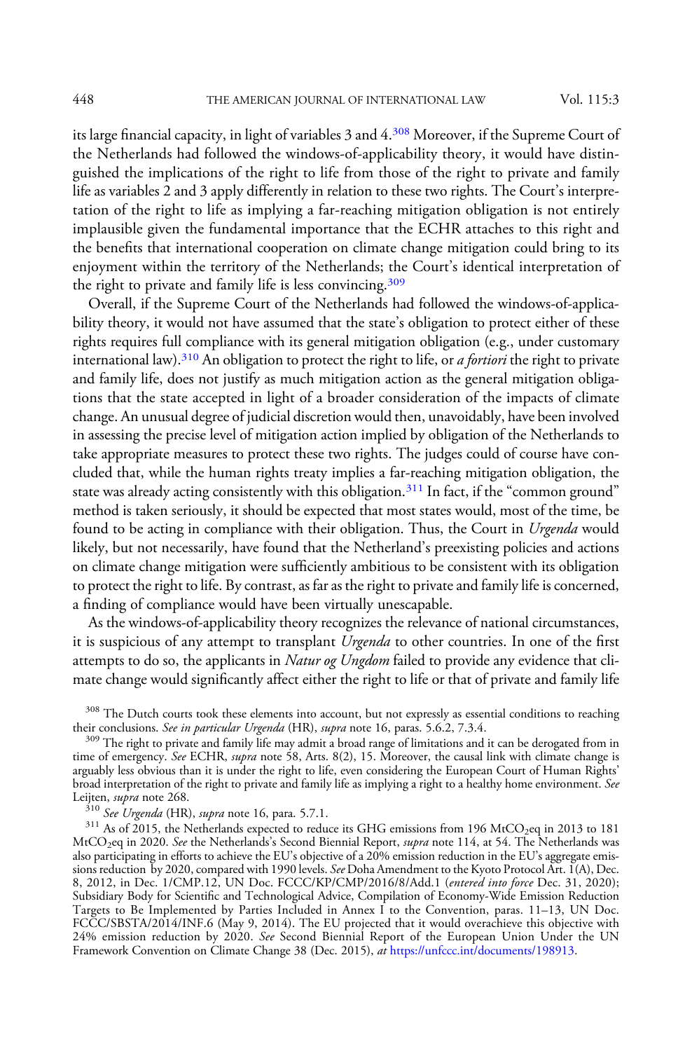its large financial capacity, in light of variables 3 and 4.[308] Moreover, if the Supreme Court of the Netherlands had followed the windows-of-applicability theory, it would have distinguished the implications of the right to life from those of the right to private and family life as variables 2 and 3 apply differently in relation to these two rights. The Court's interpretation of the right to life as implying a far-reaching mitigation obligation is not entirely implausible given the fundamental importance that the ECHR attaches to this right and the benefits that international cooperation on climate change mitigation could bring to its enjoyment within the territory of the Netherlands; the Court's identical interpretation of the right to private and family life is less convincing.[309]

Overall, if the Supreme Court of the Netherlands had followed the windows-of-applicability theory, it would not have assumed that the state's obligation to protect either of these rights requires full compliance with its general mitigation obligation (e.g., under customary international law).[310] An obligation to protect the right to life, or *a fortiori* the right to private and family life, does not justify as much mitigation action as the general mitigation obligations that the state accepted in light of a broader consideration of the impacts of climate change. An unusual degree of judicial discretion would then, unavoidably, have been involved in assessing the precise level of mitigation action implied by obligation of the Netherlands to take appropriate measures to protect these two rights. The judges could of course have concluded that, while the human rights treaty implies a far-reaching mitigation obligation, the state was already acting consistently with this obligation.[311] In fact, if the "common ground" method is taken seriously, it should be expected that most states would, most of the time, be found to be acting in compliance with their obligation. Thus, the Court in *Urgenda* would likely, but not necessarily, have found that the Netherland's preexisting policies and actions on climate change mitigation were sufficiently ambitious to be consistent with its obligation to protect the right to life. By contrast, as far as the right to private and family life is concerned, a finding of compliance would have been virtually unescapable.

As the windows-of-applicability theory recognizes the relevance of national circumstances, it is suspicious of any attempt to transplant *Urgenda* to other countries. In one of the first attempts to do so, the applicants in *Natur og Ungdom* failed to provide any evidence that climate change would significantly affect either the right to life or that of private and family life

[308] The Dutch courts took these elements into account, but not expressly as essential conditions to reaching their conclusions. *See in particular Urgenda* (HR), *supra* note 16, paras. 5.6.2, 7.3.4.

[309] The right to private and family life may admit a broad range of limitations and it can be derogated from in time of emergency. *See* ECHR, *supra* note 58, Arts. 8(2), 15. Moreover, the causal link with climate change is arguably less obvious than it is under the right to life, even considering the European Court of Human Rights' broad interpretation of the right to private and family life as implying a right to a healthy home environment. *See* Leijten, *supra* note 268.

[310] *See Urgenda* (HR), *supra* note 16, para. 5.7.1.

[311] As of 2015, the Netherlands expected to reduce its GHG emissions from 196 $MtCO_2eq$ in 2013 to 181 $MtCO_2eq$ in 2020. *See* the Netherlands's Second Biennial Report, *supra* note 114, at 54. The Netherlands was also participating in efforts to achieve the EU's objective of a 20% emission reduction in the EU's aggregate emissions reduction by 2020, compared with 1990 levels. *See* Doha Amendment to the Kyoto Protocol Art. 1(A), Dec. 8, 2012, in Dec. 1/CMP.12, UN Doc. FCCC/KP/CMP/2016/8/Add.1 (*entered into force* Dec. 31, 2020); Subsidiary Body for Scientific and Technological Advice, Compilation of Economy-Wide Emission Reduction Targets to Be Implemented by Parties Included in Annex I to the Convention, paras. 11–13, UN Doc. FCCC/SBSTA/2014/INF.6 (May 9, 2014). The EU projected that it would overachieve this objective with 24% emission reduction by 2020. *See* Second Biennial Report of the European Union Under the UN Framework Convention on Climate Change 38 (Dec. 2015), *at* https://unfccc.int/documents/198913.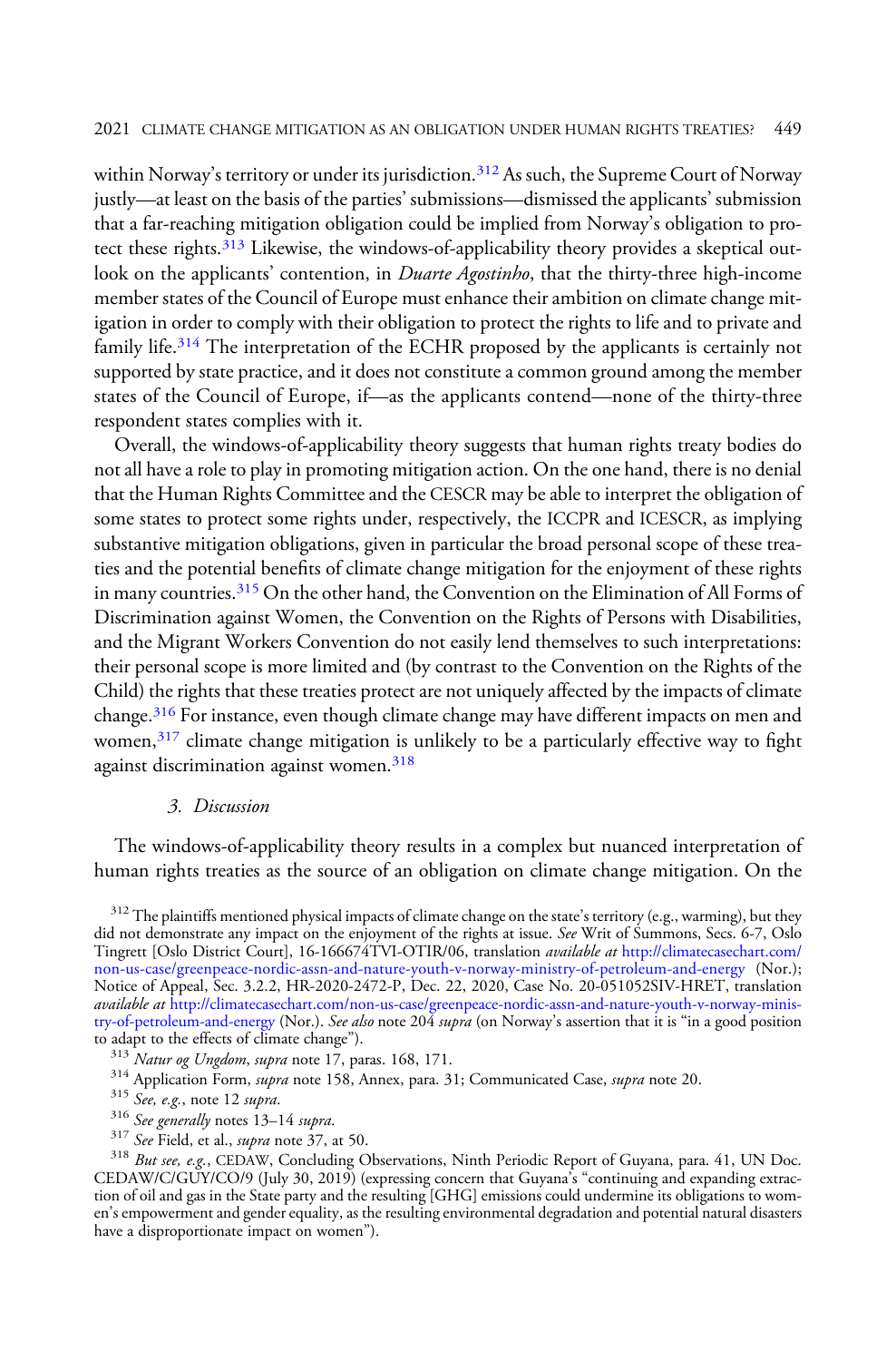within Norway's territory or under its jurisdiction.[312] As such, the Supreme Court of Norway justly—at least on the basis of the parties' submissions—dismissed the applicants' submission that a far-reaching mitigation obligation could be implied from Norway's obligation to protect these rights.[313] Likewise, the windows-of-applicability theory provides a skeptical outlook on the applicants' contention, in *Duarte Agostinho*, that the thirty-three high-income member states of the Council of Europe must enhance their ambition on climate change mitigation in order to comply with their obligation to protect the rights to life and to private and family life.[314] The interpretation of the ECHR proposed by the applicants is certainly not supported by state practice, and it does not constitute a common ground among the member states of the Council of Europe, if—as the applicants contend—none of the thirty-three respondent states complies with it.

Overall, the windows-of-applicability theory suggests that human rights treaty bodies do not all have a role to play in promoting mitigation action. On the one hand, there is no denial that the Human Rights Committee and the CESCR may be able to interpret the obligation of some states to protect some rights under, respectively, the ICCPR and ICESCR, as implying substantive mitigation obligations, given in particular the broad personal scope of these treaties and the potential benefits of climate change mitigation for the enjoyment of these rights in many countries.[315] On the other hand, the Convention on the Elimination of All Forms of Discrimination against Women, the Convention on the Rights of Persons with Disabilities, and the Migrant Workers Convention do not easily lend themselves to such interpretations: their personal scope is more limited and (by contrast to the Convention on the Rights of the Child) the rights that these treaties protect are not uniquely affected by the impacts of climate change.[316] For instance, even though climate change may have different impacts on men and women,[317] climate change mitigation is unlikely to be a particularly effective way to fight against discrimination against women.[318]

### *3. Discussion*

The windows-of-applicability theory results in a complex but nuanced interpretation of human rights treaties as the source of an obligation on climate change mitigation. On the

[312] The plaintiffs mentioned physical impacts of climate change on the state's territory (e.g., warming), but they did not demonstrate any impact on the enjoyment of the rights at issue. *See* Writ of Summons, Secs. 6-7, Oslo Tingrett [Oslo District Court], 16-166674TVI-OTIR/06, translation *available at* http://climatecasechart.com/non-us-case/greenpeace-nordic-assn-and-nature-youth-v-norway-ministry-of-petroleum-and-energy (Nor.); Notice of Appeal, Sec. 3.2.2, HR-2020-2472-P, Dec. 22, 2020, Case No. 20-051052SIV-HRET, translation *available at* http://climatecasechart.com/non-us-case/greenpeace-nordic-assn-and-nature-youth-v-norway-ministry-of-petroleum-and-energy (Nor.). *See also* note 204 *supra* (on Norway's assertion that it is "in a good position to adapt to the effects of climate change").

[313] *Natur og Ungdom*, *supra* note 17, paras. 168, 171.

[314] Application Form, *supra* note 158, Annex, para. 31; Communicated Case, *supra* note 20.

[315] *See, e.g.*, note 12 *supra*.

[316] *See generally* notes 13–14 *supra*.

[317] *See* Field, et al., *supra* note 37, at 50.

[318] *But see, e.g.*, CEDAW, Concluding Observations, Ninth Periodic Report of Guyana, para. 41, UN Doc. CEDAW/C/GUY/CO/9 (July 30, 2019) (expressing concern that Guyana's "continuing and expanding extraction of oil and gas in the State party and the resulting [GHG] emissions could undermine its obligations to women's empowerment and gender equality, as the resulting environmental degradation and potential natural disasters have a disproportionate impact on women").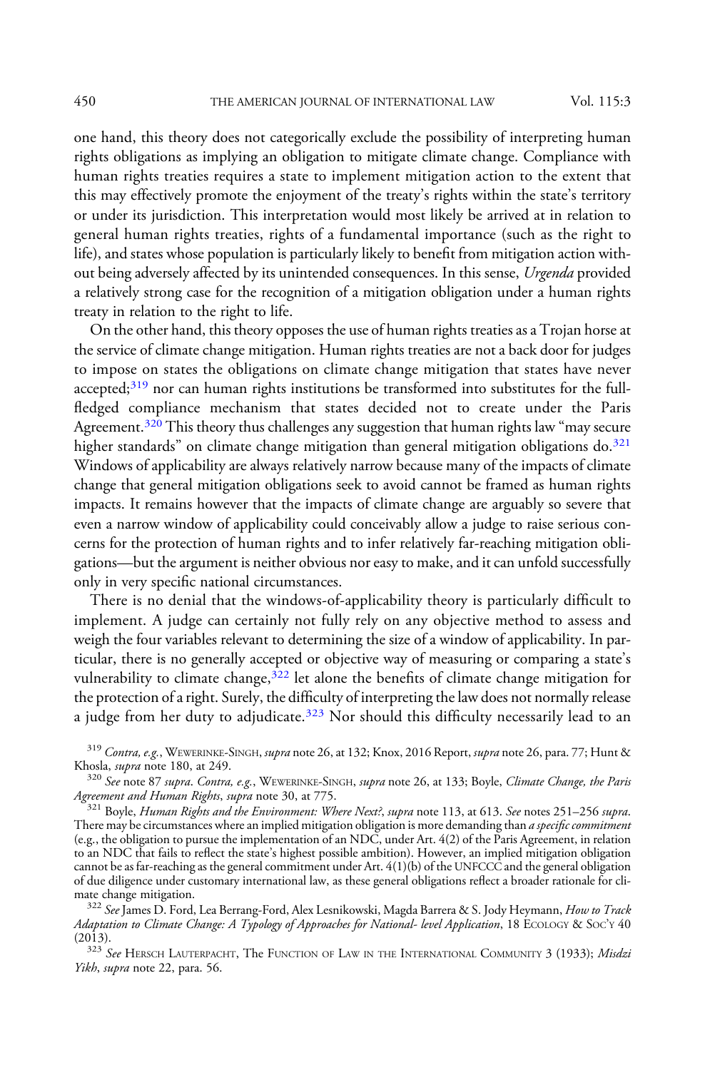one hand, this theory does not categorically exclude the possibility of interpreting human rights obligations as implying an obligation to mitigate climate change. Compliance with human rights treaties requires a state to implement mitigation action to the extent that this may effectively promote the enjoyment of the treaty's rights within the state's territory or under its jurisdiction. This interpretation would most likely be arrived at in relation to general human rights treaties, rights of a fundamental importance (such as the right to life), and states whose population is particularly likely to benefit from mitigation action without being adversely affected by its unintended consequences. In this sense, *Urgenda* provided a relatively strong case for the recognition of a mitigation obligation under a human rights treaty in relation to the right to life.

On the other hand, this theory opposes the use of human rights treaties as a Trojan horse at the service of climate change mitigation. Human rights treaties are not a back door for judges to impose on states the obligations on climate change mitigation that states have never accepted;[319] nor can human rights institutions be transformed into substitutes for the full-fledged compliance mechanism that states decided not to create under the Paris Agreement.[320] This theory thus challenges any suggestion that human rights law "may secure higher standards" on climate change mitigation than general mitigation obligations do.[321] Windows of applicability are always relatively narrow because many of the impacts of climate change that general mitigation obligations seek to avoid cannot be framed as human rights impacts. It remains however that the impacts of climate change are arguably so severe that even a narrow window of applicability could conceivably allow a judge to raise serious concerns for the protection of human rights and to infer relatively far-reaching mitigation obligations—but the argument is neither obvious nor easy to make, and it can unfold successfully only in very specific national circumstances.

There is no denial that the windows-of-applicability theory is particularly difficult to implement. A judge can certainly not fully rely on any objective method to assess and weigh the four variables relevant to determining the size of a window of applicability. In particular, there is no generally accepted or objective way of measuring or comparing a state's vulnerability to climate change,[322] let alone the benefits of climate change mitigation for the protection of a right. Surely, the difficulty of interpreting the law does not normally release a judge from her duty to adjudicate.[323] Nor should this difficulty necessarily lead to an

---

[319] *Contra, e.g.*, WEWERINKE-SINGH, *supra* note 26, at 132; Knox, 2016 Report, *supra* note 26, para. 77; Hunt & Khosla, *supra* note 180, at 249.

[320] *See* note 87 *supra*. *Contra, e.g.*, WEWERINKE-SINGH, *supra* note 26, at 133; Boyle, *Climate Change, the Paris Agreement and Human Rights*, *supra* note 30, at 775.

[321] Boyle, *Human Rights and the Environment: Where Next?*, *supra* note 113, at 613. *See* notes 251–256 *supra*. There may be circumstances where an implied mitigation obligation is more demanding than *a specific commitment* (e.g., the obligation to pursue the implementation of an NDC, under Art. 4(2) of the Paris Agreement, in relation to an NDC that fails to reflect the state's highest possible ambition). However, an implied mitigation obligation cannot be as far-reaching as the general commitment under Art. 4(1)(b) of the UNFCCC and the general obligation of due diligence under customary international law, as these general obligations reflect a broader rationale for climate change mitigation.

[322] *See* James D. Ford, Lea Berrang-Ford, Alex Lesnikowski, Magda Barrera & S. Jody Heymann, *How to Track Adaptation to Climate Change: A Typology of Approaches for National- level Application*, 18 ECOLOGY & SOC'Y 40 (2013).

[323] *See* HERSCH LAUTERPACHT, THE FUNCTION OF LAW IN THE INTERNATIONAL COMMUNITY 3 (1933); *Misdzi Yikh*, *supra* note 22, para. 56.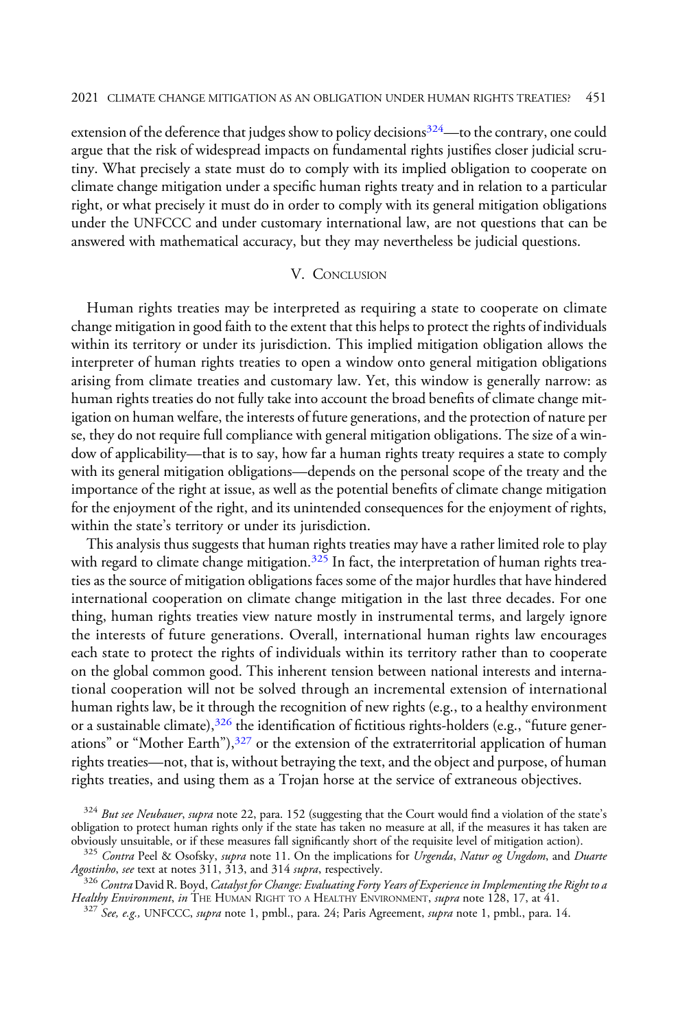extension of the deference that judges show to policy decisions[324]—to the contrary, one could argue that the risk of widespread impacts on fundamental rights justifies closer judicial scrutiny. What precisely a state must do to comply with its implied obligation to cooperate on climate change mitigation under a specific human rights treaty and in relation to a particular right, or what precisely it must do in order to comply with its general mitigation obligations under the UNFCCC and under customary international law, are not questions that can be answered with mathematical accuracy, but they may nevertheless be judicial questions.

## V. Conclusion

Human rights treaties may be interpreted as requiring a state to cooperate on climate change mitigation in good faith to the extent that this helps to protect the rights of individuals within its territory or under its jurisdiction. This implied mitigation obligation allows the interpreter of human rights treaties to open a window onto general mitigation obligations arising from climate treaties and customary law. Yet, this window is generally narrow: as human rights treaties do not fully take into account the broad benefits of climate change mitigation on human welfare, the interests of future generations, and the protection of nature per se, they do not require full compliance with general mitigation obligations. The size of a window of applicability—that is to say, how far a human rights treaty requires a state to comply with its general mitigation obligations—depends on the personal scope of the treaty and the importance of the right at issue, as well as the potential benefits of climate change mitigation for the enjoyment of the right, and its unintended consequences for the enjoyment of rights, within the state's territory or under its jurisdiction.

This analysis thus suggests that human rights treaties may have a rather limited role to play with regard to climate change mitigation.[325] In fact, the interpretation of human rights treaties as the source of mitigation obligations faces some of the major hurdles that have hindered international cooperation on climate change mitigation in the last three decades. For one thing, human rights treaties view nature mostly in instrumental terms, and largely ignore the interests of future generations. Overall, international human rights law encourages each state to protect the rights of individuals within its territory rather than to cooperate on the global common good. This inherent tension between national interests and international cooperation will not be solved through an incremental extension of international human rights law, be it through the recognition of new rights (e.g., to a healthy environment or a sustainable climate),[326] the identification of fictitious rights-holders (e.g., "future generations" or "Mother Earth"),[327] or the extension of the extraterritorial application of human rights treaties—not, that is, without betraying the text, and the object and purpose, of human rights treaties, and using them as a Trojan horse at the service of extraneous objectives.

[324] *But see Neubauer*, *supra* note 22, para. 152 (suggesting that the Court would find a violation of the state's obligation to protect human rights only if the state has taken no measure at all, if the measures it has taken are obviously unsuitable, or if these measures fall significantly short of the requisite level of mitigation action).

[325] *Contra* Peel & Osofsky, *supra* note 11. On the implications for *Urgenda*, *Natur og Ungdom*, and *Duarte Agostinho*, *see* text at notes 311, 313, and 314 *supra*, respectively.

[326] *Contra* David R. Boyd, *Catalyst for Change: Evaluating Forty Years of Experience in Implementing the Right to a Healthy Environment*, *in* The Human Right to a Healthy Environment, *supra* note 128, 17, at 41.

[327] *See, e.g.,* UNFCCC, *supra* note 1, pmbl., para. 24; Paris Agreement, *supra* note 1, pmbl., para. 14.